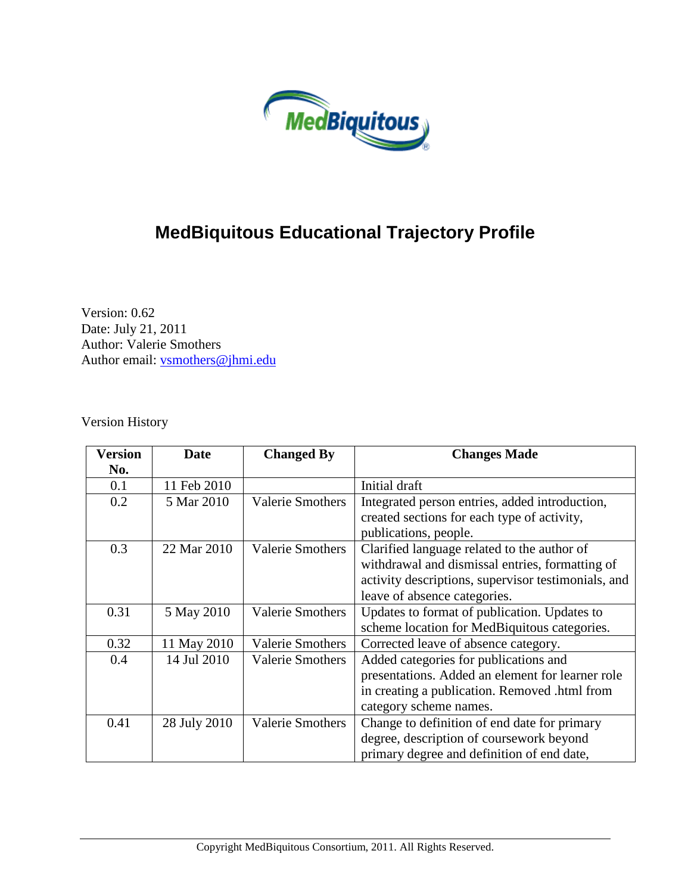# MedBiquitous Educational Trajectory Profile

Version: 0.62
Date: July 21, 2011
Author: Valerie Smothers
Author email: vsmothers@jhmi.edu

Version History

| Version No. | Date | Changed By | Changes Made |
|---|---|---|---|
| 0.1 | 11 Feb 2010 | | Initial draft |
| 0.2 | 5 Mar 2010 | Valerie Smothers | Integrated person entries, added introduction, created sections for each type of activity, publications, people. |
| 0.3 | 22 Mar 2010 | Valerie Smothers | Clarified language related to the author of withdrawal and dismissal entries, formatting of activity descriptions, supervisor testimonials, and leave of absence categories. |
| 0.31 | 5 May 2010 | Valerie Smothers | Updates to format of publication. Updates to scheme location for MedBiquitous categories. |
| 0.32 | 11 May 2010 | Valerie Smothers | Corrected leave of absence category. |
| 0.4 | 14 Jul 2010 | Valerie Smothers | Added categories for publications and presentations. Added an element for learner role in creating a publication. Removed .html from category scheme names. |
| 0.41 | 28 July 2010 | Valerie Smothers | Change to definition of end date for primary degree, description of coursework beyond primary degree and definition of end date, |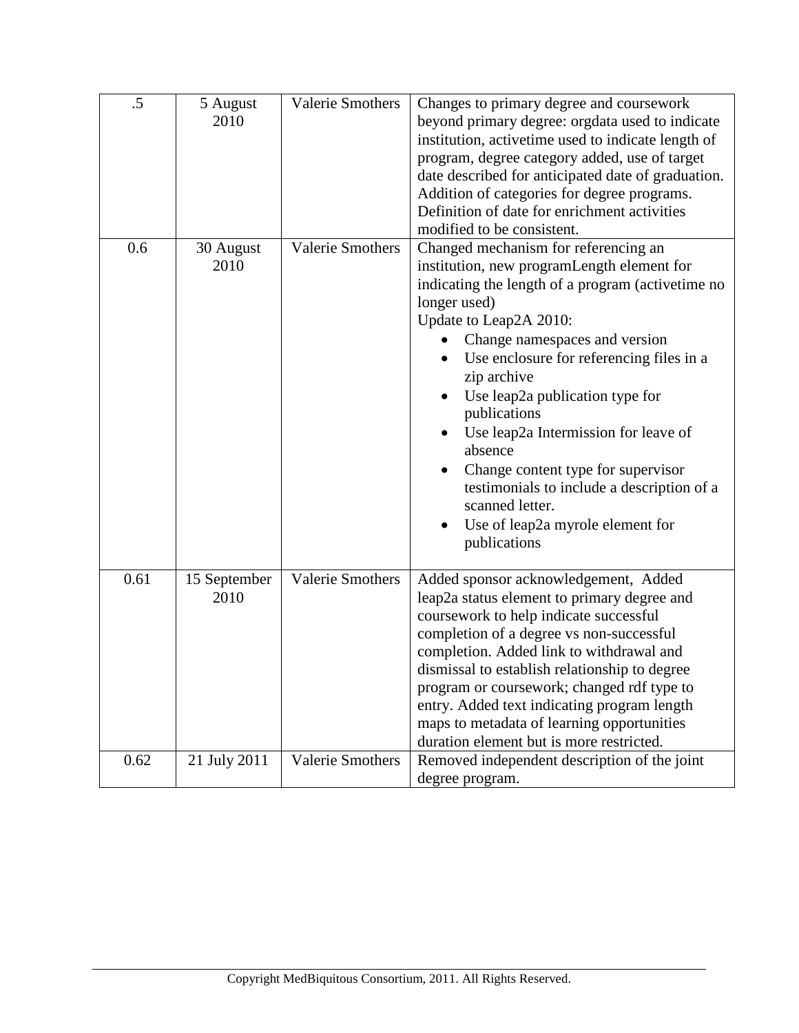| .5 | 5 August 2010 | Valerie Smothers | Changes to primary degree and coursework beyond primary degree: orgdata used to indicate institution, activetime used to indicate length of program, degree category added, use of target date described for anticipated date of graduation. Addition of categories for degree programs. Definition of date for enrichment activities modified to be consistent. |
|---|---|---|---|
| 0.6 | 30 August 2010 | Valerie Smothers | Changed mechanism for referencing an institution, new programLength element for indicating the length of a program (activetime no longer used)<br>Update to Leap2A 2010:<br>• Change namespaces and version<br>• Use enclosure for referencing files in a zip archive<br>• Use leap2a publication type for publications<br>• Use leap2a Intermission for leave of absence<br>• Change content type for supervisor testimonials to include a description of a scanned letter.<br>• Use of leap2a myrole element for publications |
| 0.61 | 15 September 2010 | Valerie Smothers | Added sponsor acknowledgement, Added leap2a status element to primary degree and coursework to help indicate successful completion of a degree vs non-successful completion. Added link to withdrawal and dismissal to establish relationship to degree program or coursework; changed rdf type to entry. Added text indicating program length maps to metadata of learning opportunities duration element but is more restricted. |
| 0.62 | 21 July 2011 | Valerie Smothers | Removed independent description of the joint degree program. |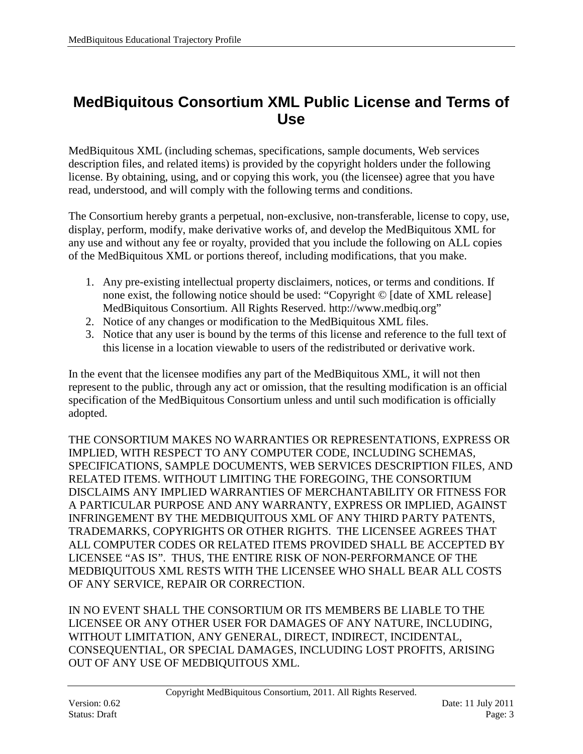# MedBiquitous Consortium XML Public License and Terms of Use

MedBiquitous XML (including schemas, specifications, sample documents, Web services description files, and related items) is provided by the copyright holders under the following license. By obtaining, using, and or copying this work, you (the licensee) agree that you have read, understood, and will comply with the following terms and conditions.

The Consortium hereby grants a perpetual, non-exclusive, non-transferable, license to copy, use, display, perform, modify, make derivative works of, and develop the MedBiquitous XML for any use and without any fee or royalty, provided that you include the following on ALL copies of the MedBiquitous XML or portions thereof, including modifications, that you make.

1. Any pre-existing intellectual property disclaimers, notices, or terms and conditions. If none exist, the following notice should be used: "Copyright © [date of XML release] MedBiquitous Consortium. All Rights Reserved. http://www.medbiq.org"
2. Notice of any changes or modification to the MedBiquitous XML files.
3. Notice that any user is bound by the terms of this license and reference to the full text of this license in a location viewable to users of the redistributed or derivative work.

In the event that the licensee modifies any part of the MedBiquitous XML, it will not then represent to the public, through any act or omission, that the resulting modification is an official specification of the MedBiquitous Consortium unless and until such modification is officially adopted.

THE CONSORTIUM MAKES NO WARRANTIES OR REPRESENTATIONS, EXPRESS OR IMPLIED, WITH RESPECT TO ANY COMPUTER CODE, INCLUDING SCHEMAS, SPECIFICATIONS, SAMPLE DOCUMENTS, WEB SERVICES DESCRIPTION FILES, AND RELATED ITEMS. WITHOUT LIMITING THE FOREGOING, THE CONSORTIUM DISCLAIMS ANY IMPLIED WARRANTIES OF MERCHANTABILITY OR FITNESS FOR A PARTICULAR PURPOSE AND ANY WARRANTY, EXPRESS OR IMPLIED, AGAINST INFRINGEMENT BY THE MEDBIQUITOUS XML OF ANY THIRD PARTY PATENTS, TRADEMARKS, COPYRIGHTS OR OTHER RIGHTS. THE LICENSEE AGREES THAT ALL COMPUTER CODES OR RELATED ITEMS PROVIDED SHALL BE ACCEPTED BY LICENSEE "AS IS". THUS, THE ENTIRE RISK OF NON-PERFORMANCE OF THE MEDBIQUITOUS XML RESTS WITH THE LICENSEE WHO SHALL BEAR ALL COSTS OF ANY SERVICE, REPAIR OR CORRECTION.

IN NO EVENT SHALL THE CONSORTIUM OR ITS MEMBERS BE LIABLE TO THE LICENSEE OR ANY OTHER USER FOR DAMAGES OF ANY NATURE, INCLUDING, WITHOUT LIMITATION, ANY GENERAL, DIRECT, INDIRECT, INCIDENTAL, CONSEQUENTIAL, OR SPECIAL DAMAGES, INCLUDING LOST PROFITS, ARISING OUT OF ANY USE OF MEDBIQUITOUS XML.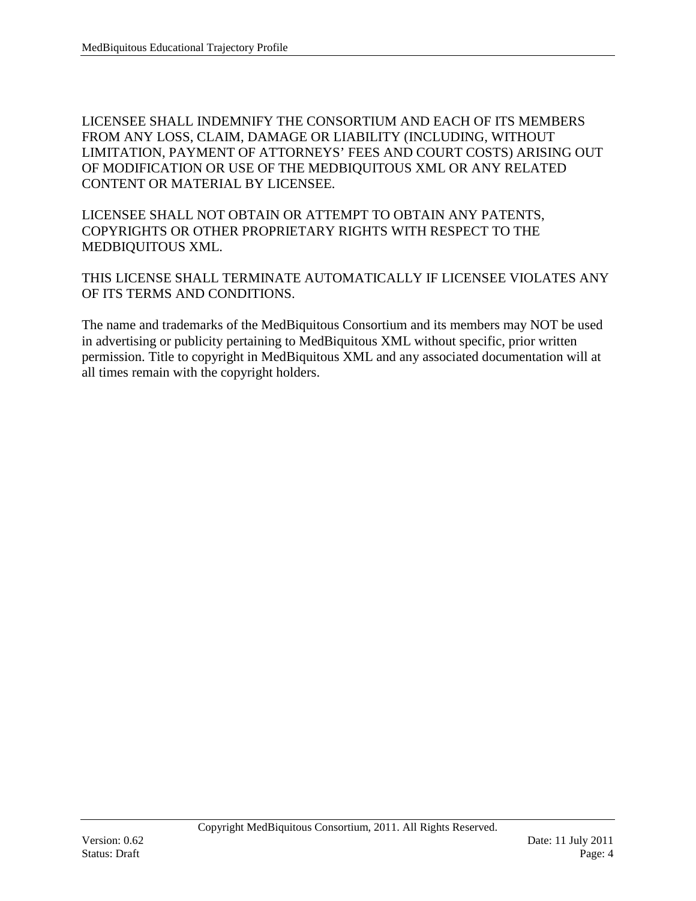LICENSEE SHALL INDEMNIFY THE CONSORTIUM AND EACH OF ITS MEMBERS FROM ANY LOSS, CLAIM, DAMAGE OR LIABILITY (INCLUDING, WITHOUT LIMITATION, PAYMENT OF ATTORNEYS' FEES AND COURT COSTS) ARISING OUT OF MODIFICATION OR USE OF THE MEDBIQUITOUS XML OR ANY RELATED CONTENT OR MATERIAL BY LICENSEE.

LICENSEE SHALL NOT OBTAIN OR ATTEMPT TO OBTAIN ANY PATENTS, COPYRIGHTS OR OTHER PROPRIETARY RIGHTS WITH RESPECT TO THE MEDBIQUITOUS XML.

THIS LICENSE SHALL TERMINATE AUTOMATICALLY IF LICENSEE VIOLATES ANY OF ITS TERMS AND CONDITIONS.

The name and trademarks of the MedBiquitous Consortium and its members may NOT be used in advertising or publicity pertaining to MedBiquitous XML without specific, prior written permission. Title to copyright in MedBiquitous XML and any associated documentation will at all times remain with the copyright holders.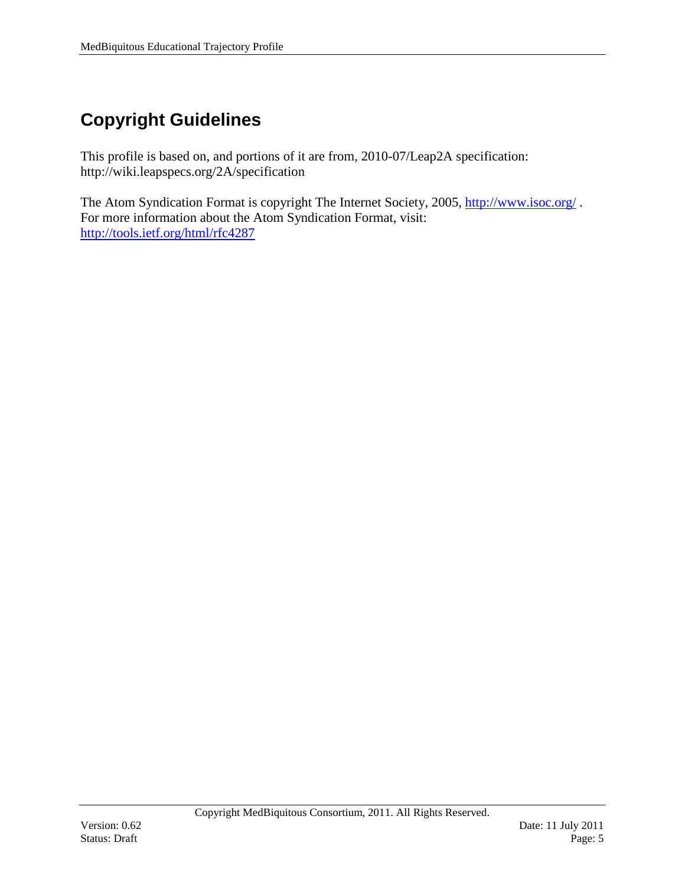# Copyright Guidelines

This profile is based on, and portions of it are from, 2010-07/Leap2A specification: http://wiki.leapspecs.org/2A/specification

The Atom Syndication Format is copyright The Internet Society, 2005, http://www.isoc.org/ . For more information about the Atom Syndication Format, visit: http://tools.ietf.org/html/rfc4287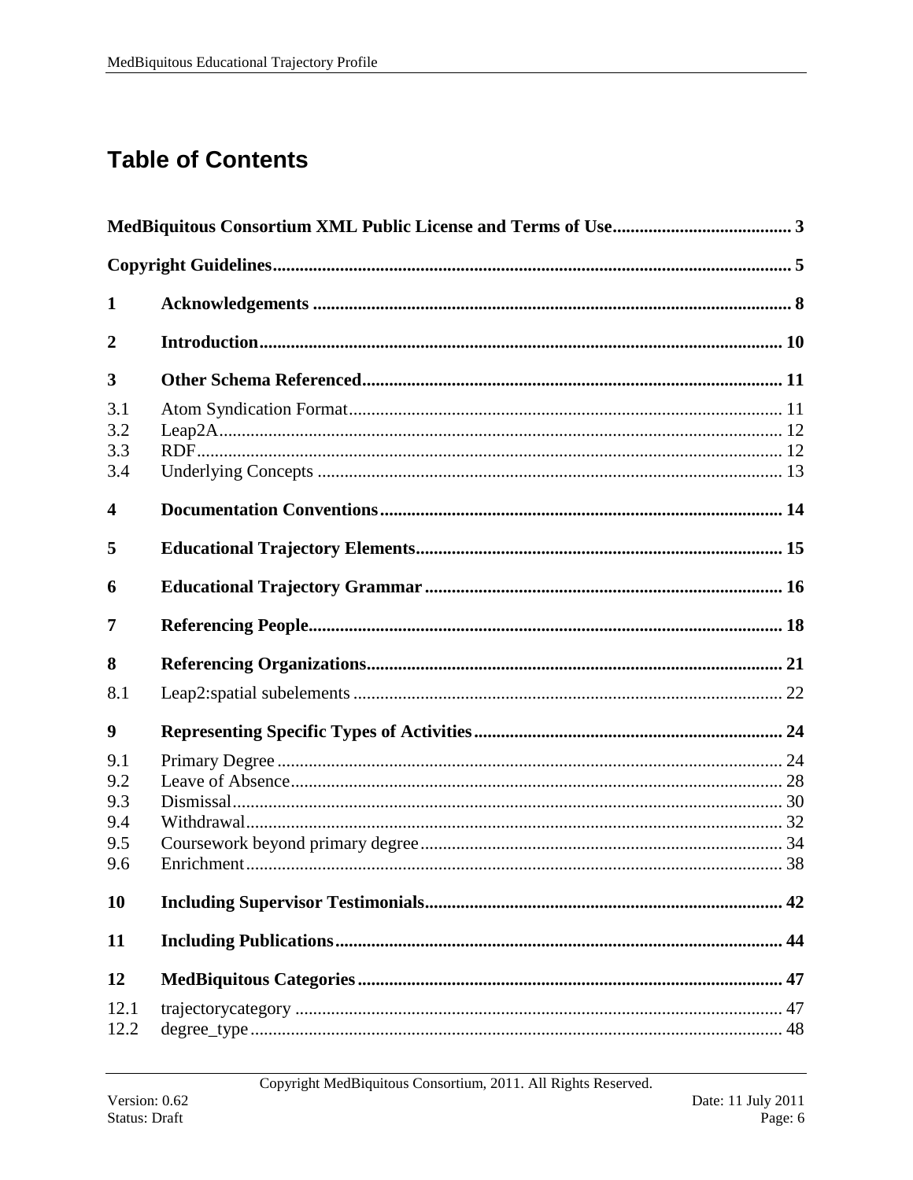# Table of Contents

**MedBiquitous Consortium XML Public License and Terms of Use** ........................................ 3

**Copyright Guidelines** .................................................................................................. 5

**1 Acknowledgements** .................................................................................................. 8

**2 Introduction** ............................................................................................................ 10

**3 Other Schema Referenced** ..................................................................................... 11

3.1 Atom Syndication Format ............................................................................................ 11
3.2 Leap2A ........................................................................................................................ 12
3.3 RDF ............................................................................................................................. 12
3.4 Underlying Concepts ................................................................................................... 13

**4 Documentation Conventions** ................................................................................. 14

**5 Educational Trajectory Elements** .......................................................................... 15

**6 Educational Trajectory Grammar** .......................................................................... 16

**7 Referencing People** ................................................................................................ 18

**8 Referencing Organizations** .................................................................................... 21

8.1 Leap2:spatial subelements .......................................................................................... 22

**9 Representing Specific Types of Activities** ............................................................. 24

9.1 Primary Degree ............................................................................................................ 24
9.2 Leave of Absence ......................................................................................................... 28
9.3 Dismissal ..................................................................................................................... 30
9.4 Withdrawal ................................................................................................................... 32
9.5 Coursework beyond primary degree ............................................................................ 34
9.6 Enrichment .................................................................................................................. 38

**10 Including Supervisor Testimonials** ...................................................................... 42

**11 Including Publications** .......................................................................................... 44

**12 MedBiquitous Categories** ...................................................................................... 47

12.1 trajectorycategory ..................................................................................................... 47
12.2 degree_type .............................................................................................................. 48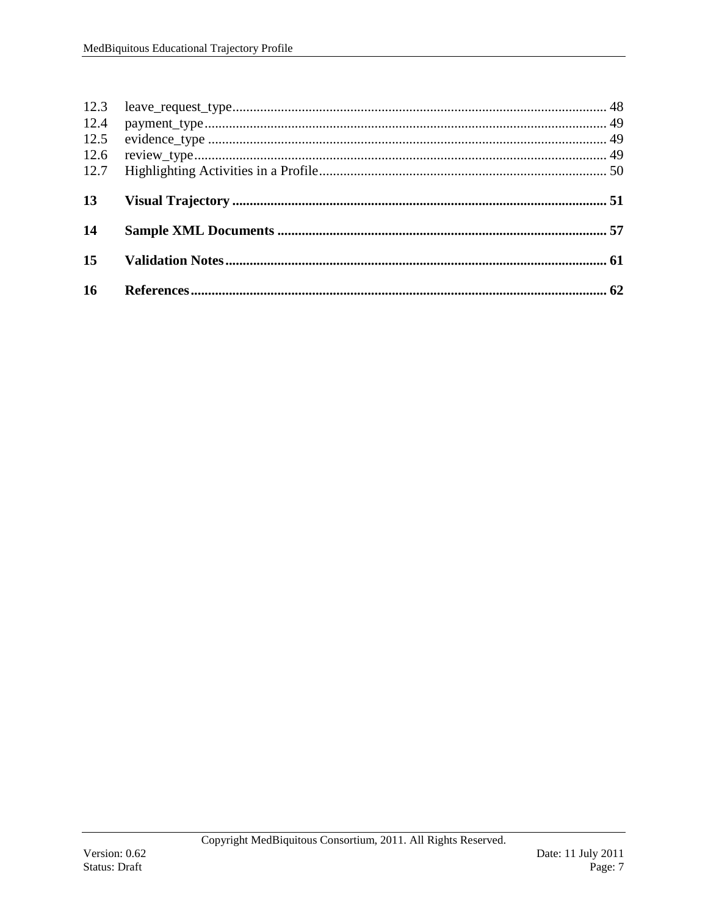12.3 leave_request_type ... 48
12.4 payment_type ... 49
12.5 evidence_type ... 49
12.6 review_type ... 49
12.7 Highlighting Activities in a Profile ... 50

**13 Visual Trajectory ... 51**

**14 Sample XML Documents ... 57**

**15 Validation Notes ... 61**

**16 References ... 62**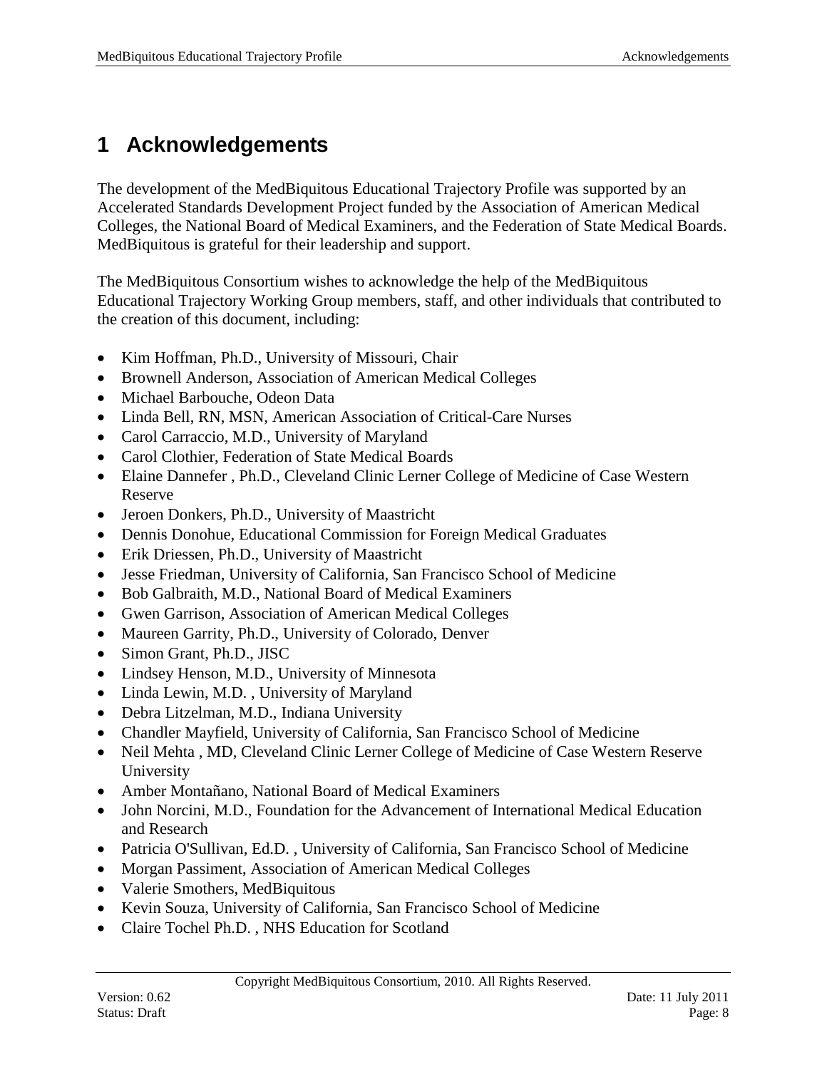# 1 Acknowledgements

The development of the MedBiquitous Educational Trajectory Profile was supported by an Accelerated Standards Development Project funded by the Association of American Medical Colleges, the National Board of Medical Examiners, and the Federation of State Medical Boards. MedBiquitous is grateful for their leadership and support.

The MedBiquitous Consortium wishes to acknowledge the help of the MedBiquitous Educational Trajectory Working Group members, staff, and other individuals that contributed to the creation of this document, including:

- Kim Hoffman, Ph.D., University of Missouri, Chair
- Brownell Anderson, Association of American Medical Colleges
- Michael Barbouche, Odeon Data
- Linda Bell, RN, MSN, American Association of Critical-Care Nurses
- Carol Carraccio, M.D., University of Maryland
- Carol Clothier, Federation of State Medical Boards
- Elaine Dannefer , Ph.D., Cleveland Clinic Lerner College of Medicine of Case Western Reserve
- Jeroen Donkers, Ph.D., University of Maastricht
- Dennis Donohue, Educational Commission for Foreign Medical Graduates
- Erik Driessen, Ph.D., University of Maastricht
- Jesse Friedman, University of California, San Francisco School of Medicine
- Bob Galbraith, M.D., National Board of Medical Examiners
- Gwen Garrison, Association of American Medical Colleges
- Maureen Garrity, Ph.D., University of Colorado, Denver
- Simon Grant, Ph.D., JISC
- Lindsey Henson, M.D., University of Minnesota
- Linda Lewin, M.D. , University of Maryland
- Debra Litzelman, M.D., Indiana University
- Chandler Mayfield, University of California, San Francisco School of Medicine
- Neil Mehta , MD, Cleveland Clinic Lerner College of Medicine of Case Western Reserve University
- Amber Montañano, National Board of Medical Examiners
- John Norcini, M.D., Foundation for the Advancement of International Medical Education and Research
- Patricia O'Sullivan, Ed.D. , University of California, San Francisco School of Medicine
- Morgan Passiment, Association of American Medical Colleges
- Valerie Smothers, MedBiquitous
- Kevin Souza, University of California, San Francisco School of Medicine
- Claire Tochel Ph.D. , NHS Education for Scotland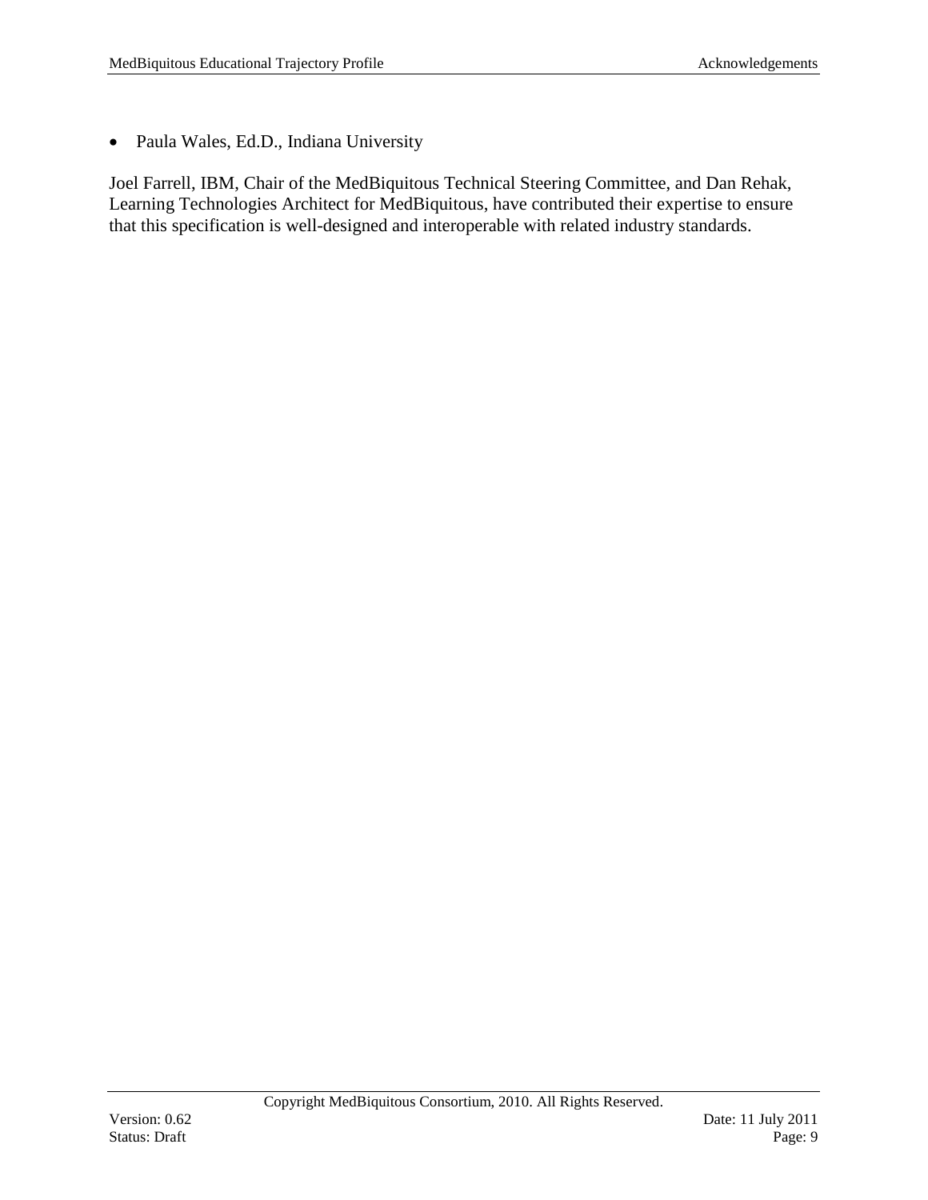- Paula Wales, Ed.D., Indiana University

Joel Farrell, IBM, Chair of the MedBiquitous Technical Steering Committee, and Dan Rehak, Learning Technologies Architect for MedBiquitous, have contributed their expertise to ensure that this specification is well-designed and interoperable with related industry standards.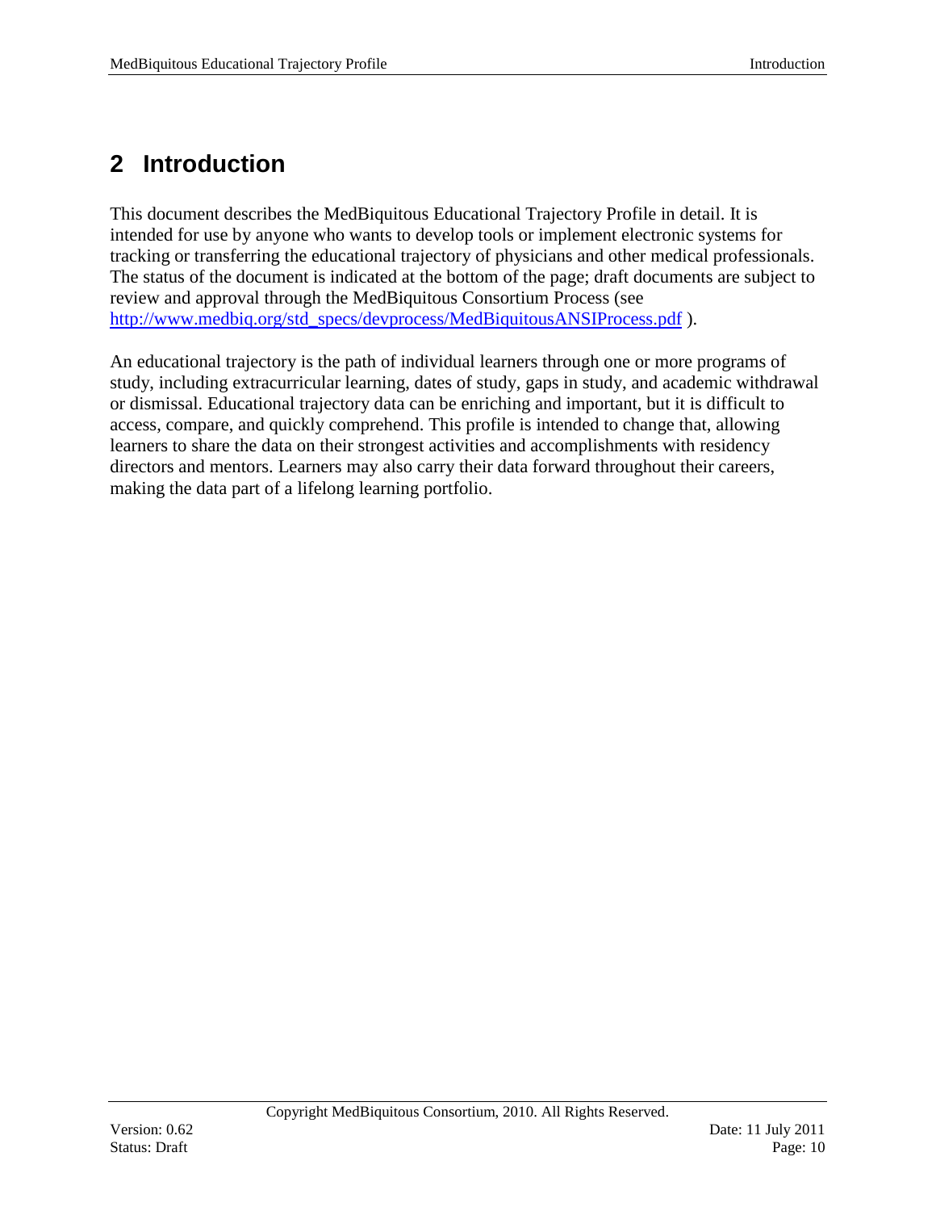# 2 Introduction

This document describes the MedBiquitous Educational Trajectory Profile in detail. It is intended for use by anyone who wants to develop tools or implement electronic systems for tracking or transferring the educational trajectory of physicians and other medical professionals. The status of the document is indicated at the bottom of the page; draft documents are subject to review and approval through the MedBiquitous Consortium Process (see [http://www.medbiq.org/std_specs/devprocess/MedBiquitousANSIProcess.pdf](http://www.medbiq.org/std_specs/devprocess/MedBiquitousANSIProcess.pdf) ).

An educational trajectory is the path of individual learners through one or more programs of study, including extracurricular learning, dates of study, gaps in study, and academic withdrawal or dismissal. Educational trajectory data can be enriching and important, but it is difficult to access, compare, and quickly comprehend. This profile is intended to change that, allowing learners to share the data on their strongest activities and accomplishments with residency directors and mentors. Learners may also carry their data forward throughout their careers, making the data part of a lifelong learning portfolio.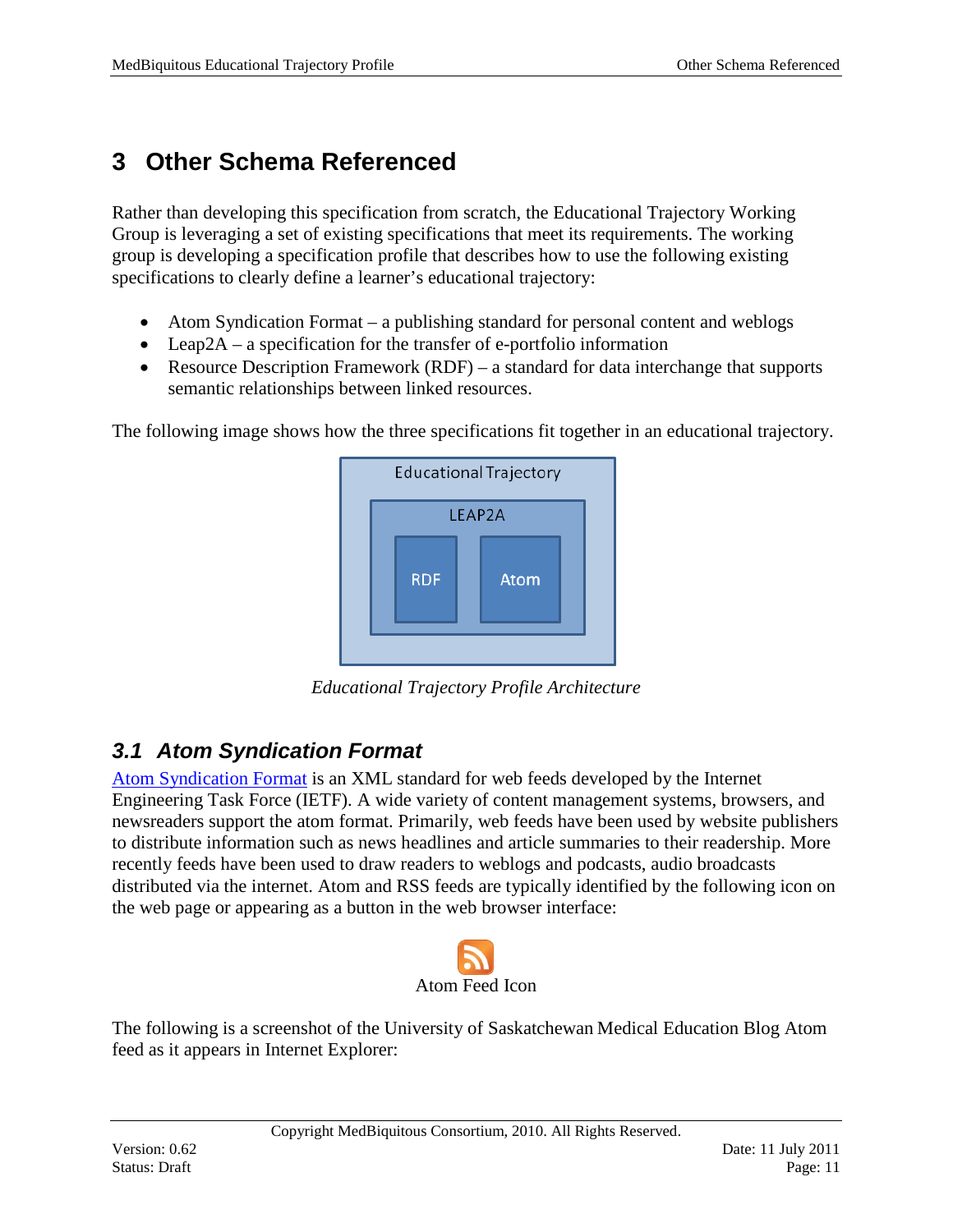# 3 Other Schema Referenced

Rather than developing this specification from scratch, the Educational Trajectory Working Group is leveraging a set of existing specifications that meet its requirements. The working group is developing a specification profile that describes how to use the following existing specifications to clearly define a learner's educational trajectory:

- Atom Syndication Format – a publishing standard for personal content and weblogs
- Leap2A – a specification for the transfer of e-portfolio information
- Resource Description Framework (RDF) – a standard for data interchange that supports semantic relationships between linked resources.

The following image shows how the three specifications fit together in an educational trajectory.

Educational Trajectory

LEAP2A

RDF

Atom

*Educational Trajectory Profile Architecture*

## 3.1 Atom Syndication Format

[Atom Syndication Format] is an XML standard for web feeds developed by the Internet Engineering Task Force (IETF). A wide variety of content management systems, browsers, and newsreaders support the atom format. Primarily, web feeds have been used by website publishers to distribute information such as news headlines and article summaries to their readership. More recently feeds have been used to draw readers to weblogs and podcasts, audio broadcasts distributed via the internet. Atom and RSS feeds are typically identified by the following icon on the web page or appearing as a button in the web browser interface:

Atom Feed Icon

The following is a screenshot of the University of Saskatchewan Medical Education Blog Atom feed as it appears in Internet Explorer: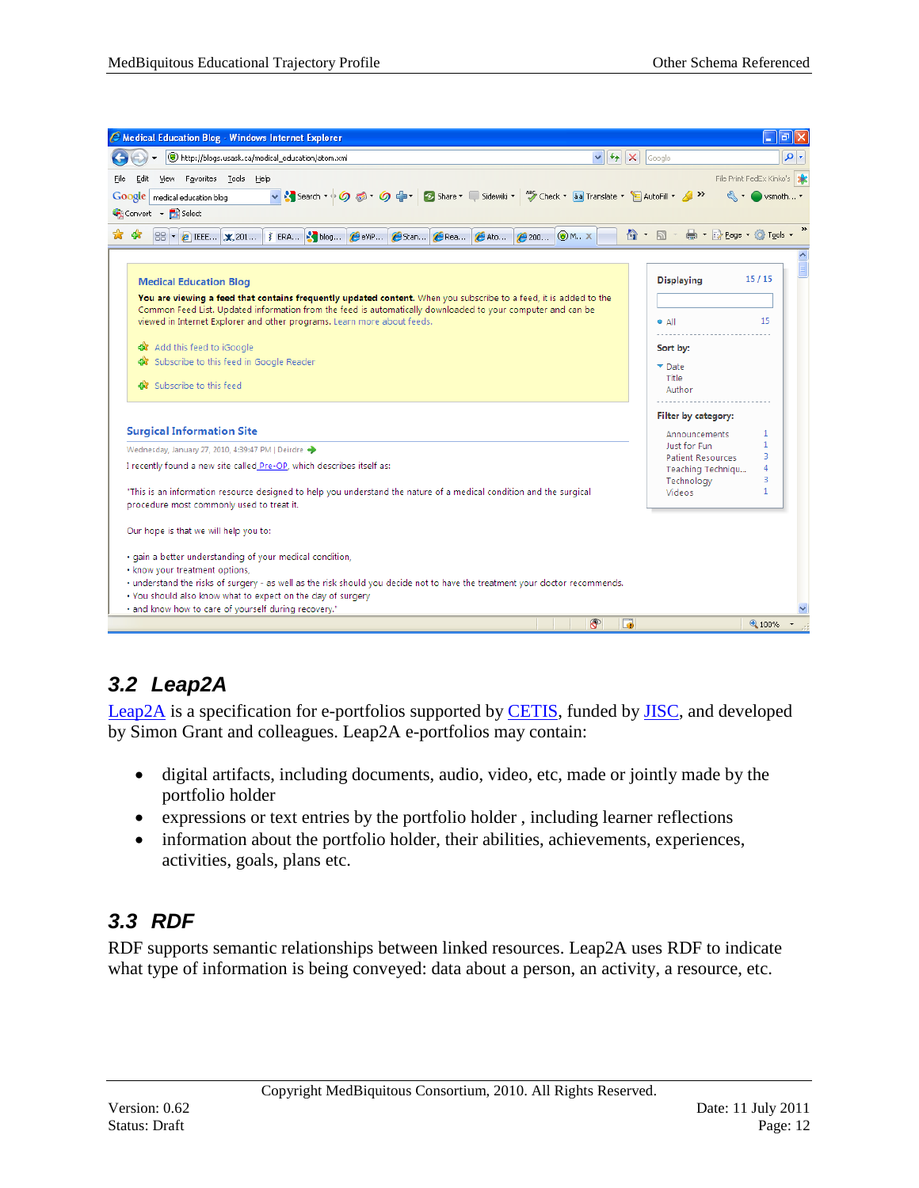## 3.2 Leap2A

Leap2A is a specification for e-portfolios supported by CETIS, funded by JISC, and developed by Simon Grant and colleagues. Leap2A e-portfolios may contain:

- digital artifacts, including documents, audio, video, etc, made or jointly made by the portfolio holder
- expressions or text entries by the portfolio holder , including learner reflections
- information about the portfolio holder, their abilities, achievements, experiences, activities, goals, plans etc.

## 3.3 RDF

RDF supports semantic relationships between linked resources. Leap2A uses RDF to indicate what type of information is being conveyed: data about a person, an activity, a resource, etc.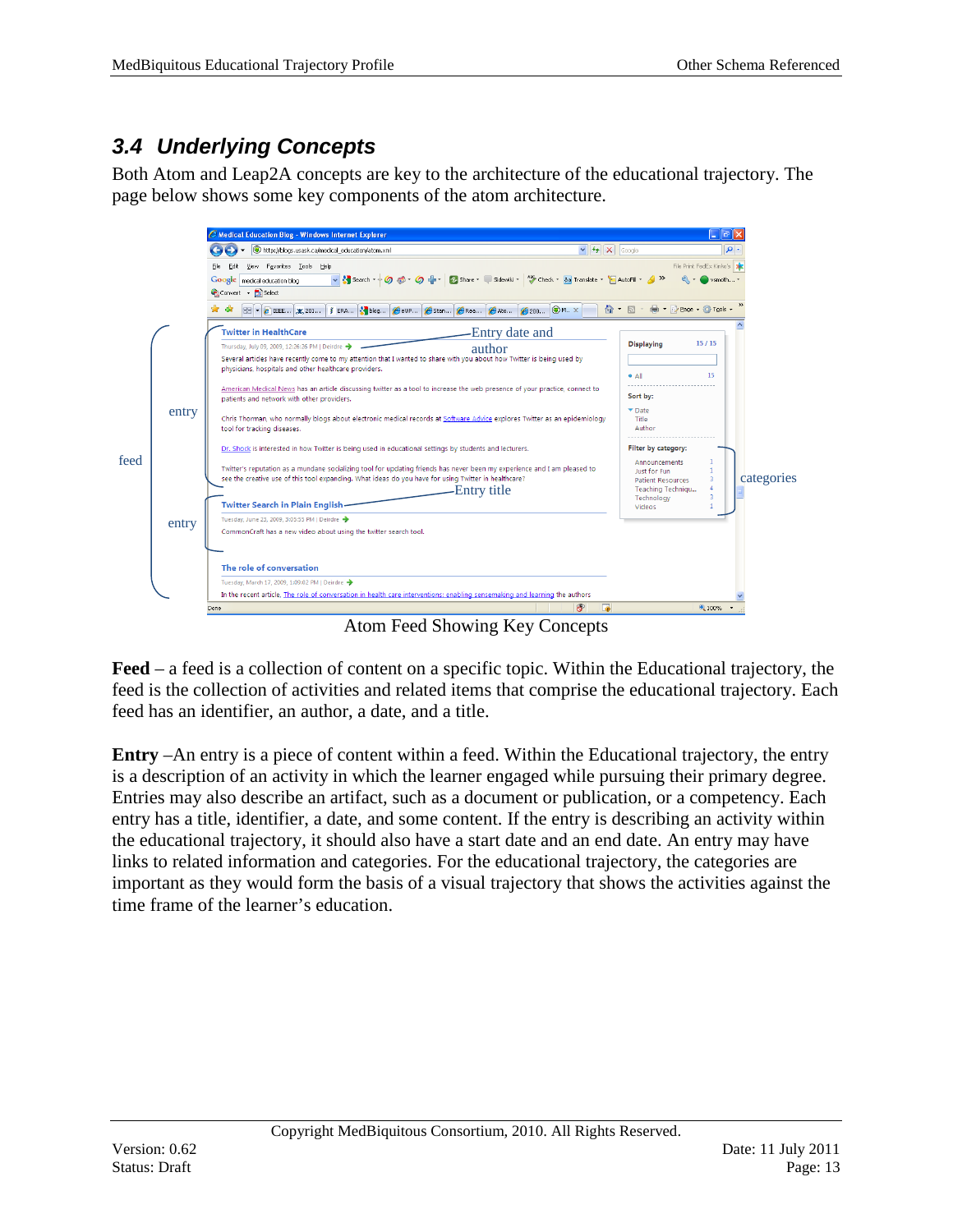## 3.4 Underlying Concepts

Both Atom and Leap2A concepts are key to the architecture of the educational trajectory. The page below shows some key components of the atom architecture.

Atom Feed Showing Key Concepts

**Feed** – a feed is a collection of content on a specific topic. Within the Educational trajectory, the feed is the collection of activities and related items that comprise the educational trajectory. Each feed has an identifier, an author, a date, and a title.

**Entry** –An entry is a piece of content within a feed. Within the Educational trajectory, the entry is a description of an activity in which the learner engaged while pursuing their primary degree. Entries may also describe an artifact, such as a document or publication, or a competency. Each entry has a title, identifier, a date, and some content. If the entry is describing an activity within the educational trajectory, it should also have a start date and an end date. An entry may have links to related information and categories. For the educational trajectory, the categories are important as they would form the basis of a visual trajectory that shows the activities against the time frame of the learner's education.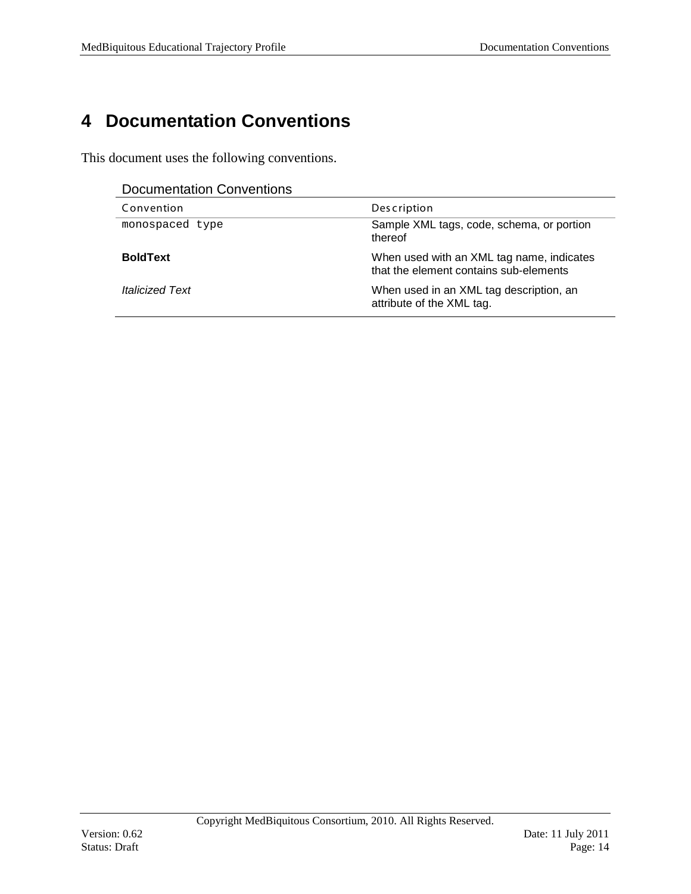# 4 Documentation Conventions

This document uses the following conventions.

Documentation Conventions

| Convention | Description |
| --- | --- |
| `monospaced type` | Sample XML tags, code, schema, or portion thereof |
| **BoldText** | When used with an XML tag name, indicates that the element contains sub-elements |
| *Italicized Text* | When used in an XML tag description, an attribute of the XML tag. |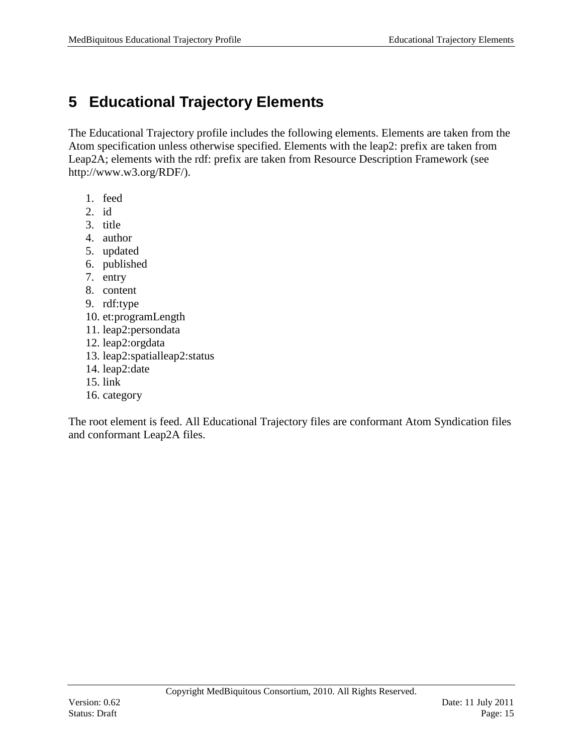# 5 Educational Trajectory Elements

The Educational Trajectory profile includes the following elements. Elements are taken from the Atom specification unless otherwise specified. Elements with the leap2: prefix are taken from Leap2A; elements with the rdf: prefix are taken from Resource Description Framework (see http://www.w3.org/RDF/).

1. feed
2. id
3. title
4. author
5. updated
6. published
7. entry
8. content
9. rdf:type
10. et:programLength
11. leap2:persondata
12. leap2:orgdata
13. leap2:spatialleap2:status
14. leap2:date
15. link
16. category

The root element is feed. All Educational Trajectory files are conformant Atom Syndication files and conformant Leap2A files.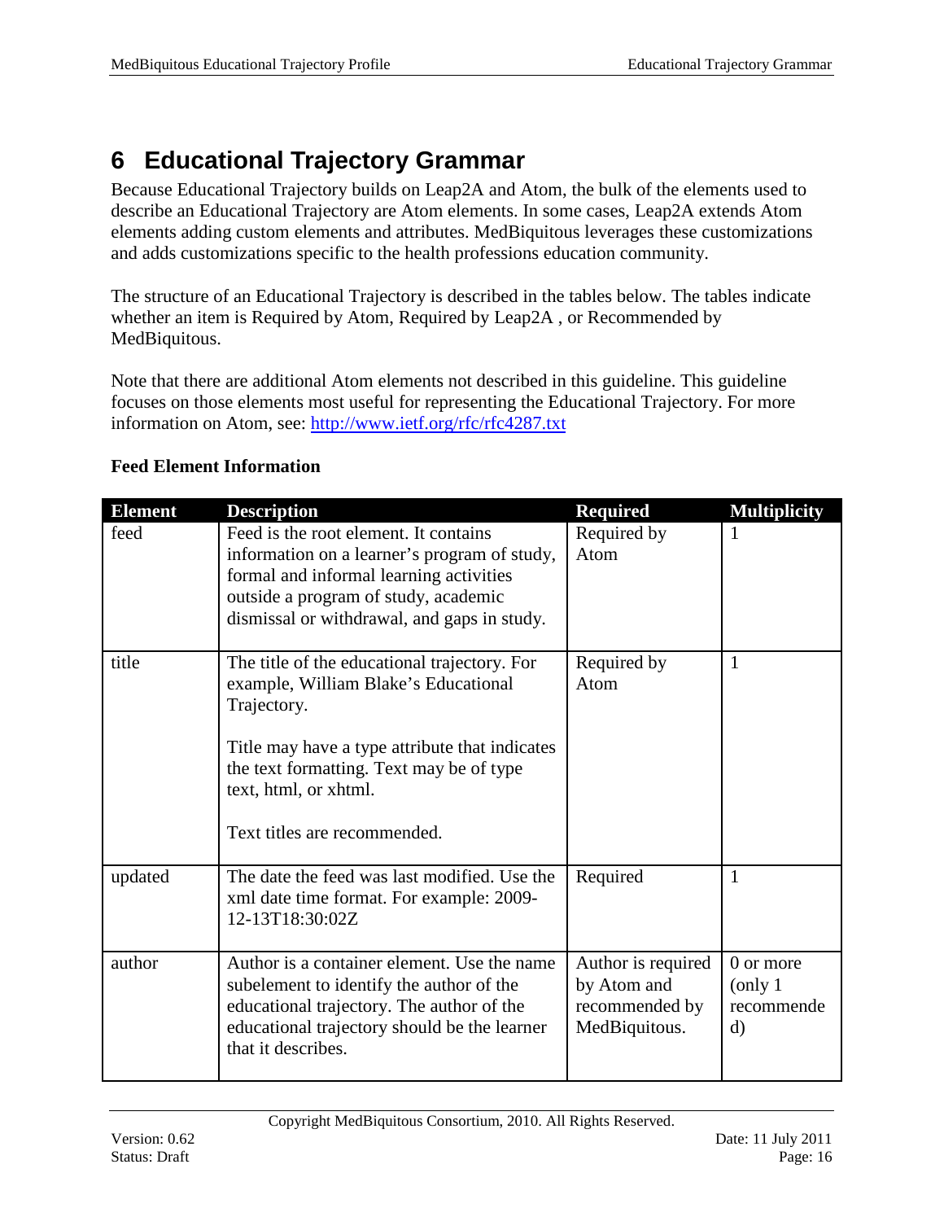# 6 Educational Trajectory Grammar

Because Educational Trajectory builds on Leap2A and Atom, the bulk of the elements used to describe an Educational Trajectory are Atom elements. In some cases, Leap2A extends Atom elements adding custom elements and attributes. MedBiquitous leverages these customizations and adds customizations specific to the health professions education community.

The structure of an Educational Trajectory is described in the tables below. The tables indicate whether an item is Required by Atom, Required by Leap2A , or Recommended by MedBiquitous.

Note that there are additional Atom elements not described in this guideline. This guideline focuses on those elements most useful for representing the Educational Trajectory. For more information on Atom, see: http://www.ietf.org/rfc/rfc4287.txt

**Feed Element Information**

| Element | Description | Required | Multiplicity |
|---|---|---|---|
| feed | Feed is the root element. It contains information on a learner's program of study, formal and informal learning activities outside a program of study, academic dismissal or withdrawal, and gaps in study. | Required by Atom | 1 |
| title | The title of the educational trajectory. For example, William Blake's Educational Trajectory.<br><br>Title may have a type attribute that indicates the text formatting. Text may be of type text, html, or xhtml.<br><br>Text titles are recommended. | Required by Atom | 1 |
| updated | The date the feed was last modified. Use the xml date time format. For example: 2009-12-13T18:30:02Z | Required | 1 |
| author | Author is a container element. Use the name subelement to identify the author of the educational trajectory. The author of the educational trajectory should be the learner that it describes. | Author is required by Atom and recommended by MedBiquitous. | 0 or more (only 1 recommended) |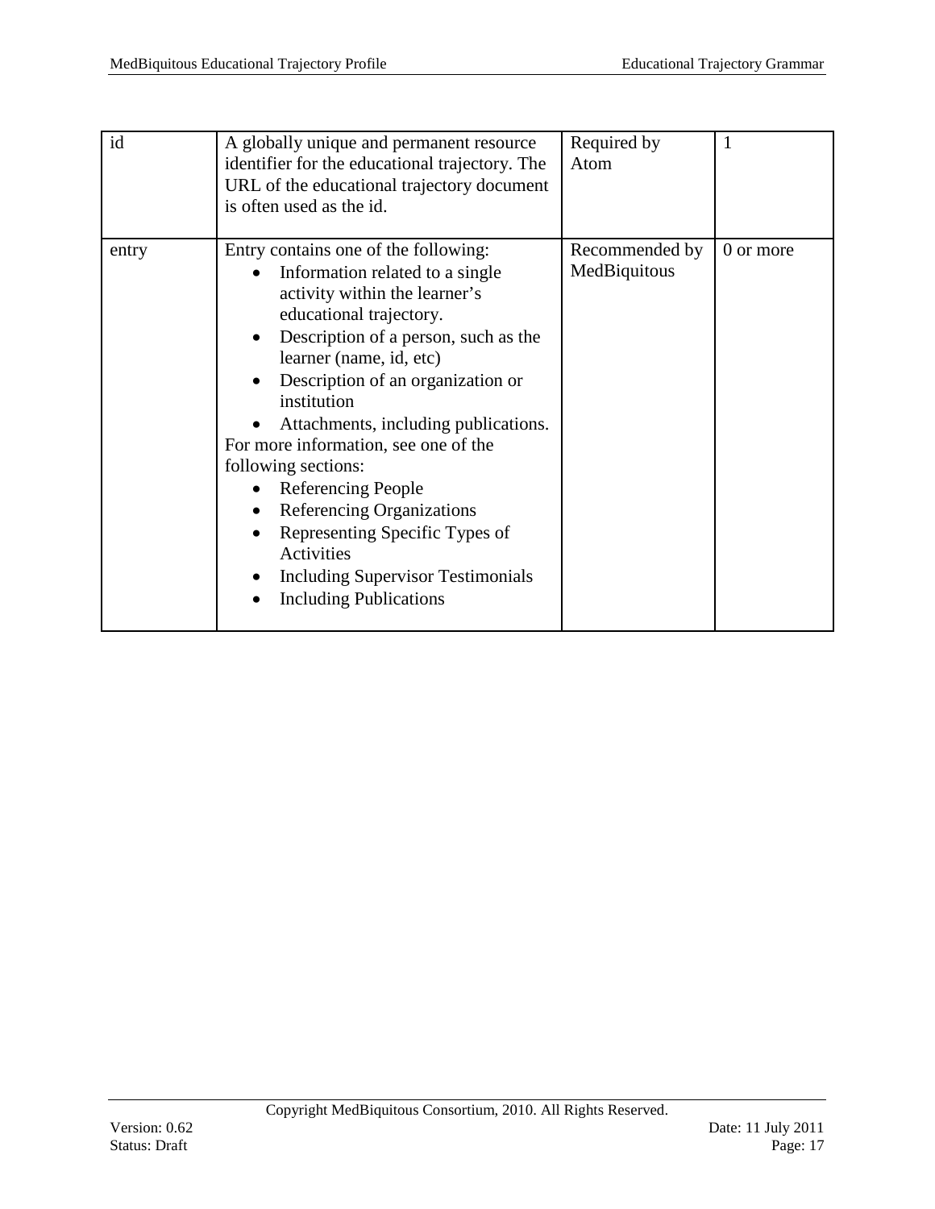| | | | |
|---|---|---|---|
| id | A globally unique and permanent resource identifier for the educational trajectory. The URL of the educational trajectory document is often used as the id. | Required by Atom | 1 |
| entry | Entry contains one of the following:<br>• Information related to a single activity within the learner's educational trajectory.<br>• Description of a person, such as the learner (name, id, etc)<br>• Description of an organization or institution<br>• Attachments, including publications.<br>For more information, see one of the following sections:<br>• Referencing People<br>• Referencing Organizations<br>• Representing Specific Types of Activities<br>• Including Supervisor Testimonials<br>• Including Publications | Recommended by MedBiquitous | 0 or more |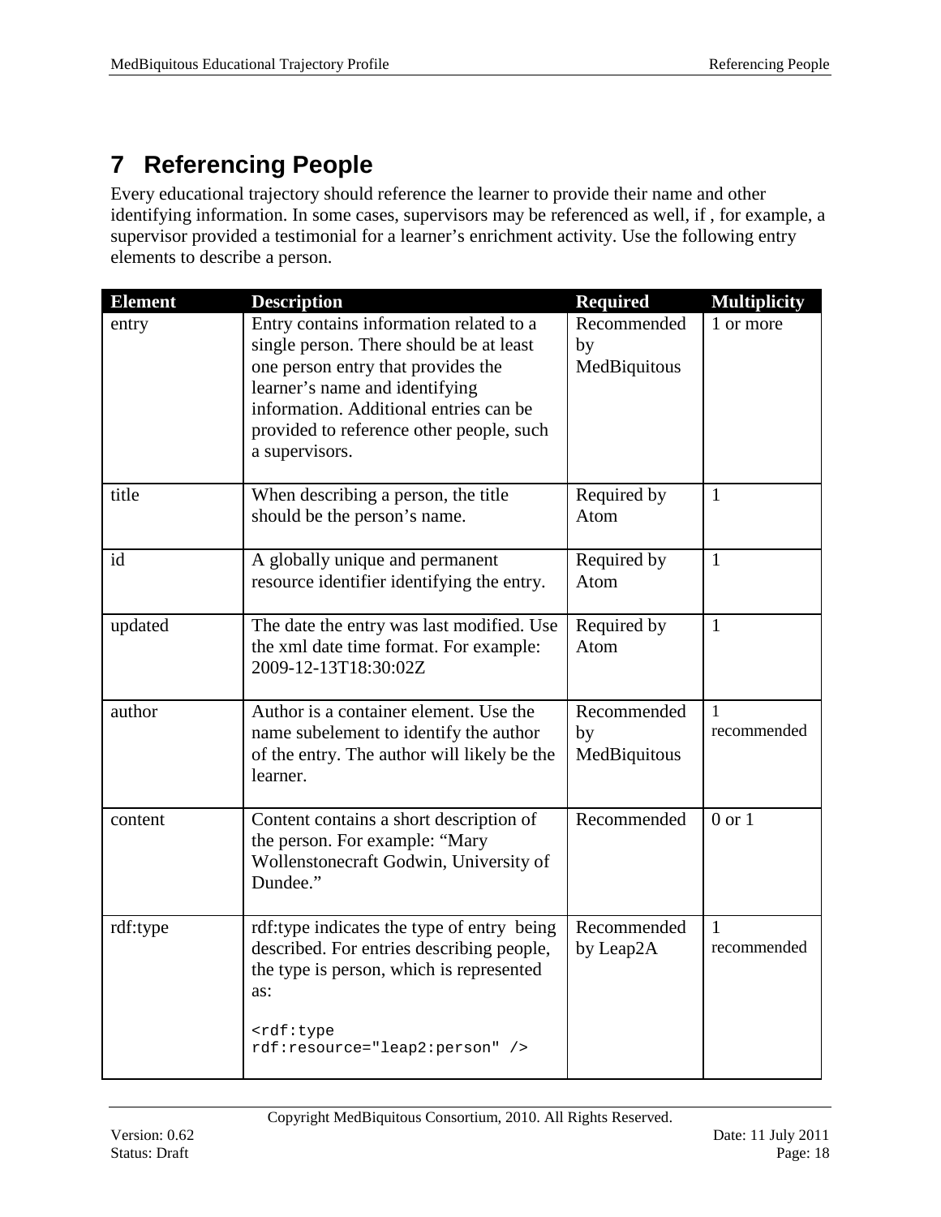# 7 Referencing People

Every educational trajectory should reference the learner to provide their name and other identifying information. In some cases, supervisors may be referenced as well, if , for example, a supervisor provided a testimonial for a learner's enrichment activity. Use the following entry elements to describe a person.

| Element | Description | Required | Multiplicity |
|---|---|---|---|
| entry | Entry contains information related to a single person. There should be at least one person entry that provides the learner's name and identifying information. Additional entries can be provided to reference other people, such a supervisors. | Recommended by MedBiquitous | 1 or more |
| title | When describing a person, the title should be the person's name. | Required by Atom | 1 |
| id | A globally unique and permanent resource identifier identifying the entry. | Required by Atom | 1 |
| updated | The date the entry was last modified. Use the xml date time format. For example: 2009-12-13T18:30:02Z | Required by Atom | 1 |
| author | Author is a container element. Use the name subelement to identify the author of the entry. The author will likely be the learner. | Recommended by MedBiquitous | 1 recommended |
| content | Content contains a short description of the person. For example: "Mary Wollenstonecraft Godwin, University of Dundee." | Recommended | 0 or 1 |
| rdf:type | rdf:type indicates the type of entry being described. For entries describing people, the type is person, which is represented as: `<rdf:type rdf:resource="leap2:person" />` | Recommended by Leap2A | 1 recommended |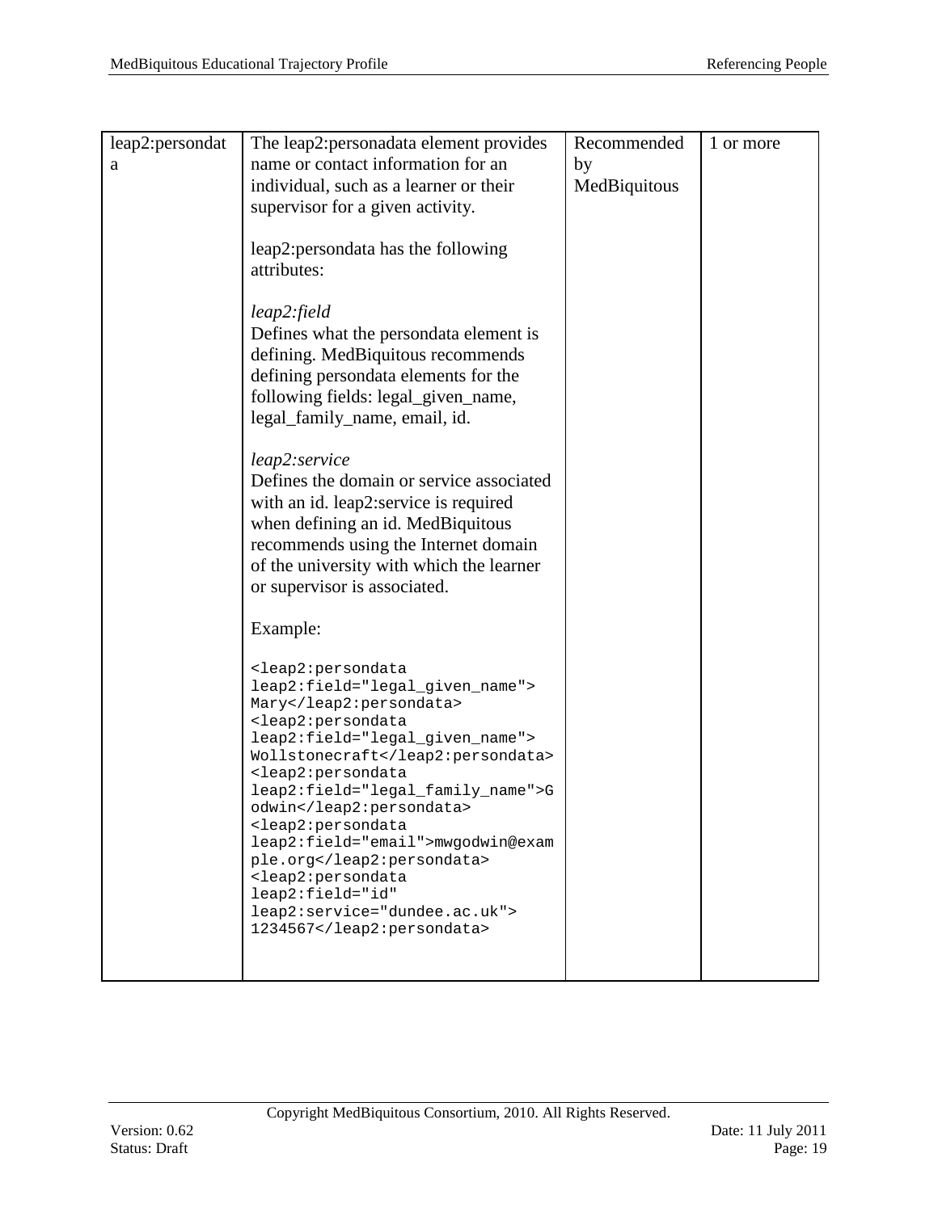| leap2:persondata | The leap2:personadata element provides name or contact information for an individual, such as a learner or their supervisor for a given activity.<br><br>leap2:persondata has the following attributes:<br><br>*leap2:field*<br>Defines what the persondata element is defining. MedBiquitous recommends defining persondata elements for the following fields: legal_given_name, legal_family_name, email, id.<br><br>*leap2:service*<br>Defines the domain or service associated with an id. leap2:service is required when defining an id. MedBiquitous recommends using the Internet domain of the university with which the learner or supervisor is associated.<br><br>Example:<br><br>`<leap2:persondata leap2:field="legal_given_name"> Mary</leap2:persondata> <leap2:persondata leap2:field="legal_given_name"> Wollstonecraft</leap2:persondata> <leap2:persondata leap2:field="legal_family_name">Godwin</leap2:persondata> <leap2:persondata leap2:field="email">mwgodwin@example.org</leap2:persondata> <leap2:persondata leap2:field="id" leap2:service="dundee.ac.uk"> 1234567</leap2:persondata>` | Recommended by MedBiquitous | 1 or more |
|---|---|---|---|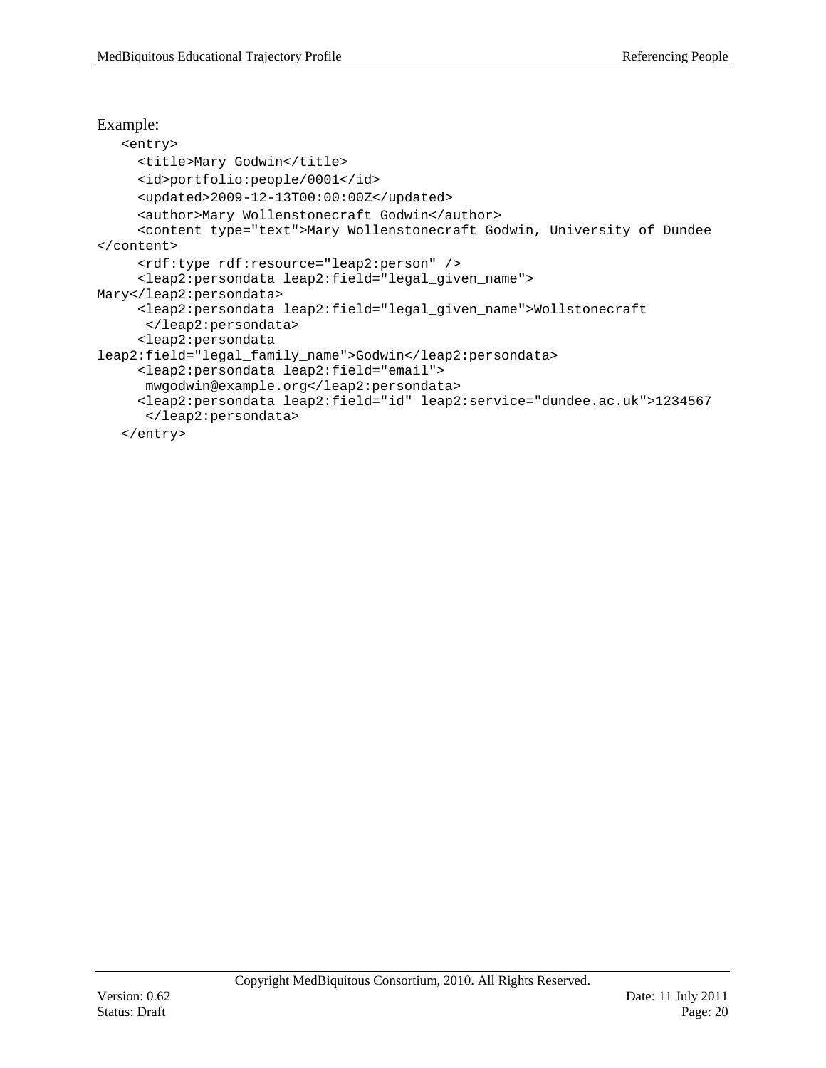Example:

```
<entry>
  <title>Mary Godwin</title>
  <id>portfolio:people/0001</id>
  <updated>2009-12-13T00:00:00Z</updated>
  <author>Mary Wollenstonecraft Godwin</author>
  <content type="text">Mary Wollenstonecraft Godwin, University of Dundee
</content>
  <rdf:type rdf:resource="leap2:person" />
  <leap2:persondata leap2:field="legal_given_name">
Mary</leap2:persondata>
  <leap2:persondata leap2:field="legal_given_name">Wollstonecraft
   </leap2:persondata>
  <leap2:persondata
leap2:field="legal_family_name">Godwin</leap2:persondata>
  <leap2:persondata leap2:field="email">
   mwgodwin@example.org</leap2:persondata>
  <leap2:persondata leap2:field="id" leap2:service="dundee.ac.uk">1234567
   </leap2:persondata>
</entry>
```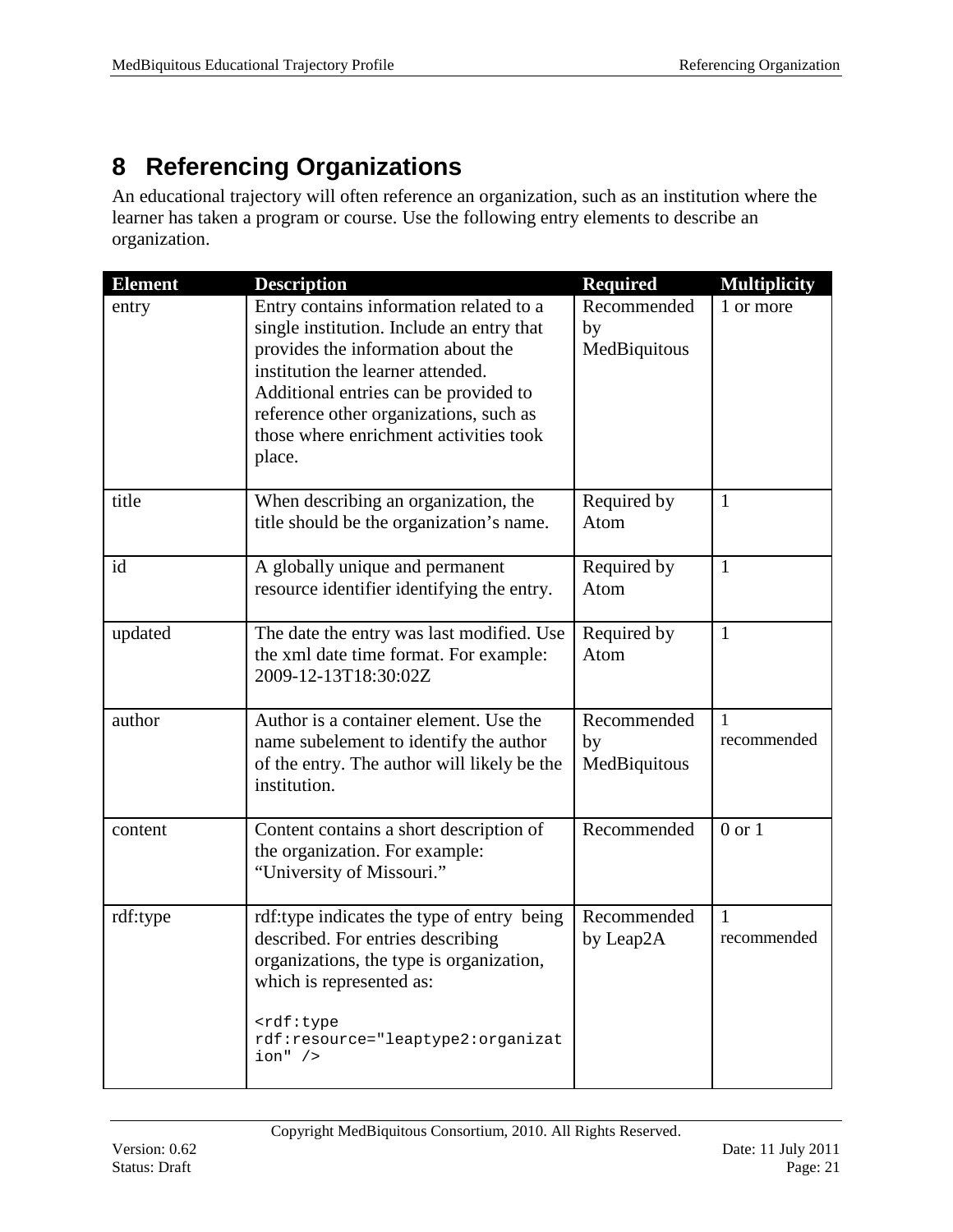# 8 Referencing Organizations

An educational trajectory will often reference an organization, such as an institution where the learner has taken a program or course. Use the following entry elements to describe an organization.

| Element | Description | Required | Multiplicity |
|---|---|---|---|
| entry | Entry contains information related to a single institution. Include an entry that provides the information about the institution the learner attended. Additional entries can be provided to reference other organizations, such as those where enrichment activities took place. | Recommended by MedBiquitous | 1 or more |
| title | When describing an organization, the title should be the organization's name. | Required by Atom | 1 |
| id | A globally unique and permanent resource identifier identifying the entry. | Required by Atom | 1 |
| updated | The date the entry was last modified. Use the xml date time format. For example: 2009-12-13T18:30:02Z | Required by Atom | 1 |
| author | Author is a container element. Use the name subelement to identify the author of the entry. The author will likely be the institution. | Recommended by MedBiquitous | 1 recommended |
| content | Content contains a short description of the organization. For example: "University of Missouri." | Recommended | 0 or 1 |
| rdf:type | rdf:type indicates the type of entry being described. For entries describing organizations, the type is organization, which is represented as: `<rdf:type rdf:resource="leaptype2:organization" />` | Recommended by Leap2A | 1 recommended |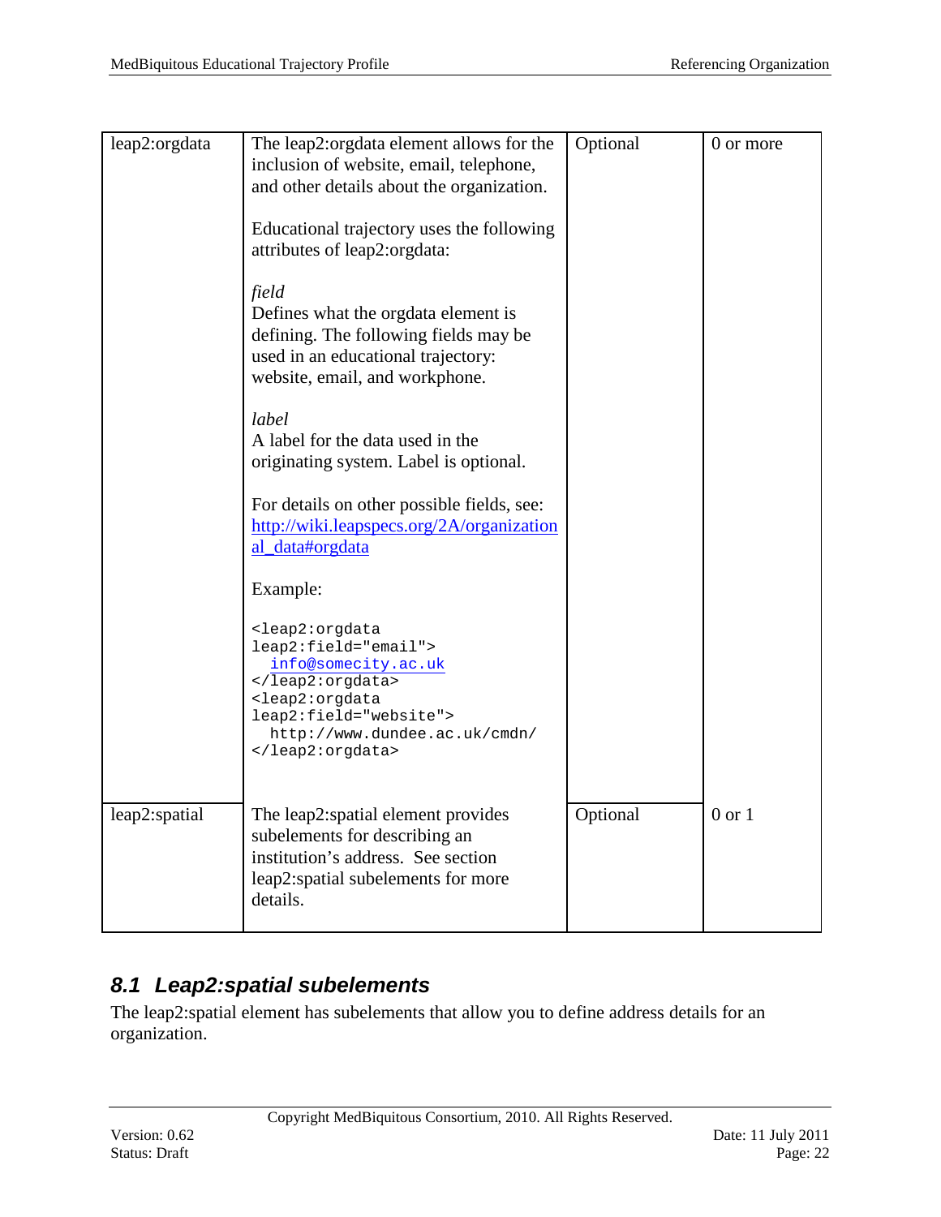| | | | |
|---|---|---|---|
| leap2:orgdata | The leap2:orgdata element allows for the inclusion of website, email, telephone, and other details about the organization.<br><br>Educational trajectory uses the following attributes of leap2:orgdata:<br><br>*field*<br>Defines what the orgdata element is defining. The following fields may be used in an educational trajectory: website, email, and workphone.<br><br>*label*<br>A label for the data used in the originating system. Label is optional.<br><br>For details on other possible fields, see: [http://wiki.leapspecs.org/2A/organizational_data#orgdata](http://wiki.leapspecs.org/2A/organizational_data#orgdata)<br><br>Example:<br><br>`<leap2:orgdata leap2:field="email">`<br>`  info@somecity.ac.uk`<br>`</leap2:orgdata>`<br>`<leap2:orgdata leap2:field="website">`<br>`  http://www.dundee.ac.uk/cmdn/`<br>`</leap2:orgdata>` | Optional | 0 or more |
| leap2:spatial | The leap2:spatial element provides subelements for describing an institution's address. See section leap2:spatial subelements for more details. | Optional | 0 or 1 |

## 8.1 Leap2:spatial subelements

The leap2:spatial element has subelements that allow you to define address details for an organization.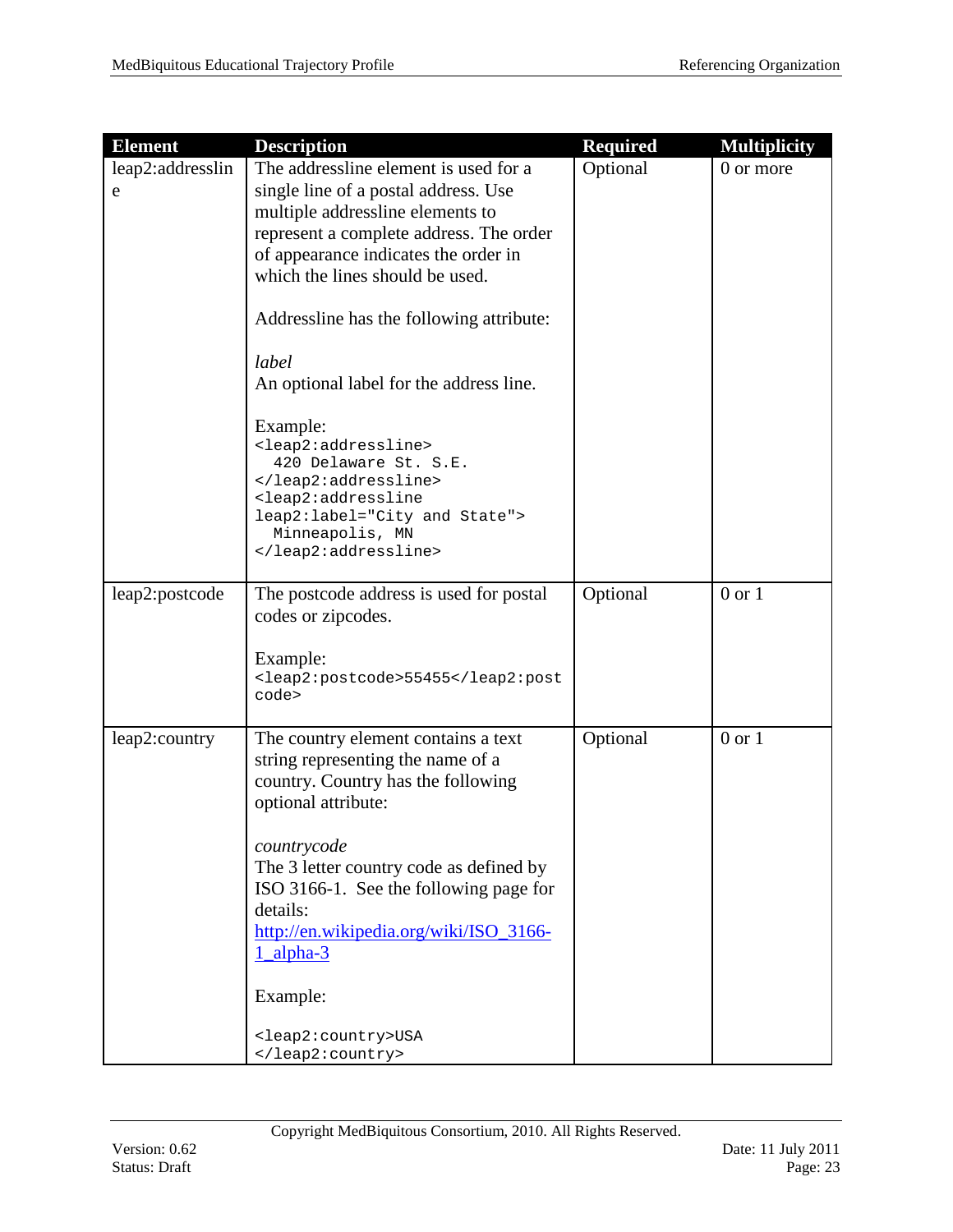| Element | Description | Required | Multiplicity |
|---|---|---|---|
| leap2:addressline | The addressline element is used for a single line of a postal address. Use multiple addressline elements to represent a complete address. The order of appearance indicates the order in which the lines should be used.<br><br>Addressline has the following attribute:<br><br>*label*<br>An optional label for the address line.<br><br>Example:<br>`<leap2:addressline>`<br>`420 Delaware St. S.E.`<br>`</leap2:addressline>`<br>`<leap2:addressline leap2:label="City and State">`<br>`Minneapolis, MN`<br>`</leap2:addressline>` | Optional | 0 or more |
| leap2:postcode | The postcode address is used for postal codes or zipcodes.<br><br>Example:<br>`<leap2:postcode>55455</leap2:postcode>` | Optional | 0 or 1 |
| leap2:country | The country element contains a text string representing the name of a country. Country has the following optional attribute:<br><br>*countrycode*<br>The 3 letter country code as defined by ISO 3166-1. See the following page for details:<br>[http://en.wikipedia.org/wiki/ISO_3166-1_alpha-3](http://en.wikipedia.org/wiki/ISO_3166-1_alpha-3)<br><br>Example:<br><br>`<leap2:country>USA`<br>`</leap2:country>` | Optional | 0 or 1 |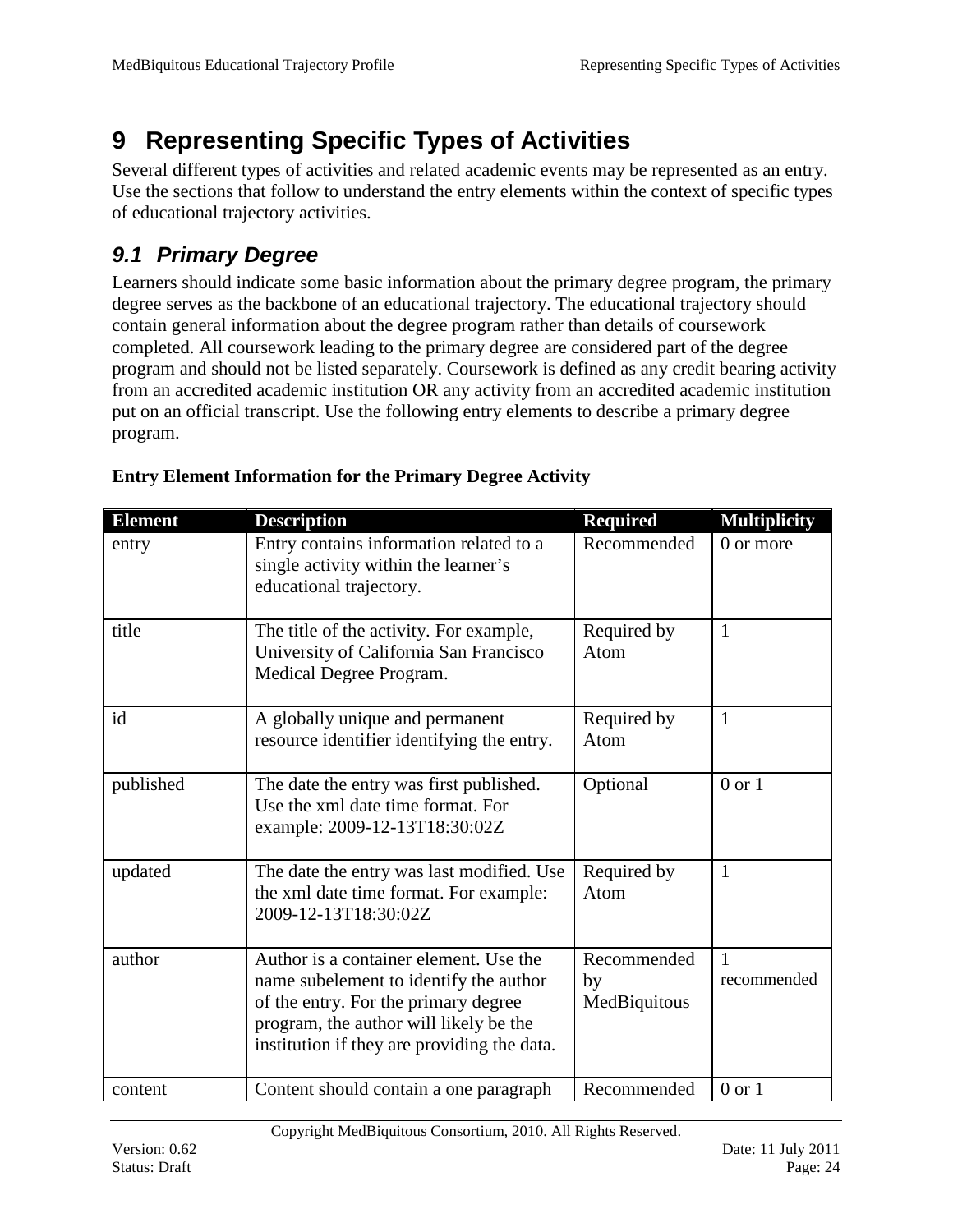# 9 Representing Specific Types of Activities

Several different types of activities and related academic events may be represented as an entry. Use the sections that follow to understand the entry elements within the context of specific types of educational trajectory activities.

## 9.1 Primary Degree

Learners should indicate some basic information about the primary degree program, the primary degree serves as the backbone of an educational trajectory. The educational trajectory should contain general information about the degree program rather than details of coursework completed. All coursework leading to the primary degree are considered part of the degree program and should not be listed separately. Coursework is defined as any credit bearing activity from an accredited academic institution OR any activity from an accredited academic institution put on an official transcript. Use the following entry elements to describe a primary degree program.

**Entry Element Information for the Primary Degree Activity**

| Element | Description | Required | Multiplicity |
|---|---|---|---|
| entry | Entry contains information related to a single activity within the learner's educational trajectory. | Recommended | 0 or more |
| title | The title of the activity. For example, University of California San Francisco Medical Degree Program. | Required by Atom | 1 |
| id | A globally unique and permanent resource identifier identifying the entry. | Required by Atom | 1 |
| published | The date the entry was first published. Use the xml date time format. For example: 2009-12-13T18:30:02Z | Optional | 0 or 1 |
| updated | The date the entry was last modified. Use the xml date time format. For example: 2009-12-13T18:30:02Z | Required by Atom | 1 |
| author | Author is a container element. Use the name subelement to identify the author of the entry. For the primary degree program, the author will likely be the institution if they are providing the data. | Recommended by MedBiquitous | 1 recommended |
| content | Content should contain a one paragraph | Recommended | 0 or 1 |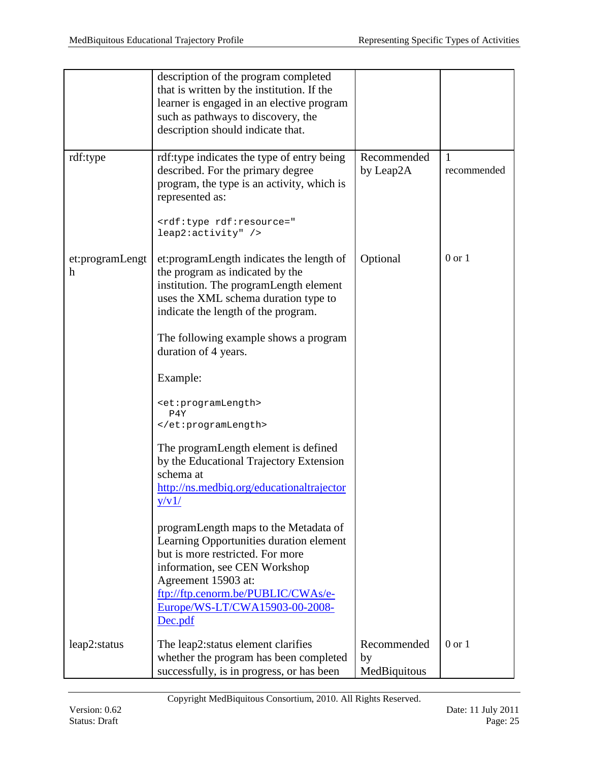| | | | |
|---|---|---|---|
| | description of the program completed that is written by the institution. If the learner is engaged in an elective program such as pathways to discovery, the description should indicate that. | | |
| rdf:type | rdf:type indicates the type of entry being described. For the primary degree program, the type is an activity, which is represented as:<br><br>`<rdf:type rdf:resource=" leap2:activity" />` | Recommended by Leap2A | 1 recommended |
| et:programLength | et:programLength indicates the length of the program as indicated by the institution. The programLength element uses the XML schema duration type to indicate the length of the program.<br><br>The following example shows a program duration of 4 years.<br><br>Example:<br><br>`<et:programLength> P4Y </et:programLength>`<br><br>The programLength element is defined by the Educational Trajectory Extension schema at http://ns.medbiq.org/educationaltrajectory/v1/<br><br>programLength maps to the Metadata of Learning Opportunities duration element but is more restricted. For more information, see CEN Workshop Agreement 15903 at: ftp://ftp.cenorm.be/PUBLIC/CWAs/e-Europe/WS-LT/CWA15903-00-2008-Dec.pdf | Optional | 0 or 1 |
| leap2:status | The leap2:status element clarifies whether the program has been completed successfully, is in progress, or has been | Recommended by MedBiquitous | 0 or 1 |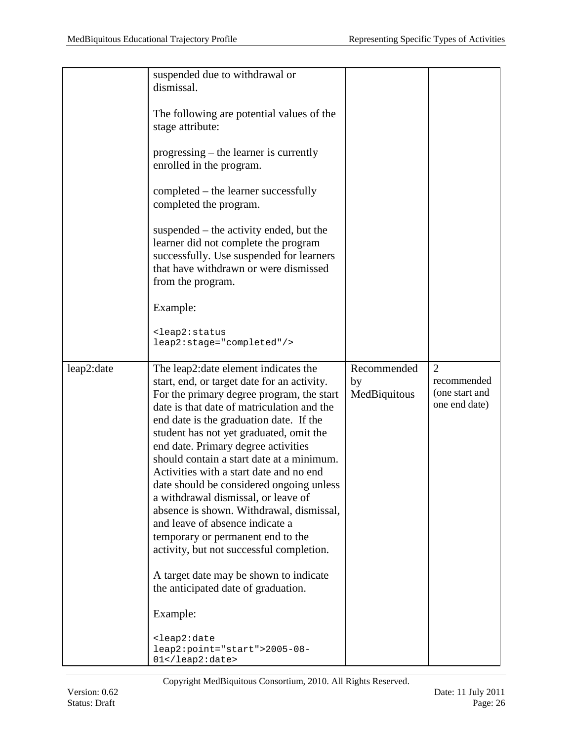| | | | |
|---|---|---|---|
| | suspended due to withdrawal or dismissal.<br><br>The following are potential values of the stage attribute:<br><br>progressing – the learner is currently enrolled in the program.<br><br>completed – the learner successfully completed the program.<br><br>suspended – the activity ended, but the learner did not complete the program successfully. Use suspended for learners that have withdrawn or were dismissed from the program.<br><br>Example:<br><br>`<leap2:status leap2:stage="completed"/>` | | |
| leap2:date | The leap2:date element indicates the start, end, or target date for an activity. For the primary degree program, the start date is that date of matriculation and the end date is the graduation date. If the student has not yet graduated, omit the end date. Primary degree activities should contain a start date at a minimum. Activities with a start date and no end date should be considered ongoing unless a withdrawal dismissal, or leave of absence is shown. Withdrawal, dismissal, and leave of absence indicate a temporary or permanent end to the activity, but not successful completion.<br><br>A target date may be shown to indicate the anticipated date of graduation.<br><br>Example:<br><br>`<leap2:date leap2:point="start">2005-08-01</leap2:date>` | Recommended by MedBiquitous | 2 recommended (one start and one end date) |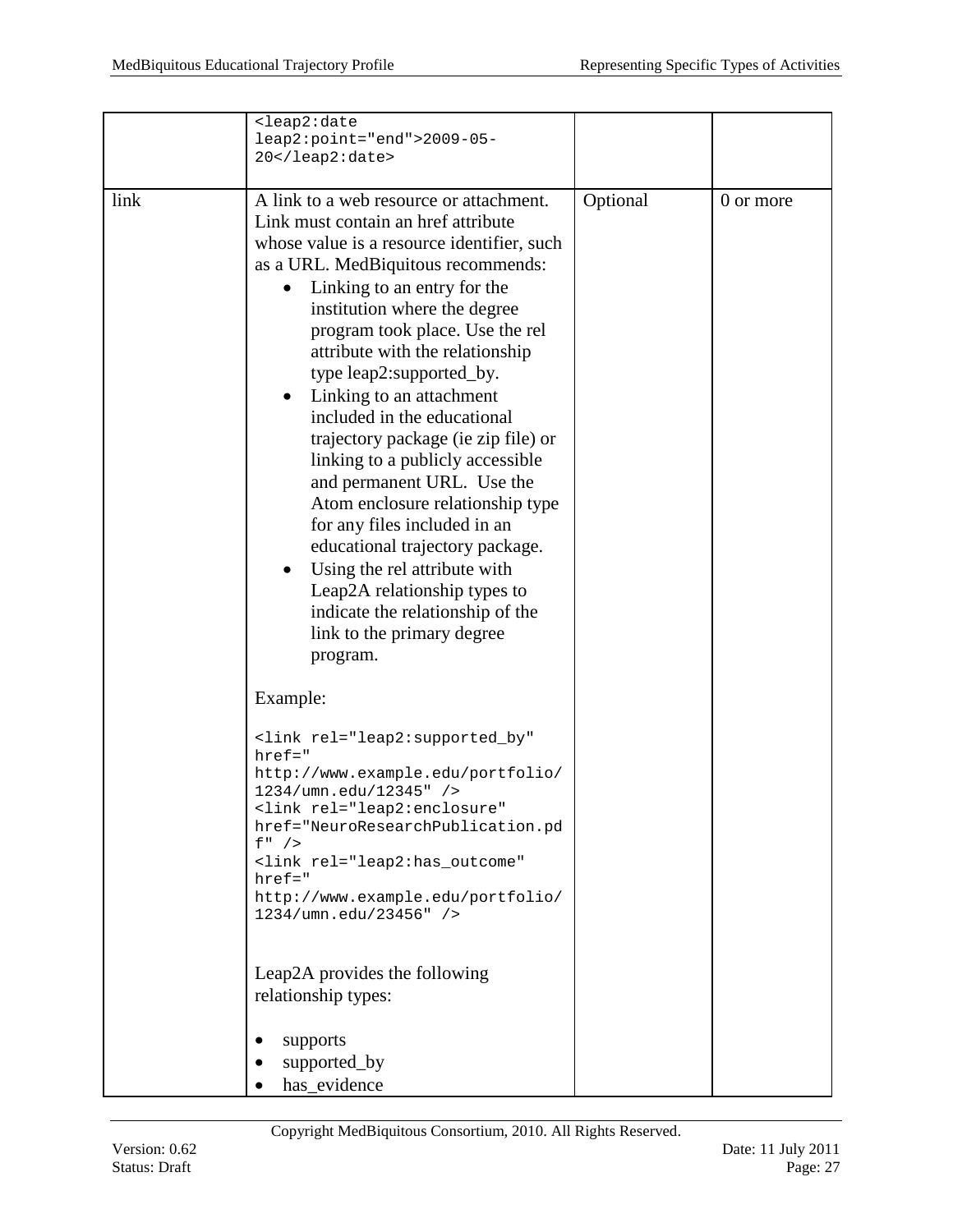| | | | |
|---|---|---|---|
| | `<leap2:date leap2:point="end">2009-05-20</leap2:date>` | | |
| link | A link to a web resource or attachment. Link must contain an href attribute whose value is a resource identifier, such as a URL. MedBiquitous recommends:<br>• Linking to an entry for the institution where the degree program took place. Use the rel attribute with the relationship type leap2:supported_by.<br>• Linking to an attachment included in the educational trajectory package (ie zip file) or linking to a publicly accessible and permanent URL. Use the Atom enclosure relationship type for any files included in an educational trajectory package.<br>• Using the rel attribute with Leap2A relationship types to indicate the relationship of the link to the primary degree program.<br><br>Example:<br><br>`<link rel="leap2:supported_by" href=" http://www.example.edu/portfolio/1234/umn.edu/12345" />`<br>`<link rel="leap2:enclosure" href="NeuroResearchPublication.pdf" />`<br>`<link rel="leap2:has_outcome" href=" http://www.example.edu/portfolio/1234/umn.edu/23456" />`<br><br>Leap2A provides the following relationship types:<br><br>• supports<br>• supported_by<br>• has_evidence | Optional | 0 or more |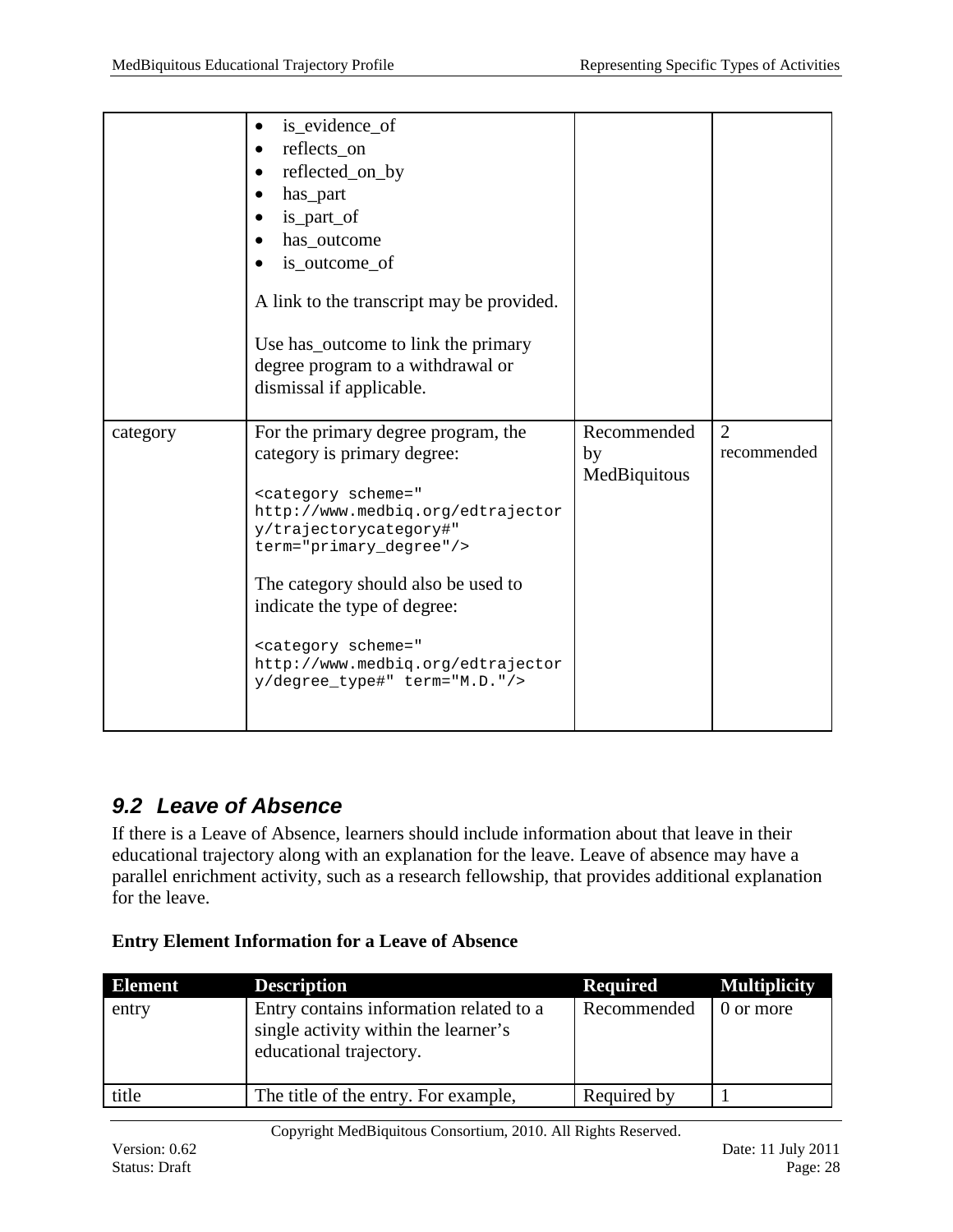| | • is_evidence_of<br>• reflects_on<br>• reflected_on_by<br>• has_part<br>• is_part_of<br>• has_outcome<br>• is_outcome_of<br><br>A link to the transcript may be provided.<br><br>Use has_outcome to link the primary degree program to a withdrawal or dismissal if applicable. | | |
|---|---|---|---|
| category | For the primary degree program, the category is primary degree:<br><br>`<category scheme=" http://www.medbiq.org/edtrajectory/trajectorycategory#" term="primary_degree"/>`<br><br>The category should also be used to indicate the type of degree:<br><br>`<category scheme=" http://www.medbiq.org/edtrajectory/degree_type#" term="M.D."/>` | Recommended by MedBiquitous | 2 recommended |

## 9.2 Leave of Absence

If there is a Leave of Absence, learners should include information about that leave in their educational trajectory along with an explanation for the leave. Leave of absence may have a parallel enrichment activity, such as a research fellowship, that provides additional explanation for the leave.

**Entry Element Information for a Leave of Absence**

| Element | Description | Required | Multiplicity |
|---|---|---|---|
| entry | Entry contains information related to a single activity within the learner's educational trajectory. | Recommended | 0 or more |
| title | The title of the entry. For example, | Required by | 1 |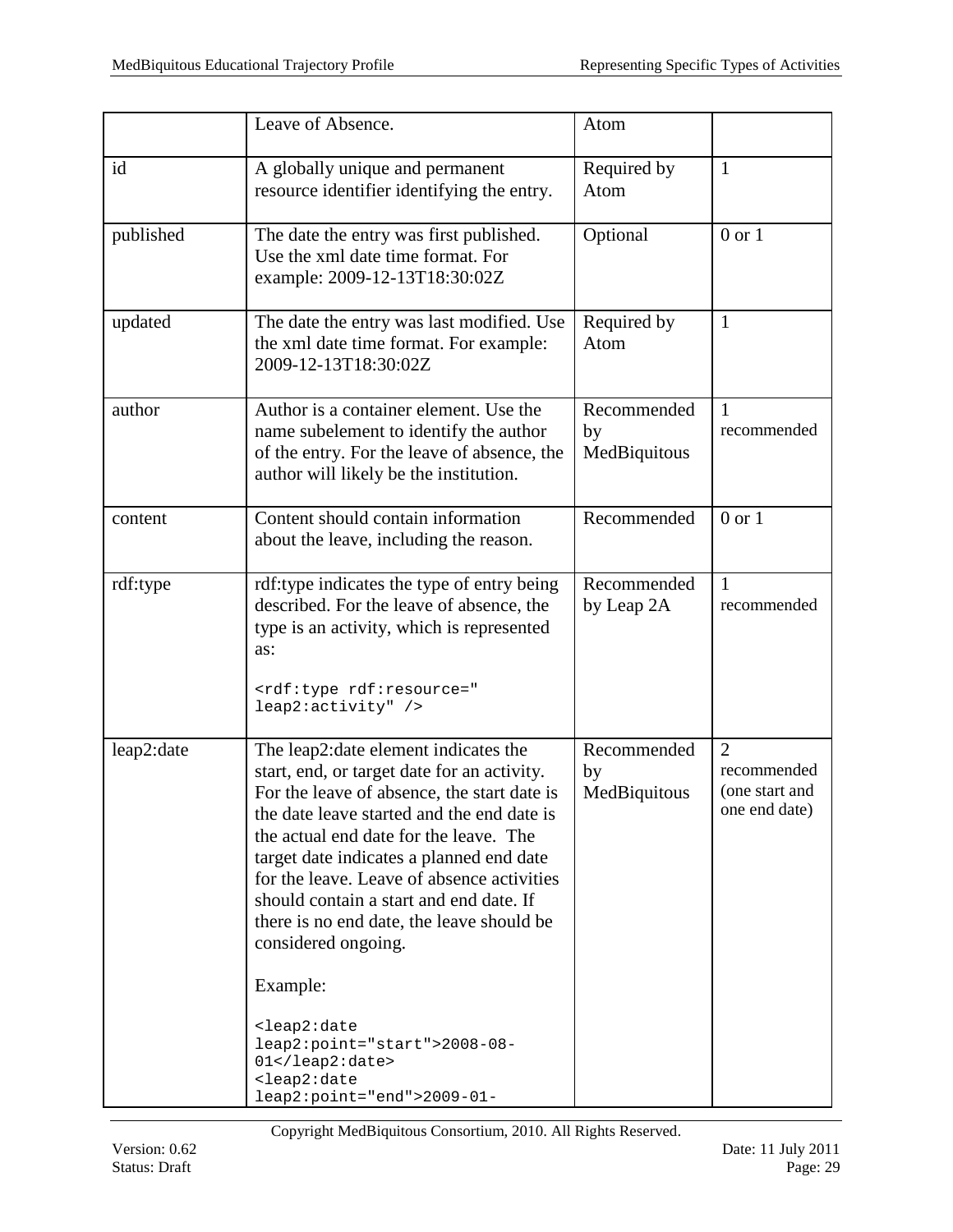| | Leave of Absence. | Atom | |
|---|---|---|---|
| id | A globally unique and permanent resource identifier identifying the entry. | Required by Atom | 1 |
| published | The date the entry was first published. Use the xml date time format. For example: 2009-12-13T18:30:02Z | Optional | 0 or 1 |
| updated | The date the entry was last modified. Use the xml date time format. For example: 2009-12-13T18:30:02Z | Required by Atom | 1 |
| author | Author is a container element. Use the name subelement to identify the author of the entry. For the leave of absence, the author will likely be the institution. | Recommended by MedBiquitous | 1 recommended |
| content | Content should contain information about the leave, including the reason. | Recommended | 0 or 1 |
| rdf:type | rdf:type indicates the type of entry being described. For the leave of absence, the type is an activity, which is represented as: `<rdf:type rdf:resource=" leap2:activity" />` | Recommended by Leap 2A | 1 recommended |
| leap2:date | The leap2:date element indicates the start, end, or target date for an activity. For the leave of absence, the start date is the date leave started and the end date is the actual end date for the leave. The target date indicates a planned end date for the leave. Leave of absence activities should contain a start and end date. If there is no end date, the leave should be considered ongoing. Example: `<leap2:date leap2:point="start">2008-08-01</leap2:date>` `<leap2:date leap2:point="end">2009-01-` | Recommended by MedBiquitous | 2 recommended (one start and one end date) |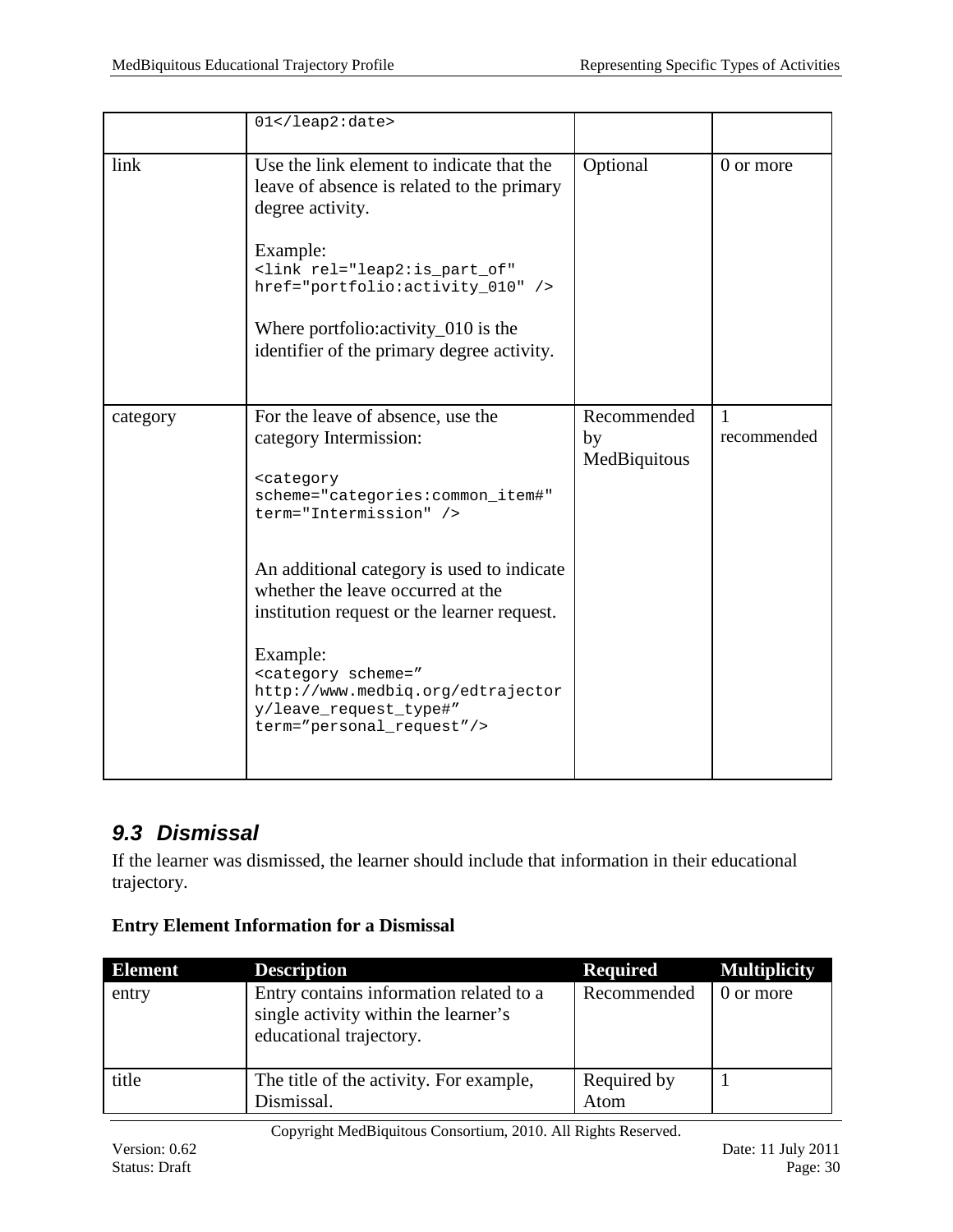| | | | |
|---|---|---|---|
| | `01</leap2:date>` | | |
| link | Use the link element to indicate that the leave of absence is related to the primary degree activity.<br><br>Example:<br>`<link rel="leap2:is_part_of" href="portfolio:activity_010" />`<br><br>Where portfolio:activity_010 is the identifier of the primary degree activity. | Optional | 0 or more |
| category | For the leave of absence, use the category Intermission:<br><br>`<category scheme="categories:common_item#" term="Intermission" />`<br><br>An additional category is used to indicate whether the leave occurred at the institution request or the learner request.<br><br>Example:<br>`<category scheme=" http://www.medbiq.org/edtrajectory/leave_request_type#" term="personal_request"/>` | Recommended by MedBiquitous | 1 recommended |

## 9.3 Dismissal

If the learner was dismissed, the learner should include that information in their educational trajectory.

**Entry Element Information for a Dismissal**

| Element | Description | Required | Multiplicity |
|---|---|---|---|
| entry | Entry contains information related to a single activity within the learner's educational trajectory. | Recommended | 0 or more |
| title | The title of the activity. For example, Dismissal. | Required by Atom | 1 |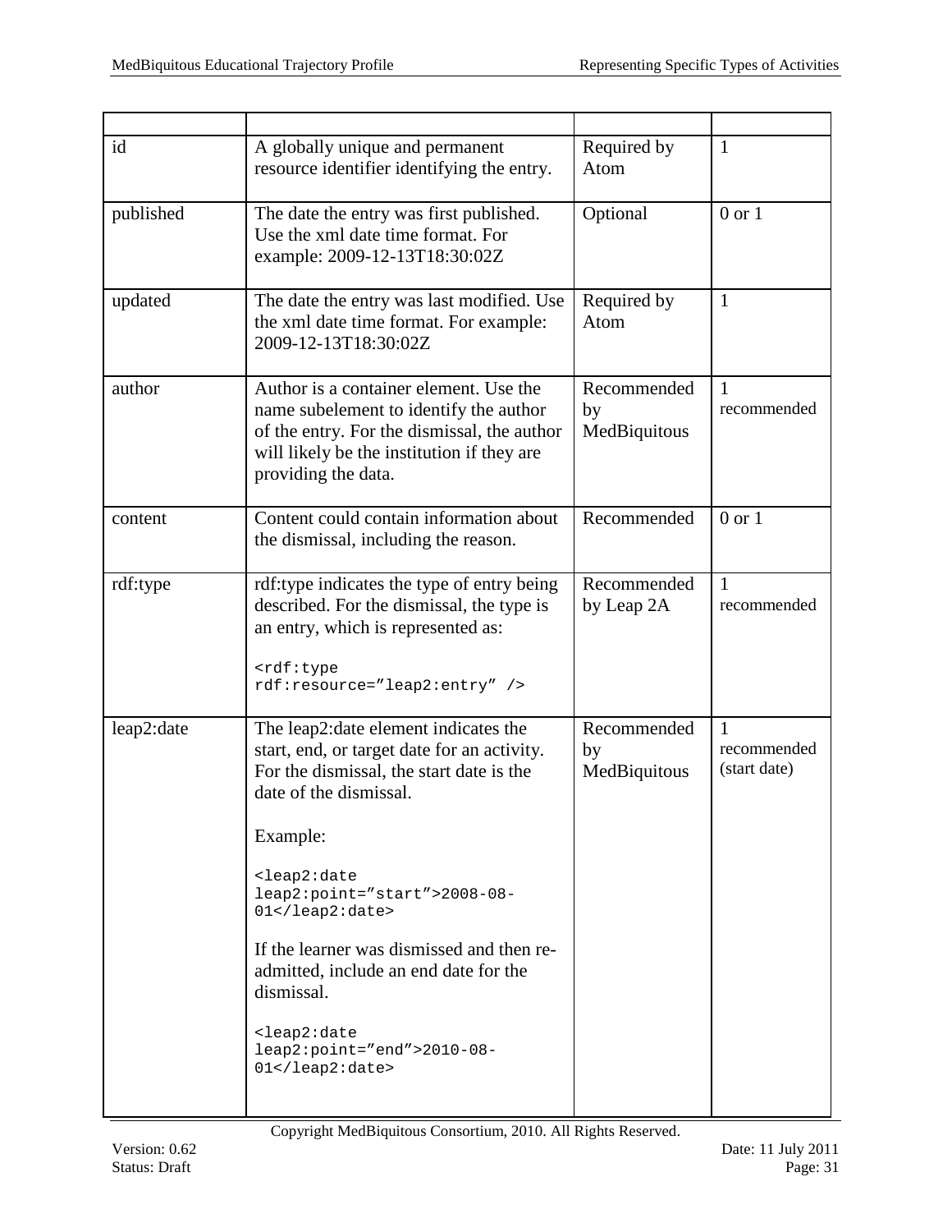| | | | |
|---|---|---|---|
| id | A globally unique and permanent resource identifier identifying the entry. | Required by Atom | 1 |
| published | The date the entry was first published. Use the xml date time format. For example: 2009-12-13T18:30:02Z | Optional | 0 or 1 |
| updated | The date the entry was last modified. Use the xml date time format. For example: 2009-12-13T18:30:02Z | Required by Atom | 1 |
| author | Author is a container element. Use the name subelement to identify the author of the entry. For the dismissal, the author will likely be the institution if they are providing the data. | Recommended by MedBiquitous | 1 recommended |
| content | Content could contain information about the dismissal, including the reason. | Recommended | 0 or 1 |
| rdf:type | rdf:type indicates the type of entry being described. For the dismissal, the type is an entry, which is represented as: `<rdf:type rdf:resource="leap2:entry" />` | Recommended by Leap 2A | 1 recommended |
| leap2:date | The leap2:date element indicates the start, end, or target date for an activity. For the dismissal, the start date is the date of the dismissal. Example: `<leap2:date leap2:point="start">2008-08-01</leap2:date>` If the learner was dismissed and then re-admitted, include an end date for the dismissal. `<leap2:date leap2:point="end">2010-08-01</leap2:date>` | Recommended by MedBiquitous | 1 recommended (start date) |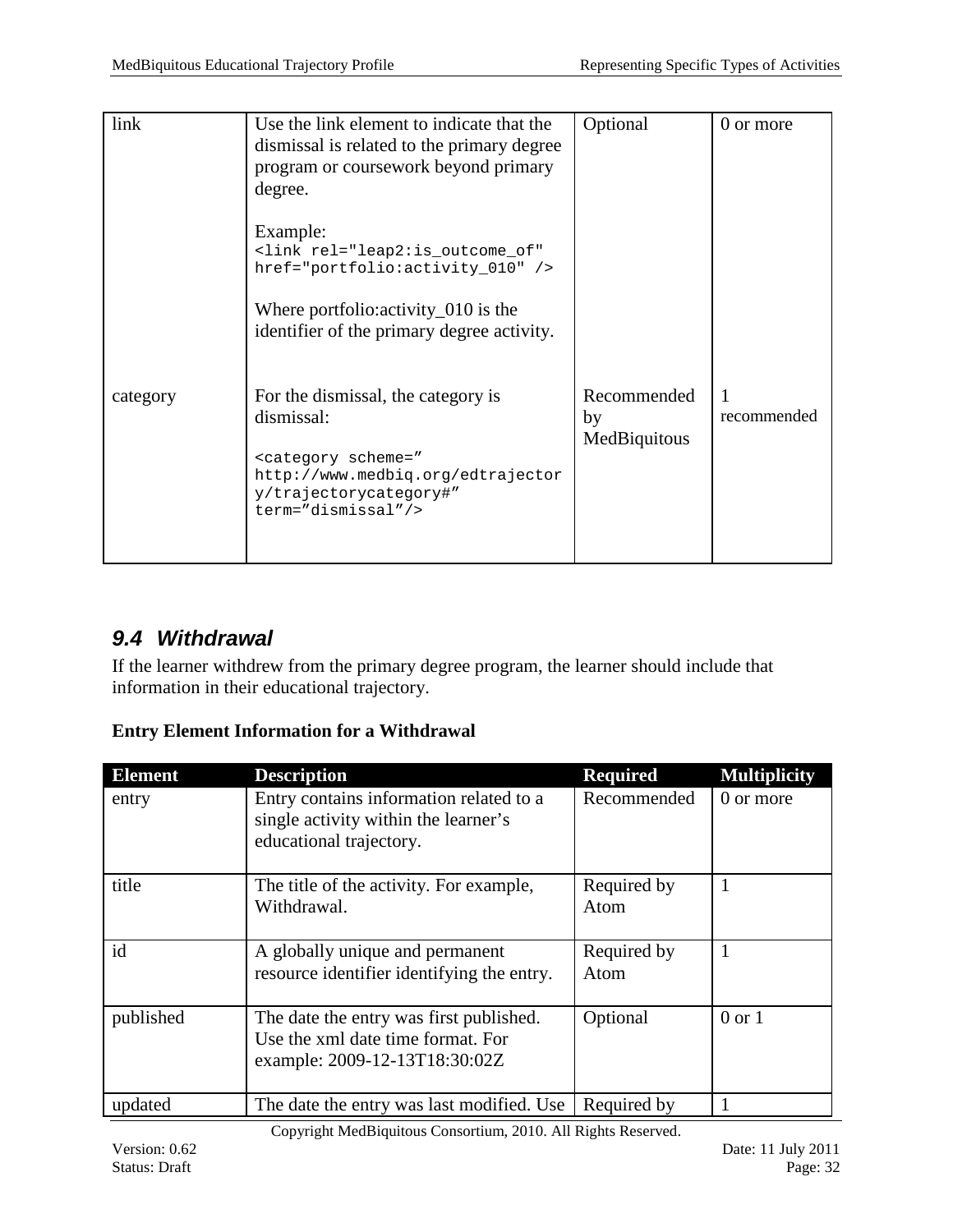| | | | |
|---|---|---|---|
| link | Use the link element to indicate that the dismissal is related to the primary degree program or coursework beyond primary degree.<br><br>Example:<br>`<link rel="leap2:is_outcome_of" href="portfolio:activity_010" />`<br><br>Where portfolio:activity_010 is the identifier of the primary degree activity. | Optional | 0 or more |
| category | For the dismissal, the category is dismissal:<br><br>`<category scheme=” http://www.medbiq.org/edtrajectory/trajectorycategory#” term=”dismissal”/>` | Recommended by MedBiquitous | 1 recommended |

## 9.4 Withdrawal

If the learner withdrew from the primary degree program, the learner should include that information in their educational trajectory.

**Entry Element Information for a Withdrawal**

| Element | Description | Required | Multiplicity |
|---|---|---|---|
| entry | Entry contains information related to a single activity within the learner’s educational trajectory. | Recommended | 0 or more |
| title | The title of the activity. For example, Withdrawal. | Required by Atom | 1 |
| id | A globally unique and permanent resource identifier identifying the entry. | Required by Atom | 1 |
| published | The date the entry was first published. Use the xml date time format. For example: 2009-12-13T18:30:02Z | Optional | 0 or 1 |
| updated | The date the entry was last modified. Use | Required by | 1 |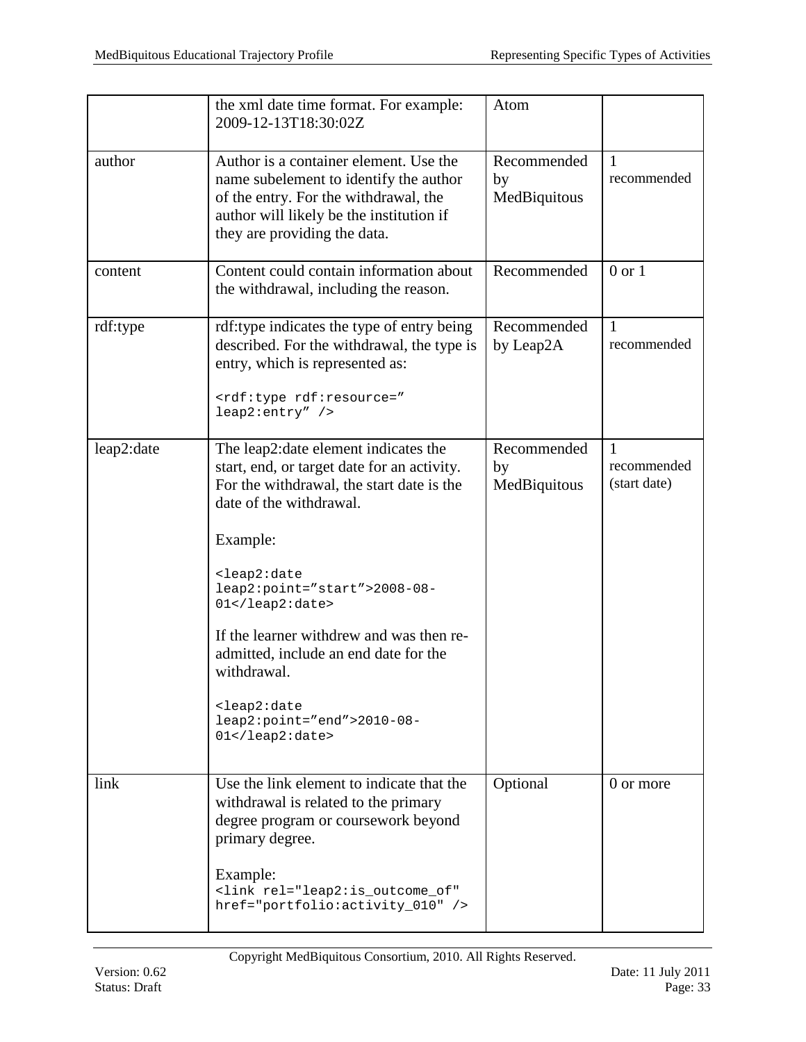|  |  |  |  |
| --- | --- | --- | --- |
|  | the xml date time format. For example: 2009-12-13T18:30:02Z | Atom |  |
| author | Author is a container element. Use the name subelement to identify the author of the entry. For the withdrawal, the author will likely be the institution if they are providing the data. | Recommended by MedBiquitous | 1 recommended |
| content | Content could contain information about the withdrawal, including the reason. | Recommended | 0 or 1 |
| rdf:type | rdf:type indicates the type of entry being described. For the withdrawal, the type is entry, which is represented as: `<rdf:type rdf:resource=" leap2:entry" />` | Recommended by Leap2A | 1 recommended |
| leap2:date | The leap2:date element indicates the start, end, or target date for an activity. For the withdrawal, the start date is the date of the withdrawal. Example: `<leap2:date leap2:point="start">2008-08-01</leap2:date>` If the learner withdrew and was then re-admitted, include an end date for the withdrawal. `<leap2:date leap2:point="end">2010-08-01</leap2:date>` | Recommended by MedBiquitous | 1 recommended (start date) |
| link | Use the link element to indicate that the withdrawal is related to the primary degree program or coursework beyond primary degree. Example: `<link rel="leap2:is_outcome_of" href="portfolio:activity_010" />` | Optional | 0 or more |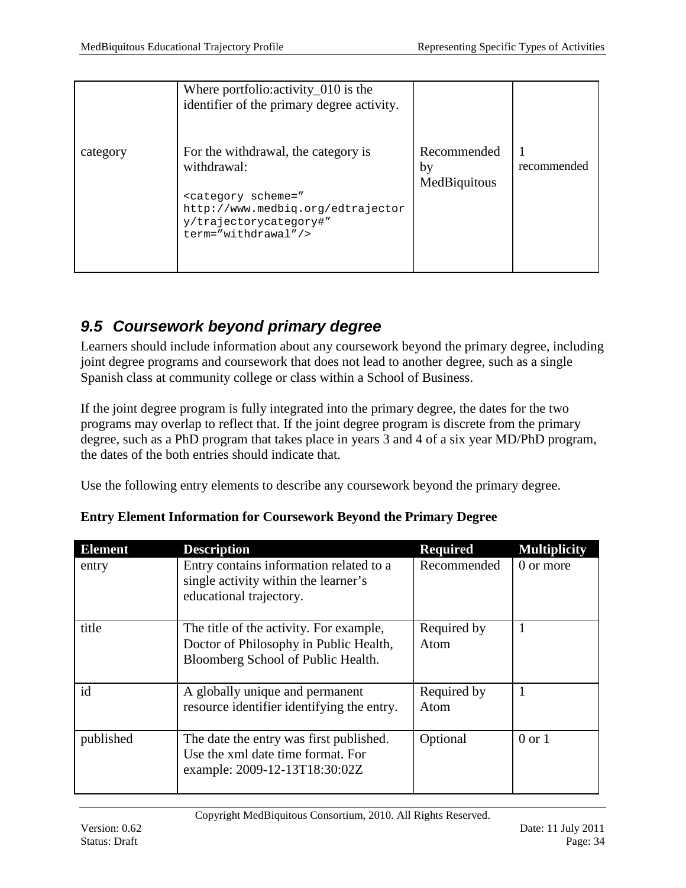| | | | |
|---|---|---|---|
| | Where portfolio:activity_010 is the identifier of the primary degree activity. | | |
| category | For the withdrawal, the category is withdrawal: `<category scheme=” http://www.medbiq.org/edtrajectory/trajectorycategory#” term=”withdrawal”/>` | Recommended by MedBiquitous | 1 recommended |

## 9.5 Coursework beyond primary degree

Learners should include information about any coursework beyond the primary degree, including joint degree programs and coursework that does not lead to another degree, such as a single Spanish class at community college or class within a School of Business.

If the joint degree program is fully integrated into the primary degree, the dates for the two programs may overlap to reflect that. If the joint degree program is discrete from the primary degree, such as a PhD program that takes place in years 3 and 4 of a six year MD/PhD program, the dates of the both entries should indicate that.

Use the following entry elements to describe any coursework beyond the primary degree.

**Entry Element Information for Coursework Beyond the Primary Degree**

| Element | Description | Required | Multiplicity |
|---|---|---|---|
| entry | Entry contains information related to a single activity within the learner’s educational trajectory. | Recommended | 0 or more |
| title | The title of the activity. For example, Doctor of Philosophy in Public Health, Bloomberg School of Public Health. | Required by Atom | 1 |
| id | A globally unique and permanent resource identifier identifying the entry. | Required by Atom | 1 |
| published | The date the entry was first published. Use the xml date time format. For example: 2009-12-13T18:30:02Z | Optional | 0 or 1 |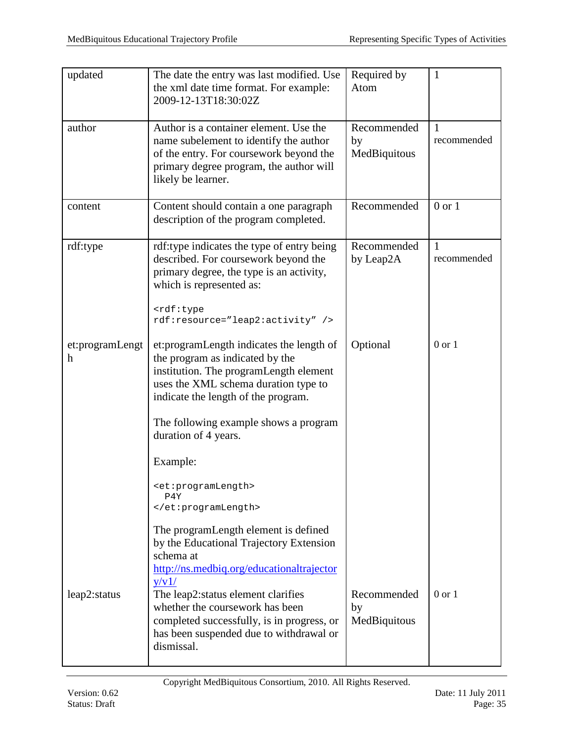| updated | The date the entry was last modified. Use the xml date time format. For example: 2009-12-13T18:30:02Z | Required by Atom | 1 |
|---|---|---|---|
| author | Author is a container element. Use the name subelement to identify the author of the entry. For coursework beyond the primary degree program, the author will likely be learner. | Recommended by MedBiquitous | 1 recommended |
| content | Content should contain a one paragraph description of the program completed. | Recommended | 0 or 1 |
| rdf:type | rdf:type indicates the type of entry being described. For coursework beyond the primary degree, the type is an activity, which is represented as:<br><br>`<rdf:type rdf:resource="leap2:activity" />` | Recommended by Leap2A | 1 recommended |
| et:programLength | et:programLength indicates the length of the program as indicated by the institution. The programLength element uses the XML schema duration type to indicate the length of the program.<br><br>The following example shows a program duration of 4 years.<br><br>Example:<br><br>`<et:programLength> P4Y </et:programLength>`<br><br>The programLength element is defined by the Educational Trajectory Extension schema at http://ns.medbiq.org/educationaltrajectory/v1/ | Optional | 0 or 1 |
| leap2:status | The leap2:status element clarifies whether the coursework has been completed successfully, is in progress, or has been suspended due to withdrawal or dismissal. | Recommended by MedBiquitous | 0 or 1 |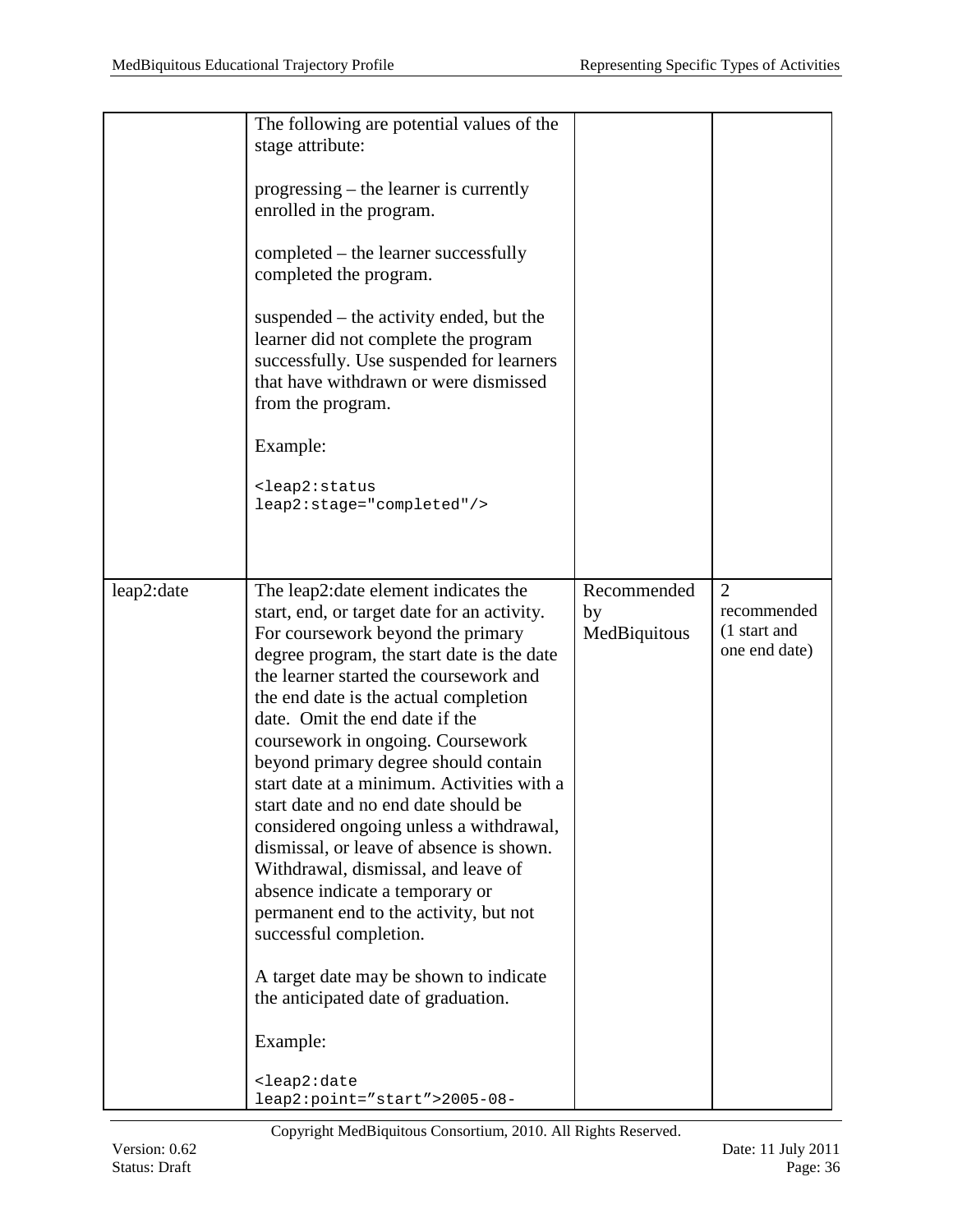| | | | |
|---|---|---|---|
| | The following are potential values of the stage attribute:<br><br>progressing – the learner is currently enrolled in the program.<br><br>completed – the learner successfully completed the program.<br><br>suspended – the activity ended, but the learner did not complete the program successfully. Use suspended for learners that have withdrawn or were dismissed from the program.<br><br>Example:<br><br>`<leap2:status leap2:stage="completed"/>` | | |
| leap2:date | The leap2:date element indicates the start, end, or target date for an activity. For coursework beyond the primary degree program, the start date is the date the learner started the coursework and the end date is the actual completion date. Omit the end date if the coursework in ongoing. Coursework beyond primary degree should contain start date at a minimum. Activities with a start date and no end date should be considered ongoing unless a withdrawal, dismissal, or leave of absence is shown. Withdrawal, dismissal, and leave of absence indicate a temporary or permanent end to the activity, but not successful completion.<br><br>A target date may be shown to indicate the anticipated date of graduation.<br><br>Example:<br><br>`<leap2:date leap2:point=”start”>2005-08-` | Recommended by MedBiquitous | 2 recommended (1 start and one end date) |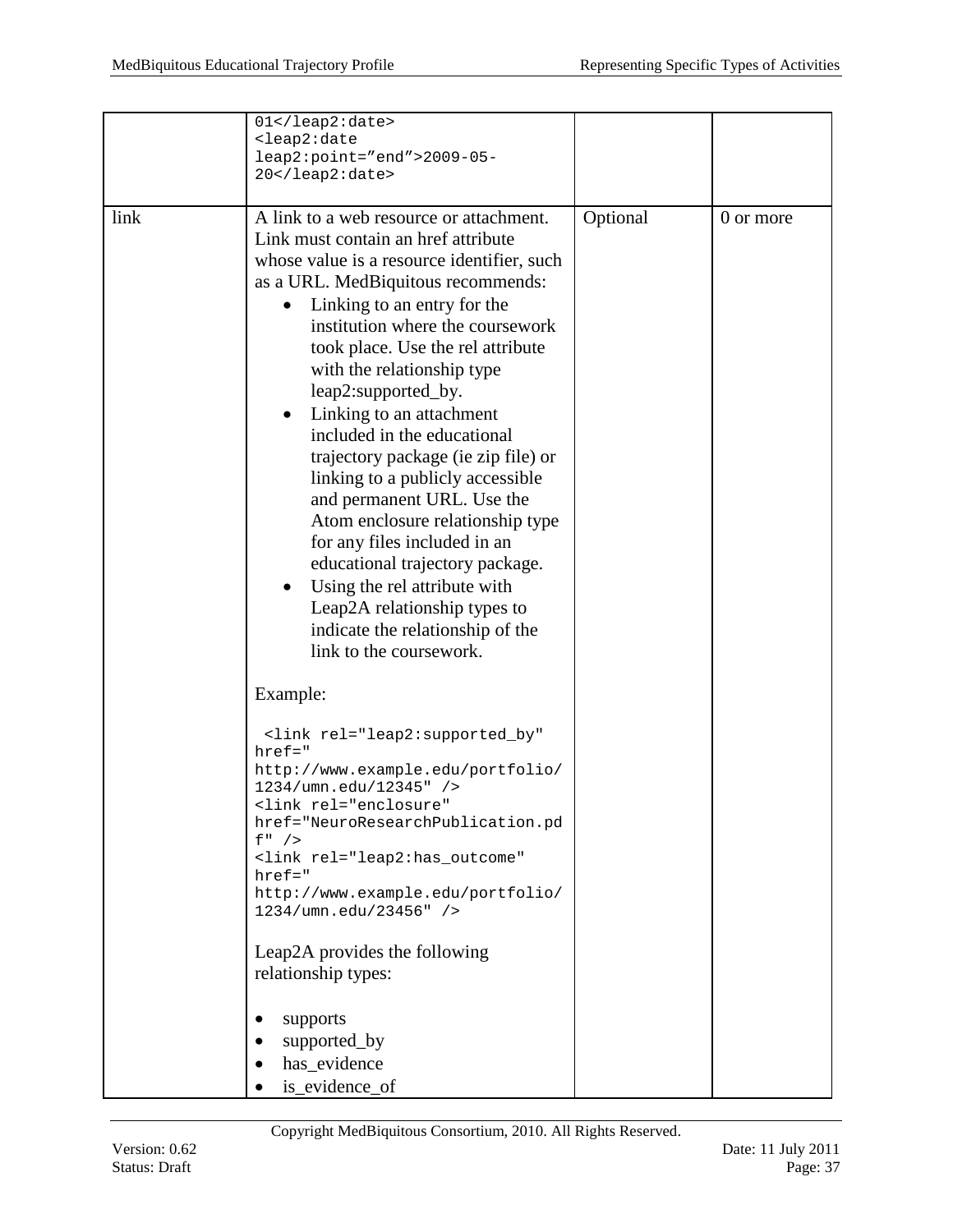| | | | |
|---|---|---|---|
| | `01</leap2:date>` `<leap2:date leap2:point="end">2009-05-20</leap2:date>` | | |
| link | A link to a web resource or attachment. Link must contain an href attribute whose value is a resource identifier, such as a URL. MedBiquitous recommends: <br>• Linking to an entry for the institution where the coursework took place. Use the rel attribute with the relationship type leap2:supported_by. <br>• Linking to an attachment included in the educational trajectory package (ie zip file) or linking to a publicly accessible and permanent URL. Use the Atom enclosure relationship type for any files included in an educational trajectory package. <br>• Using the rel attribute with Leap2A relationship types to indicate the relationship of the link to the coursework. <br><br>Example: <br><br>`<link rel="leap2:supported_by" href=" http://www.example.edu/portfolio/1234/umn.edu/12345" />` <br>`<link rel="enclosure" href="NeuroResearchPublication.pdf" />` <br>`<link rel="leap2:has_outcome" href=" http://www.example.edu/portfolio/1234/umn.edu/23456" />` <br><br>Leap2A provides the following relationship types: <br><br>• supports <br>• supported_by <br>• has_evidence <br>• is_evidence_of | Optional | 0 or more |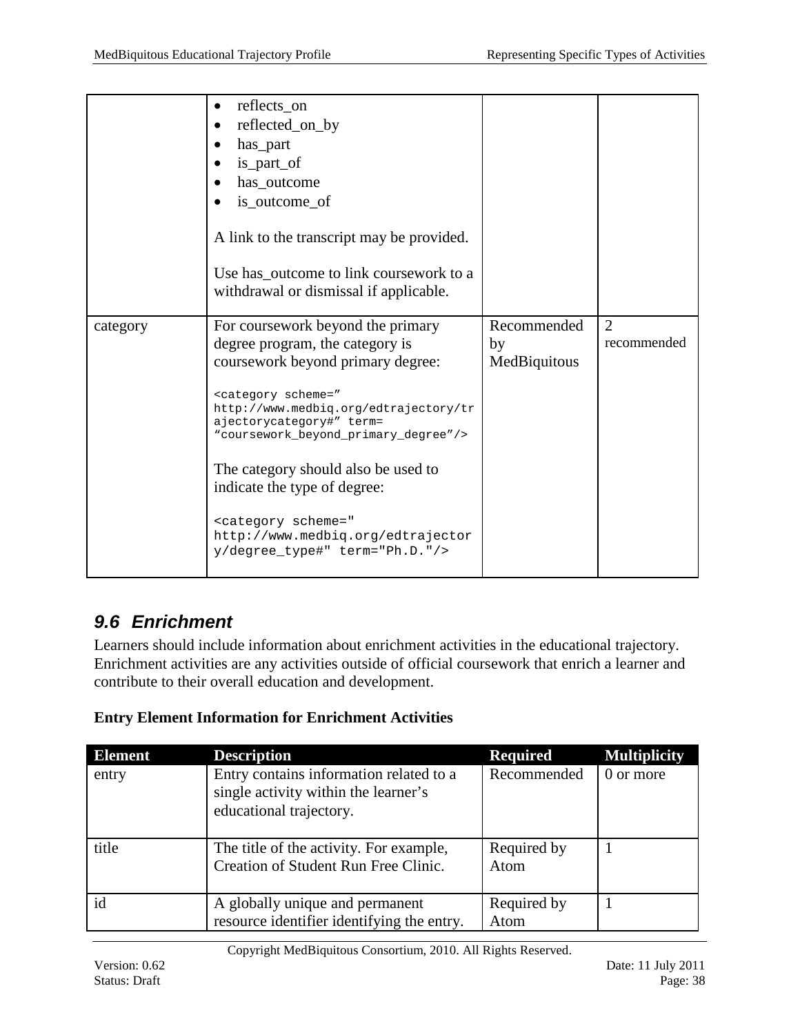| Element | Description | Required | Multiplicity |
|---|---|---|---|
| | • reflects_on<br>• reflected_on_by<br>• has_part<br>• is_part_of<br>• has_outcome<br>• is_outcome_of<br><br>A link to the transcript may be provided.<br><br>Use has_outcome to link coursework to a withdrawal or dismissal if applicable. | | |
| category | For coursework beyond the primary degree program, the category is coursework beyond primary degree:<br><br>`<category scheme=" http://www.medbiq.org/edtrajectory/trajectorycategory#" term= "coursework_beyond_primary_degree"/>`<br><br>The category should also be used to indicate the type of degree:<br><br>`<category scheme=" http://www.medbiq.org/edtrajectory/degree_type#" term="Ph.D."/>` | Recommended by MedBiquitous | 2 recommended |

## 9.6 Enrichment

Learners should include information about enrichment activities in the educational trajectory. Enrichment activities are any activities outside of official coursework that enrich a learner and contribute to their overall education and development.

**Entry Element Information for Enrichment Activities**

| Element | Description | Required | Multiplicity |
|---|---|---|---|
| entry | Entry contains information related to a single activity within the learner's educational trajectory. | Recommended | 0 or more |
| title | The title of the activity. For example, Creation of Student Run Free Clinic. | Required by Atom | 1 |
| id | A globally unique and permanent resource identifier identifying the entry. | Required by Atom | 1 |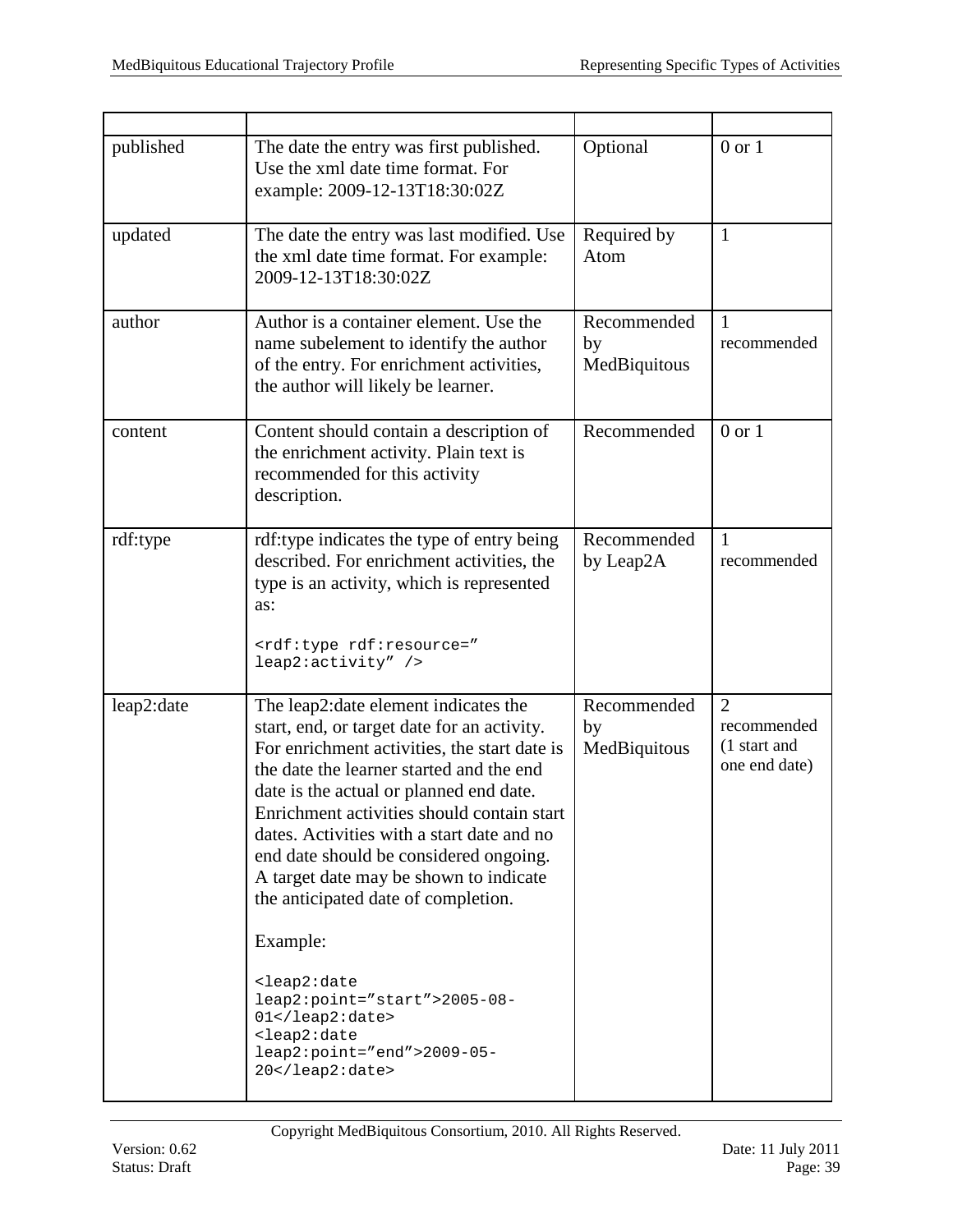| | | | |
|---|---|---|---|
| published | The date the entry was first published. Use the xml date time format. For example: 2009-12-13T18:30:02Z | Optional | 0 or 1 |
| updated | The date the entry was last modified. Use the xml date time format. For example: 2009-12-13T18:30:02Z | Required by Atom | 1 |
| author | Author is a container element. Use the name subelement to identify the author of the entry. For enrichment activities, the author will likely be learner. | Recommended by MedBiquitous | 1 recommended |
| content | Content should contain a description of the enrichment activity. Plain text is recommended for this activity description. | Recommended | 0 or 1 |
| rdf:type | rdf:type indicates the type of entry being described. For enrichment activities, the type is an activity, which is represented as: `<rdf:type rdf:resource=" leap2:activity" />` | Recommended by Leap2A | 1 recommended |
| leap2:date | The leap2:date element indicates the start, end, or target date for an activity. For enrichment activities, the start date is the date the learner started and the end date is the actual or planned end date. Enrichment activities should contain start dates. Activities with a start date and no end date should be considered ongoing. A target date may be shown to indicate the anticipated date of completion. Example: `<leap2:date leap2:point="start">2005-08-01</leap2:date>` `<leap2:date leap2:point="end">2009-05-20</leap2:date>` | Recommended by MedBiquitous | 2 recommended (1 start and one end date) |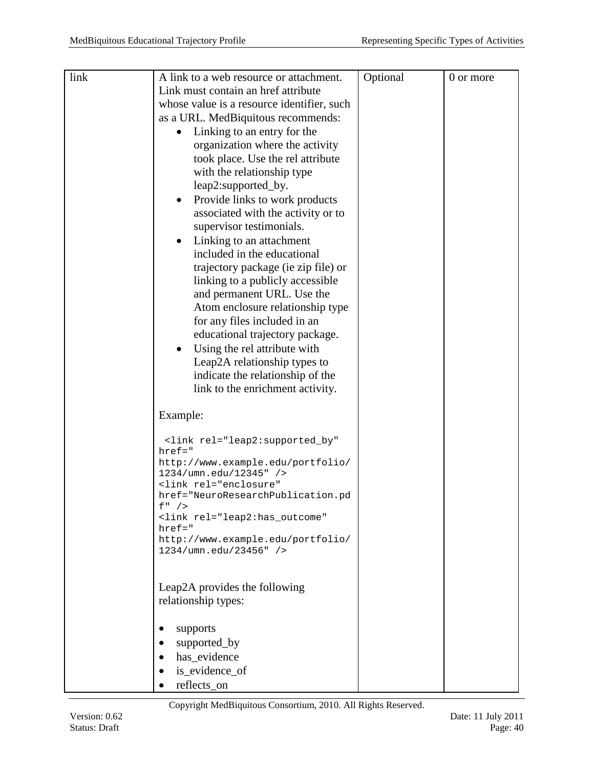| link | A link to a web resource or attachment. Link must contain an href attribute whose value is a resource identifier, such as a URL. MedBiquitous recommends:<br>• Linking to an entry for the organization where the activity took place. Use the rel attribute with the relationship type leap2:supported_by.<br>• Provide links to work products associated with the activity or to supervisor testimonials.<br>• Linking to an attachment included in the educational trajectory package (ie zip file) or linking to a publicly accessible and permanent URL. Use the Atom enclosure relationship type for any files included in an educational trajectory package.<br>• Using the rel attribute with Leap2A relationship types to indicate the relationship of the link to the enrichment activity.<br><br>Example:<br><br>`<link rel="leap2:supported_by" href=" http://www.example.edu/portfolio/1234/umn.edu/12345" />`<br>`<link rel="enclosure" href="NeuroResearchPublication.pdf" />`<br>`<link rel="leap2:has_outcome" href=" http://www.example.edu/portfolio/1234/umn.edu/23456" />`<br><br>Leap2A provides the following relationship types:<br><br>• supports<br>• supported_by<br>• has_evidence<br>• is_evidence_of<br>• reflects_on | Optional | 0 or more |
|---|---|---|---|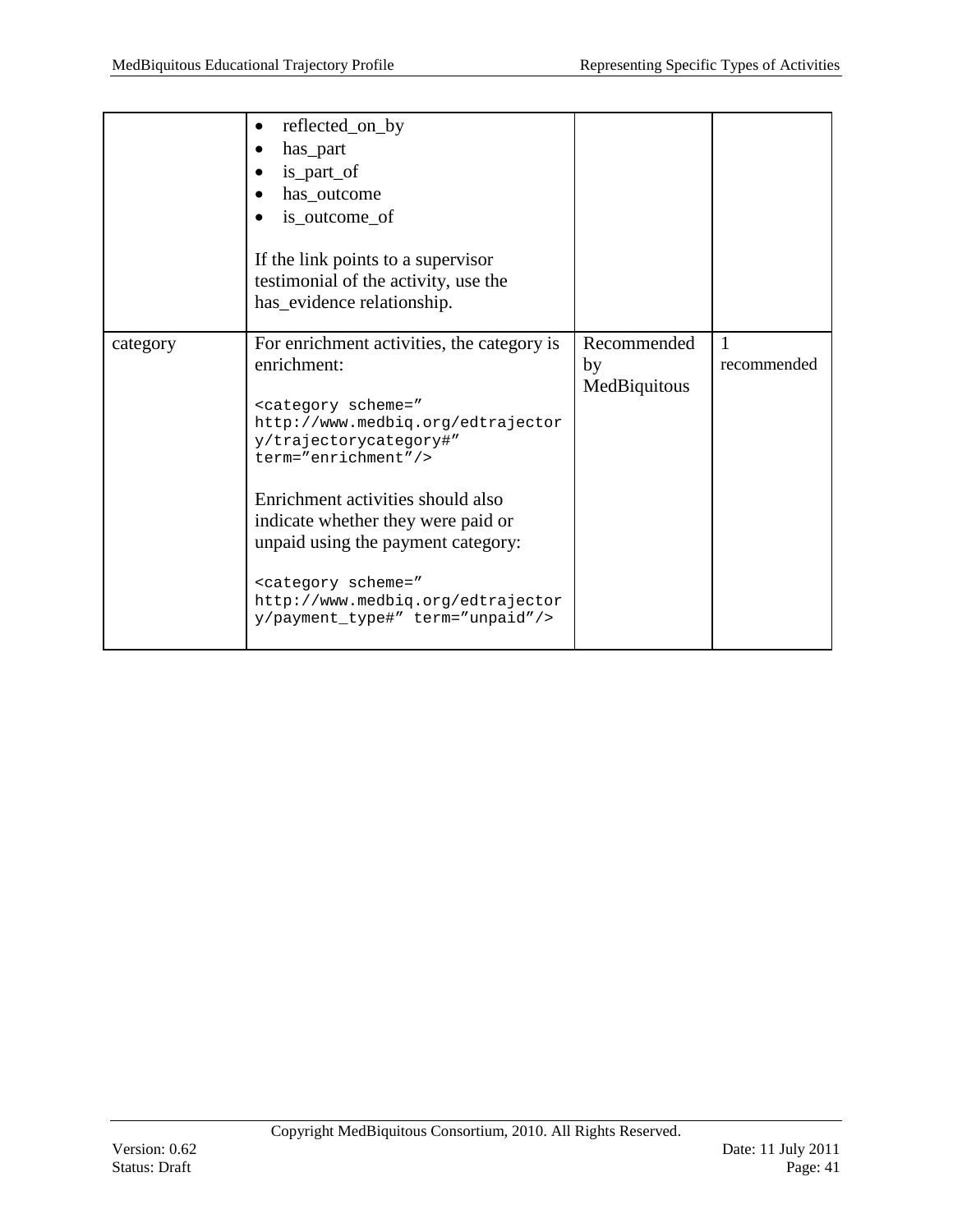| | | | |
|---|---|---|---|
| | • reflected_on_by<br>• has_part<br>• is_part_of<br>• has_outcome<br>• is_outcome_of<br><br>If the link points to a supervisor testimonial of the activity, use the has_evidence relationship. | | |
| category | For enrichment activities, the category is enrichment:<br><br>`<category scheme=" http://www.medbiq.org/edtrajectory/trajectorycategory#" term="enrichment"/>`<br><br>Enrichment activities should also indicate whether they were paid or unpaid using the payment category:<br><br>`<category scheme=" http://www.medbiq.org/edtrajectory/payment_type#" term="unpaid"/>` | Recommended by MedBiquitous | 1 recommended |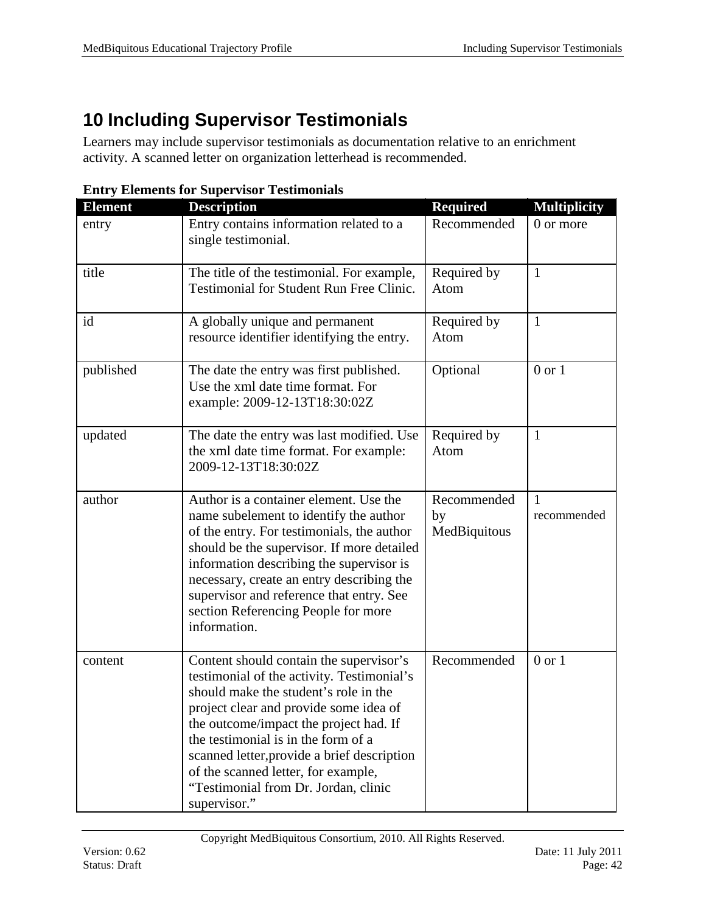# 10 Including Supervisor Testimonials

Learners may include supervisor testimonials as documentation relative to an enrichment activity. A scanned letter on organization letterhead is recommended.

**Entry Elements for Supervisor Testimonials**

| Element | Description | Required | Multiplicity |
|---|---|---|---|
| entry | Entry contains information related to a single testimonial. | Recommended | 0 or more |
| title | The title of the testimonial. For example, Testimonial for Student Run Free Clinic. | Required by Atom | 1 |
| id | A globally unique and permanent resource identifier identifying the entry. | Required by Atom | 1 |
| published | The date the entry was first published. Use the xml date time format. For example: 2009-12-13T18:30:02Z | Optional | 0 or 1 |
| updated | The date the entry was last modified. Use the xml date time format. For example: 2009-12-13T18:30:02Z | Required by Atom | 1 |
| author | Author is a container element. Use the name subelement to identify the author of the entry. For testimonials, the author should be the supervisor. If more detailed information describing the supervisor is necessary, create an entry describing the supervisor and reference that entry. See section Referencing People for more information. | Recommended by MedBiquitous | 1 recommended |
| content | Content should contain the supervisor's testimonial of the activity. Testimonial's should make the student's role in the project clear and provide some idea of the outcome/impact the project had. If the testimonial is in the form of a scanned letter,provide a brief description of the scanned letter, for example, "Testimonial from Dr. Jordan, clinic supervisor." | Recommended | 0 or 1 |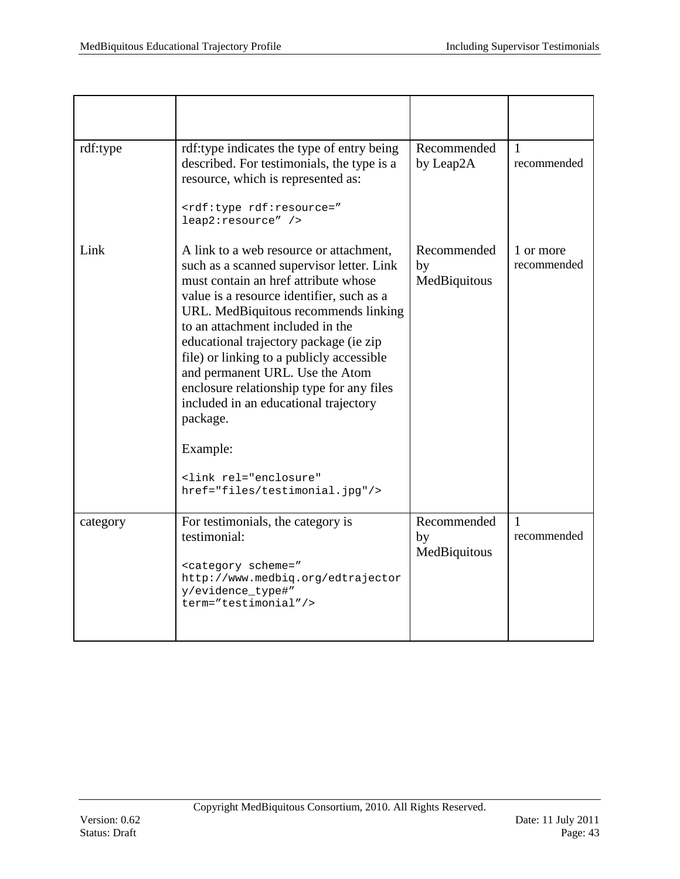| | | | |
|---|---|---|---|
| rdf:type | rdf:type indicates the type of entry being described. For testimonials, the type is a resource, which is represented as: `<rdf:type rdf:resource=" leap2:resource" />` | Recommended by Leap2A | 1 recommended |
| Link | A link to a web resource or attachment, such as a scanned supervisor letter. Link must contain an href attribute whose value is a resource identifier, such as a URL. MedBiquitous recommends linking to an attachment included in the educational trajectory package (ie zip file) or linking to a publicly accessible and permanent URL. Use the Atom enclosure relationship type for any files included in an educational trajectory package. Example: `<link rel="enclosure" href="files/testimonial.jpg"/>` | Recommended by MedBiquitous | 1 or more recommended |
| category | For testimonials, the category is testimonial: `<category scheme=" http://www.medbiq.org/edtrajectory/evidence_type#" term="testimonial"/>` | Recommended by MedBiquitous | 1 recommended |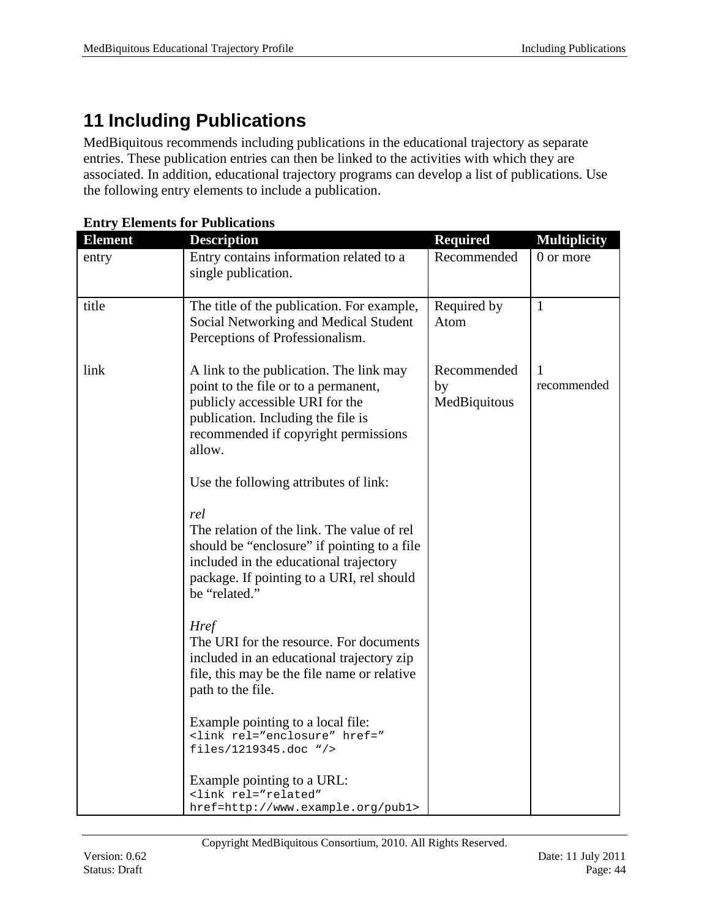# 11 Including Publications

MedBiquitous recommends including publications in the educational trajectory as separate entries. These publication entries can then be linked to the activities with which they are associated. In addition, educational trajectory programs can develop a list of publications. Use the following entry elements to include a publication.

**Entry Elements for Publications**

| Element | Description | Required | Multiplicity |
|---|---|---|---|
| entry | Entry contains information related to a single publication. | Recommended | 0 or more |
| title | The title of the publication. For example, Social Networking and Medical Student Perceptions of Professionalism. | Required by Atom | 1 |
| link | A link to the publication. The link may point to the file or to a permanent, publicly accessible URI for the publication. Including the file is recommended if copyright permissions allow.<br><br>Use the following attributes of link:<br><br>*rel*<br>The relation of the link. The value of rel should be "enclosure" if pointing to a file included in the educational trajectory package. If pointing to a URI, rel should be "related."<br><br>*Href*<br>The URI for the resource. For documents included in an educational trajectory zip file, this may be the file name or relative path to the file.<br><br>Example pointing to a local file:<br>`<link rel="enclosure" href=" files/1219345.doc "/>`<br><br>Example pointing to a URL:<br>`<link rel="related" href=http://www.example.org/pub1>` | Recommended by MedBiquitous | 1 recommended |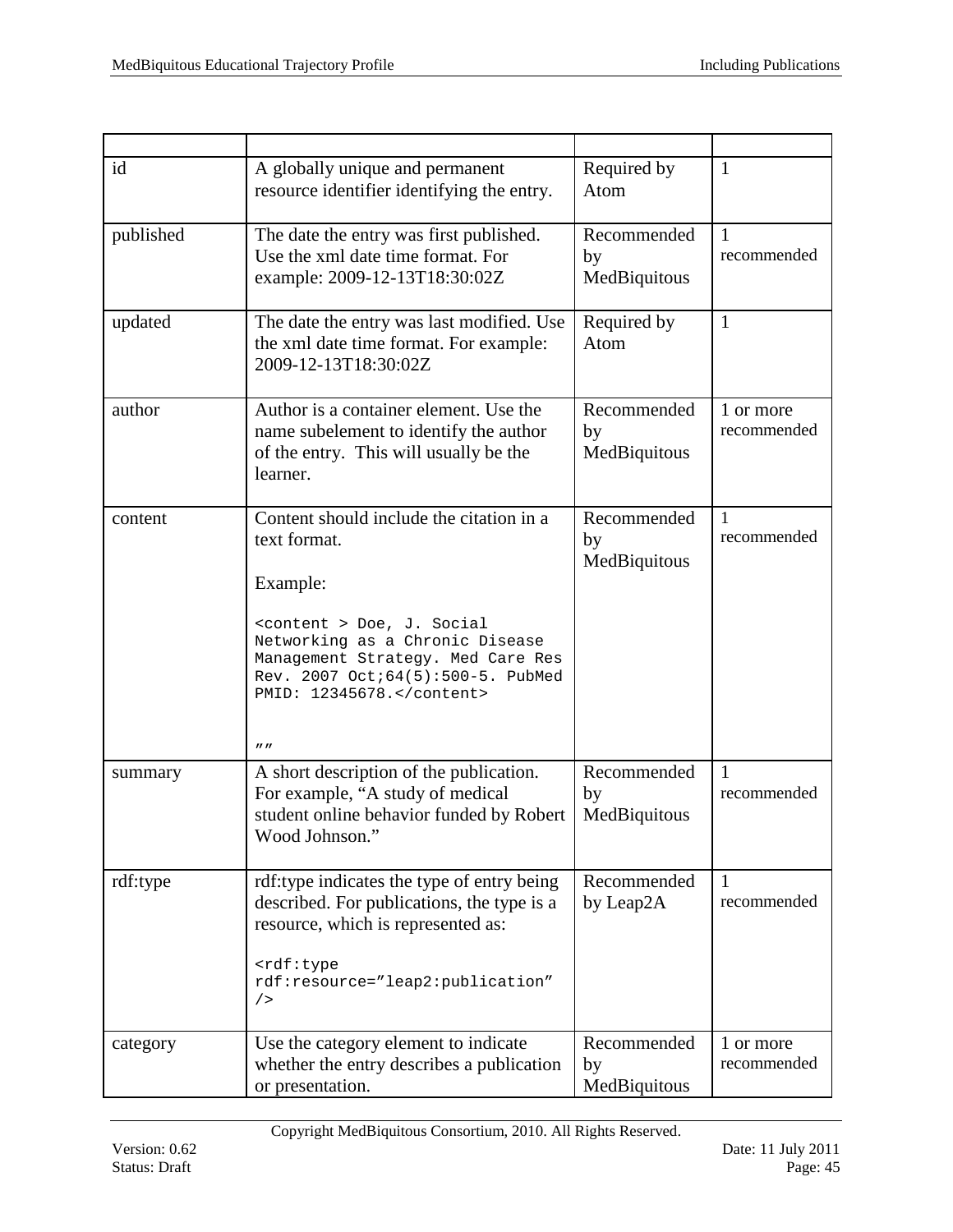| | | | |
|---|---|---|---|
| id | A globally unique and permanent resource identifier identifying the entry. | Required by Atom | 1 |
| published | The date the entry was first published. Use the xml date time format. For example: 2009-12-13T18:30:02Z | Recommended by MedBiquitous | 1 recommended |
| updated | The date the entry was last modified. Use the xml date time format. For example: 2009-12-13T18:30:02Z | Required by Atom | 1 |
| author | Author is a container element. Use the name subelement to identify the author of the entry. This will usually be the learner. | Recommended by MedBiquitous | 1 or more recommended |
| content | Content should include the citation in a text format.<br><br>Example:<br><br>`<content > Doe, J. Social Networking as a Chronic Disease Management Strategy. Med Care Res Rev. 2007 Oct;64(5):500-5. PubMed PMID: 12345678.</content>`<br><br>"" | Recommended by MedBiquitous | 1 recommended |
| summary | A short description of the publication. For example, "A study of medical student online behavior funded by Robert Wood Johnson." | Recommended by MedBiquitous | 1 recommended |
| rdf:type | rdf:type indicates the type of entry being described. For publications, the type is a resource, which is represented as:<br><br>`<rdf:type rdf:resource="leap2:publication" />` | Recommended by Leap2A | 1 recommended |
| category | Use the category element to indicate whether the entry describes a publication or presentation. | Recommended by MedBiquitous | 1 or more recommended |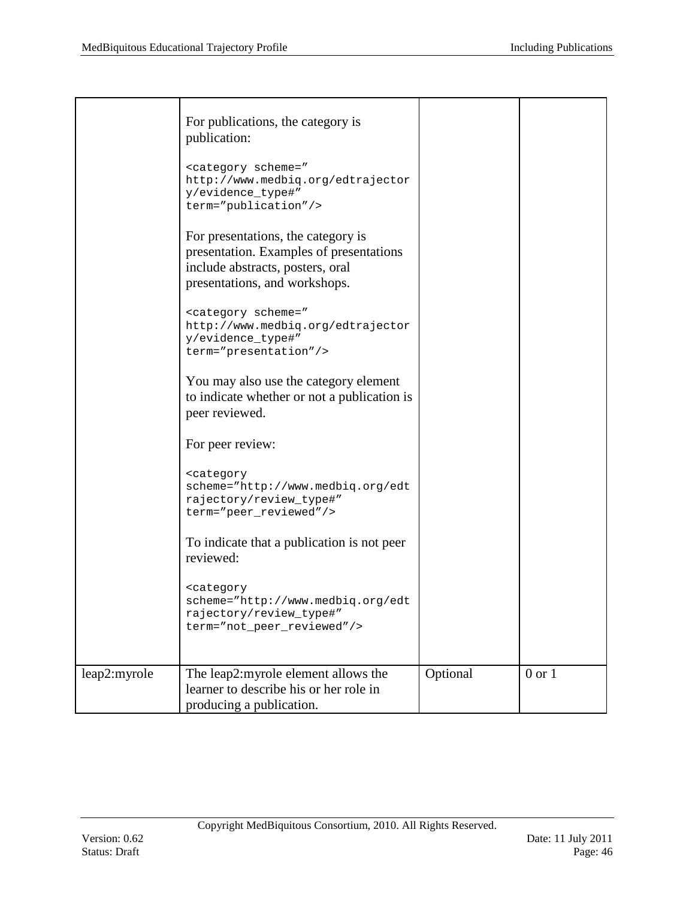|  |  |  |  |
|---|---|---|---|
|  | For publications, the category is publication:<br><br>`<category scheme=” http://www.medbiq.org/edtrajectory/evidence_type#” term=”publication”/>`<br><br>For presentations, the category is presentation. Examples of presentations include abstracts, posters, oral presentations, and workshops.<br><br>`<category scheme=” http://www.medbiq.org/edtrajectory/evidence_type#” term=”presentation”/>`<br><br>You may also use the category element to indicate whether or not a publication is peer reviewed.<br><br>For peer review:<br><br>`<category scheme=”http://www.medbiq.org/edtrajectory/review_type#” term=”peer_reviewed”/>`<br><br>To indicate that a publication is not peer reviewed:<br><br>`<category scheme=”http://www.medbiq.org/edtrajectory/review_type#” term=”not_peer_reviewed”/>` |  |  |
| leap2:myrole | The leap2:myrole element allows the learner to describe his or her role in producing a publication. | Optional | 0 or 1 |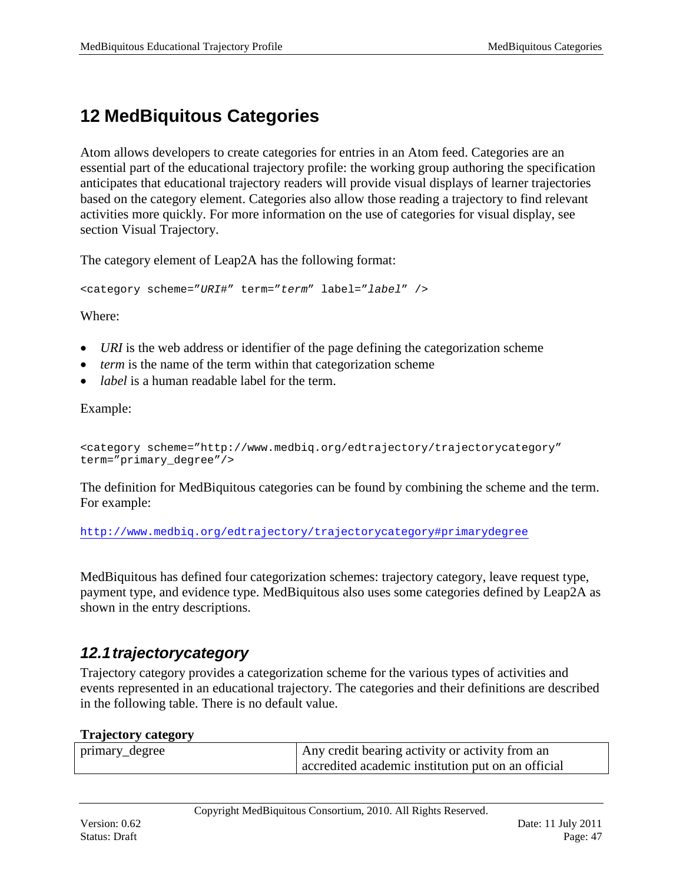# 12 MedBiquitous Categories

Atom allows developers to create categories for entries in an Atom feed. Categories are an essential part of the educational trajectory profile: the working group authoring the specification anticipates that educational trajectory readers will provide visual displays of learner trajectories based on the category element. Categories also allow those reading a trajectory to find relevant activities more quickly. For more information on the use of categories for visual display, see section Visual Trajectory.

The category element of Leap2A has the following format:

```
<category scheme="URI#" term="term" label="label" />
```

Where:

- *URI* is the web address or identifier of the page defining the categorization scheme
- *term* is the name of the term within that categorization scheme
- *label* is a human readable label for the term.

Example:

```
<category scheme="http://www.medbiq.org/edtrajectory/trajectorycategory"
term="primary_degree"/>
```

The definition for MedBiquitous categories can be found by combining the scheme and the term. For example:

http://www.medbiq.org/edtrajectory/trajectorycategory#primarydegree

MedBiquitous has defined four categorization schemes: trajectory category, leave request type, payment type, and evidence type. MedBiquitous also uses some categories defined by Leap2A as shown in the entry descriptions.

## *12.1 trajectorycategory*

Trajectory category provides a categorization scheme for the various types of activities and events represented in an educational trajectory. The categories and their definitions are described in the following table. There is no default value.

**Trajectory category**

| | |
|---|---|
| primary_degree | Any credit bearing activity or activity from an accredited academic institution put on an official |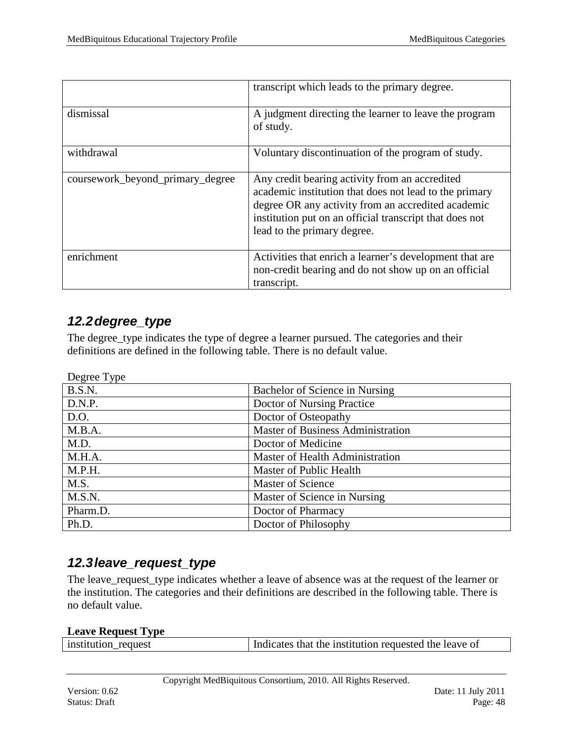|  |  |
| --- | --- |
|  | transcript which leads to the primary degree. |
| dismissal | A judgment directing the learner to leave the program of study. |
| withdrawal | Voluntary discontinuation of the program of study. |
| coursework_beyond_primary_degree | Any credit bearing activity from an accredited academic institution that does not lead to the primary degree OR any activity from an accredited academic institution put on an official transcript that does not lead to the primary degree. |
| enrichment | Activities that enrich a learner's development that are non-credit bearing and do not show up on an official transcript. |

## 12.2 degree_type

The degree_type indicates the type of degree a learner pursued. The categories and their definitions are defined in the following table. There is no default value.

Degree Type

| | |
| --- | --- |
| B.S.N. | Bachelor of Science in Nursing |
| D.N.P. | Doctor of Nursing Practice |
| D.O. | Doctor of Osteopathy |
| M.B.A. | Master of Business Administration |
| M.D. | Doctor of Medicine |
| M.H.A. | Master of Health Administration |
| M.P.H. | Master of Public Health |
| M.S. | Master of Science |
| M.S.N. | Master of Science in Nursing |
| Pharm.D. | Doctor of Pharmacy |
| Ph.D. | Doctor of Philosophy |

## 12.3 leave_request_type

The leave_request_type indicates whether a leave of absence was at the request of the learner or the institution. The categories and their definitions are described in the following table. There is no default value.

**Leave Request Type**

| | |
| --- | --- |
| institution_request | Indicates that the institution requested the leave of |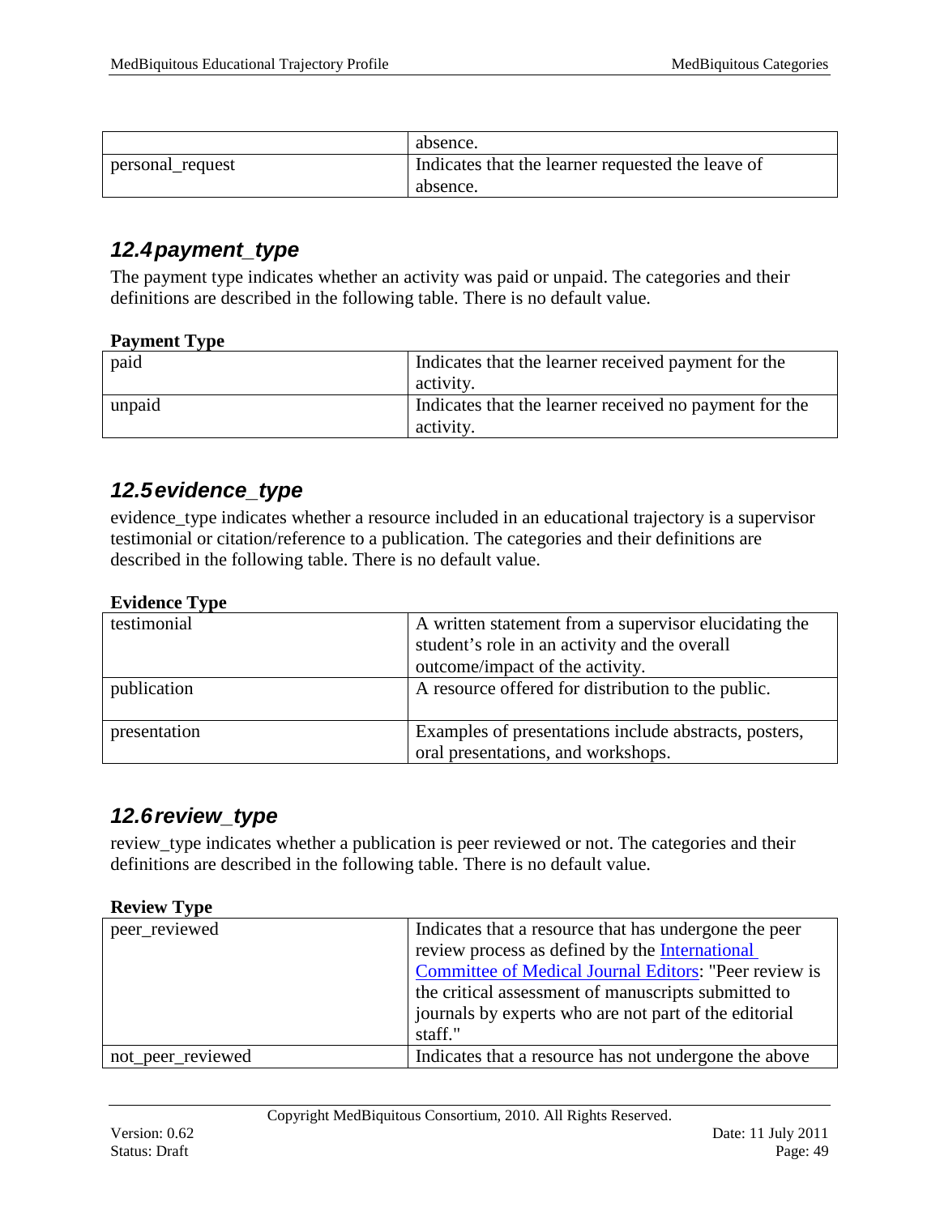| | |
|---|---|
| | absence. |
| personal_request | Indicates that the learner requested the leave of absence. |

## 12.4 payment_type

The payment type indicates whether an activity was paid or unpaid. The categories and their definitions are described in the following table. There is no default value.

**Payment Type**

| | |
|---|---|
| paid | Indicates that the learner received payment for the activity. |
| unpaid | Indicates that the learner received no payment for the activity. |

## 12.5 evidence_type

evidence_type indicates whether a resource included in an educational trajectory is a supervisor testimonial or citation/reference to a publication. The categories and their definitions are described in the following table. There is no default value.

**Evidence Type**

| | |
|---|---|
| testimonial | A written statement from a supervisor elucidating the student's role in an activity and the overall outcome/impact of the activity. |
| publication | A resource offered for distribution to the public. |
| presentation | Examples of presentations include abstracts, posters, oral presentations, and workshops. |

## 12.6 review_type

review_type indicates whether a publication is peer reviewed or not. The categories and their definitions are described in the following table. There is no default value.

**Review Type**

| | |
|---|---|
| peer_reviewed | Indicates that a resource that has undergone the peer review process as defined by the International Committee of Medical Journal Editors: "Peer review is the critical assessment of manuscripts submitted to journals by experts who are not part of the editorial staff." |
| not_peer_reviewed | Indicates that a resource has not undergone the above |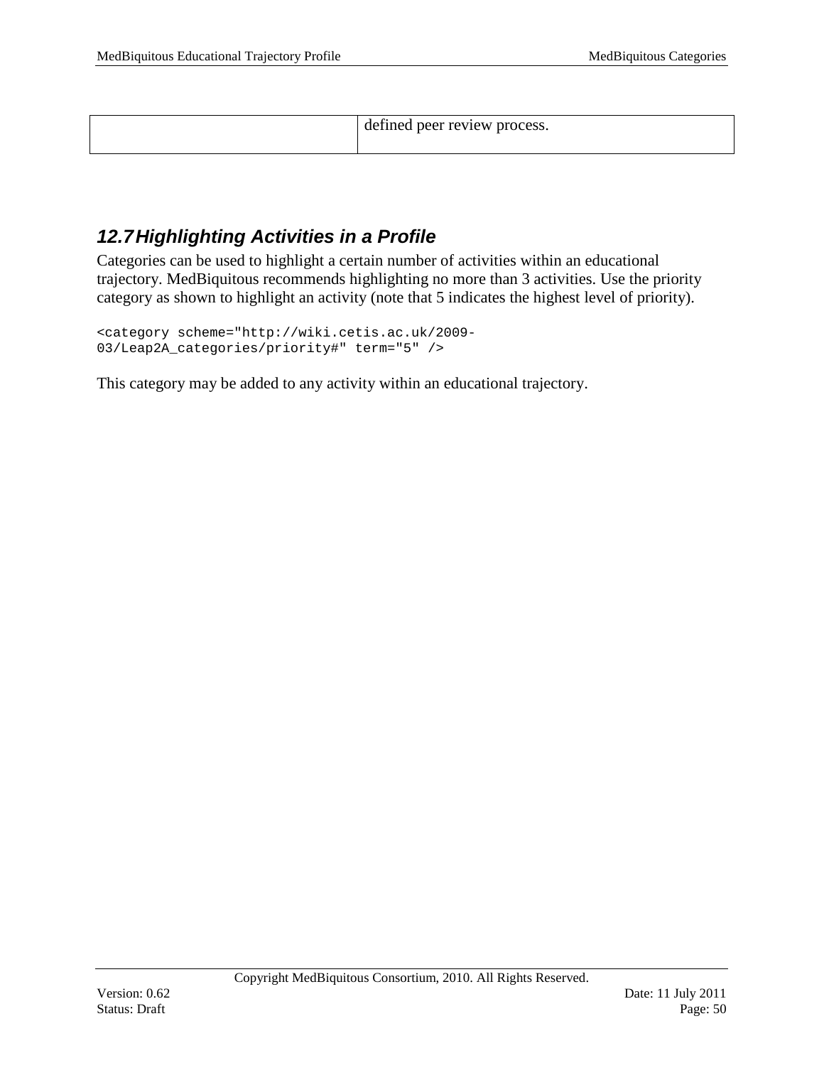| | defined peer review process. |
|---|---|

## 12.7 Highlighting Activities in a Profile

Categories can be used to highlight a certain number of activities within an educational trajectory. MedBiquitous recommends highlighting no more than 3 activities. Use the priority category as shown to highlight an activity (note that 5 indicates the highest level of priority).

```
<category scheme="http://wiki.cetis.ac.uk/2009-
03/Leap2A_categories/priority#" term="5" />
```

This category may be added to any activity within an educational trajectory.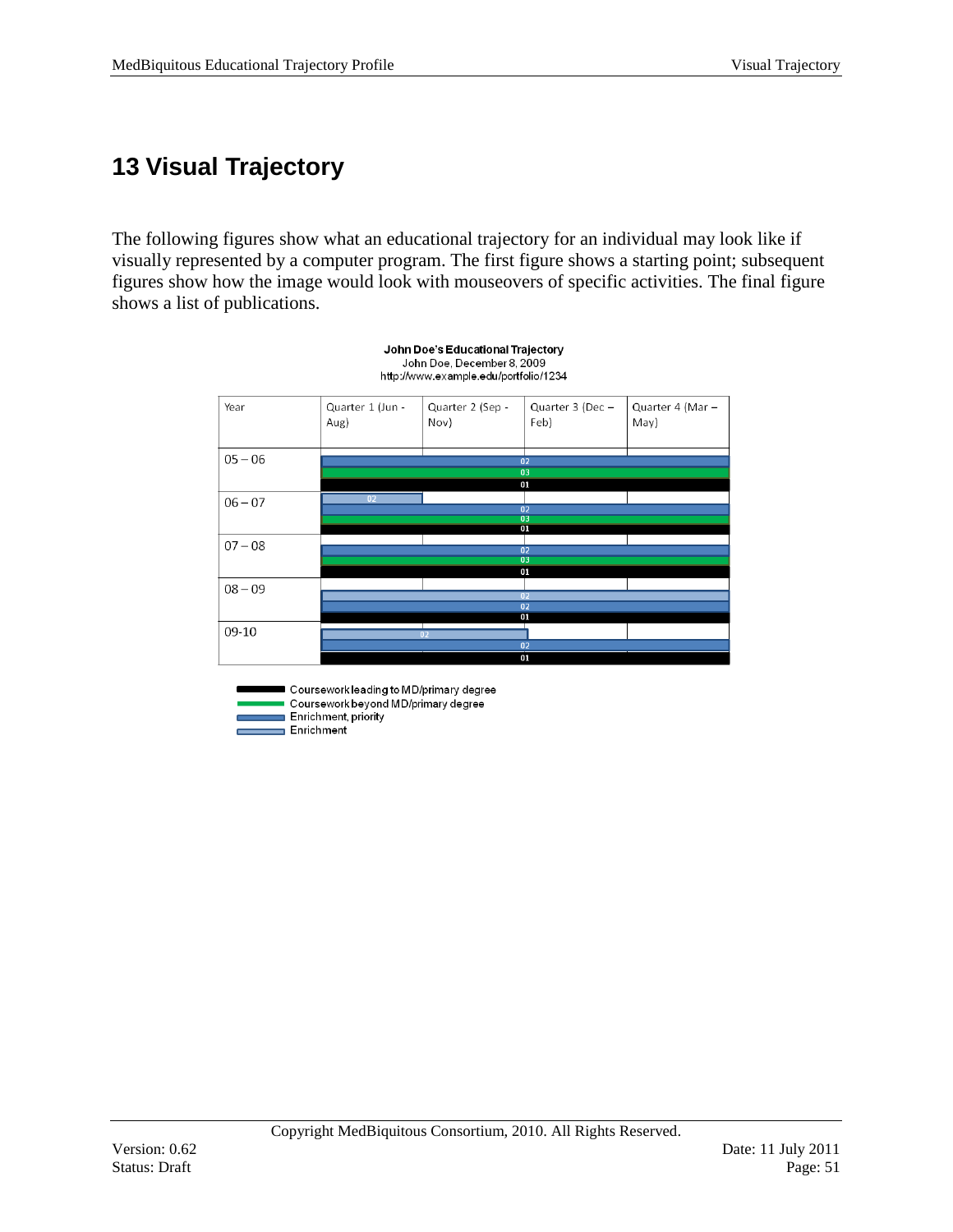# 13 Visual Trajectory

The following figures show what an educational trajectory for an individual may look like if visually represented by a computer program. The first figure shows a starting point; subsequent figures show how the image would look with mouseovers of specific activities. The final figure shows a list of publications.

**John Doe's Educational Trajectory**
John Doe, December 8, 2009
http://www.example.edu/portfolio/1234

| Year | Quarter 1 (Jun - Aug) | Quarter 2 (Sep - Nov) | Quarter 3 (Dec – Feb) | Quarter 4 (Mar – May) |
|---|---|---|---|---|
| 05 – 06 | 02 / 03 / 01 | | | |
| 06 – 07 | 02 / 02 / 03 / 01 | | | |
| 07 – 08 | 02 / 03 / 01 | | | |
| 08 – 09 | 02 / 02 / 01 | | | |
| 09-10 | 02 / 02 / 01 | | | |

- Coursework leading to MD/primary degree
- Coursework beyond MD/primary degree
- Enrichment, priority
- Enrichment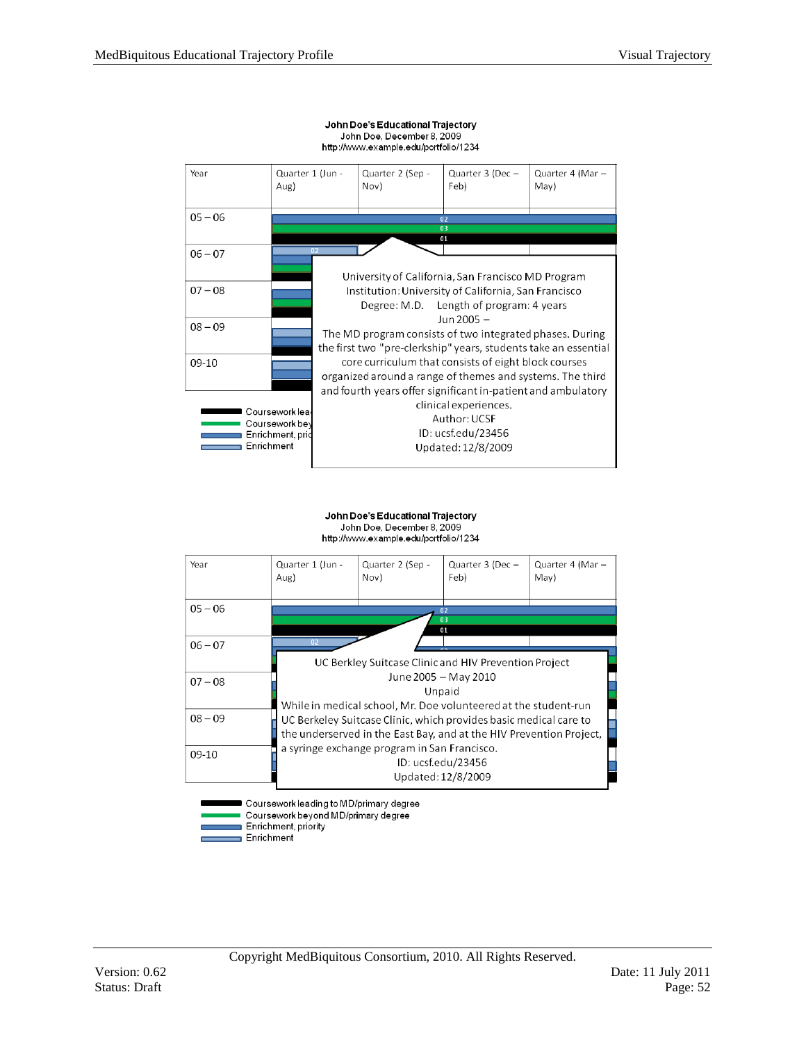**John Doe's Educational Trajectory**
John Doe, December 8, 2009
http://www.example.edu/portfolio/1234

| Year | Quarter 1 (Jun - Aug) | Quarter 2 (Sep - Nov) | Quarter 3 (Dec – Feb) | Quarter 4 (Mar – May) |
|---|---|---|---|---|
| 05 – 06 | | | | |
| 06 – 07 | | | | |
| 07 – 08 | | | | |
| 08 – 09 | | | | |
| 09-10 | | | | |

University of California, San Francisco MD Program
Institution: University of California, San Francisco
Degree: M.D. Length of program: 4 years
Jun 2005 –
The MD program consists of two integrated phases. During the first two "pre-clerkship" years, students take an essential core curriculum that consists of eight block courses organized around a range of themes and systems. The third and fourth years offer significant in-patient and ambulatory clinical experiences.
Author: UCSF
ID: ucsf.edu/23456
Updated: 12/8/2009

- Coursework lea
- Coursework bey
- Enrichment, pri
- Enrichment

**John Doe's Educational Trajectory**
John Doe, December 8, 2009
http://www.example.edu/portfolio/1234

| Year | Quarter 1 (Jun - Aug) | Quarter 2 (Sep - Nov) | Quarter 3 (Dec – Feb) | Quarter 4 (Mar – May) |
|---|---|---|---|---|
| 05 – 06 | | | | |
| 06 – 07 | | | | |
| 07 – 08 | | | | |
| 08 – 09 | | | | |
| 09-10 | | | | |

UC Berkley Suitcase Clinic and HIV Prevention Project
June 2005 – May 2010
Unpaid
While in medical school, Mr. Doe volunteered at the student-run UC Berkeley Suitcase Clinic, which provides basic medical care to the underserved in the East Bay, and at the HIV Prevention Project, a syringe exchange program in San Francisco.
ID: ucsf.edu/23456
Updated: 12/8/2009

- Coursework leading to MD/primary degree
- Coursework beyond MD/primary degree
- Enrichment, priority
- Enrichment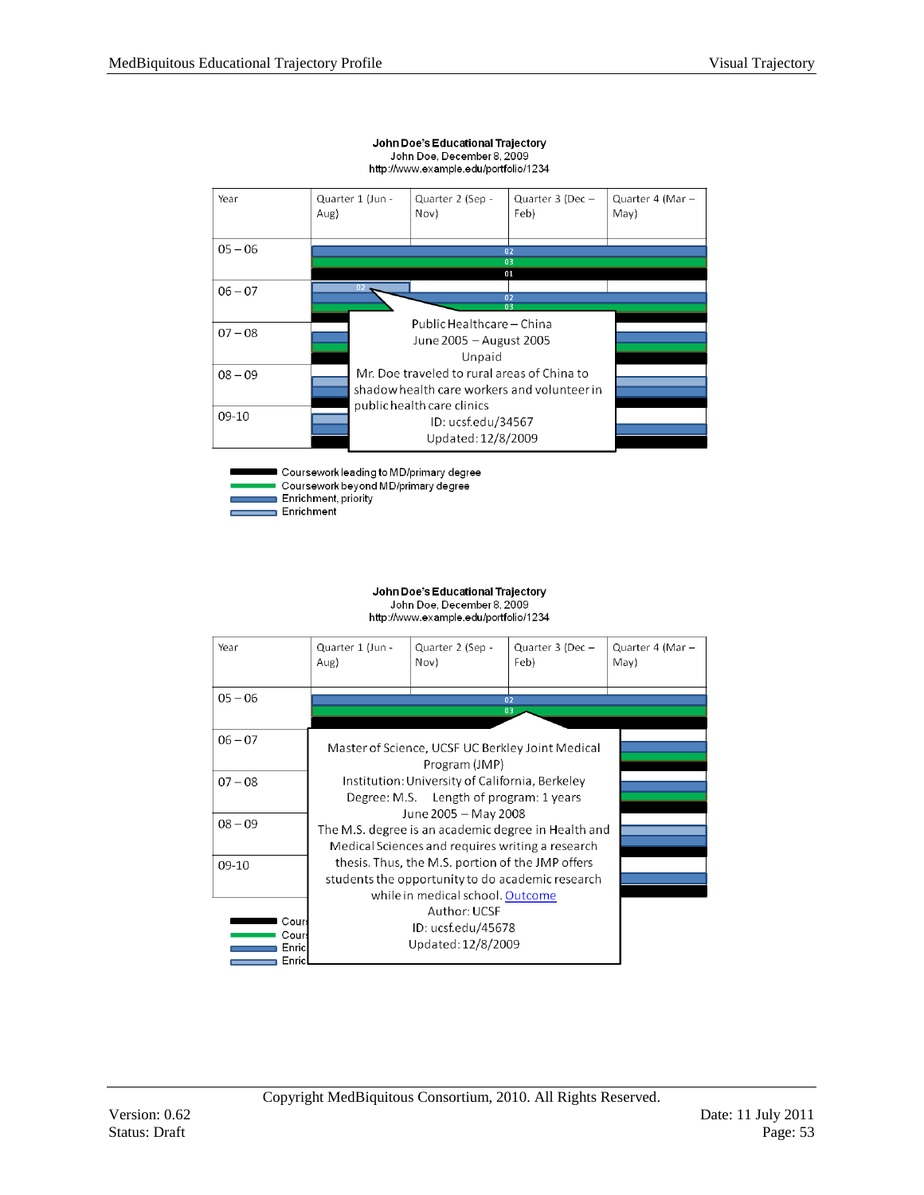**John Doe's Educational Trajectory**
John Doe, December 8, 2009
http://www.example.edu/portfolio/1234

| Year | Quarter 1 (Jun - Aug) | Quarter 2 (Sep - Nov) | Quarter 3 (Dec – Feb) | Quarter 4 (Mar – May) |
|---|---|---|---|---|
| 05 – 06 | | | | |
| 06 – 07 | | | | |
| 07 – 08 | | | | |
| 08 – 09 | | | | |
| 09-10 | | | | |

Bar labels: 02, 03, 01

Callout:

Public Healthcare – China
June 2005 – August 2005
Unpaid
Mr. Doe traveled to rural areas of China to shadow health care workers and volunteer in public health care clinics
ID: ucsf.edu/34567
Updated: 12/8/2009

Legend:

- Coursework leading to MD/primary degree
- Coursework beyond MD/primary degree
- Enrichment, priority
- Enrichment

**John Doe's Educational Trajectory**
John Doe, December 8, 2009
http://www.example.edu/portfolio/1234

| Year | Quarter 1 (Jun - Aug) | Quarter 2 (Sep - Nov) | Quarter 3 (Dec – Feb) | Quarter 4 (Mar – May) |
|---|---|---|---|---|
| 05 – 06 | | | | |
| 06 – 07 | | | | |
| 07 – 08 | | | | |
| 08 – 09 | | | | |
| 09-10 | | | | |

Bar labels: 02, 03

Callout:

Master of Science, UCSF UC Berkley Joint Medical Program (JMP)
Institution: University of California, Berkeley
Degree: M.S. Length of program: 1 years
June 2005 – May 2008
The M.S. degree is an academic degree in Health and Medical Sciences and requires writing a research thesis. Thus, the M.S. portion of the JMP offers students the opportunity to do academic research while in medical school. Outcome
Author: UCSF
ID: ucsf.edu/45678
Updated: 12/8/2009

Legend:

- Cour
- Cour
- Enric
- Enric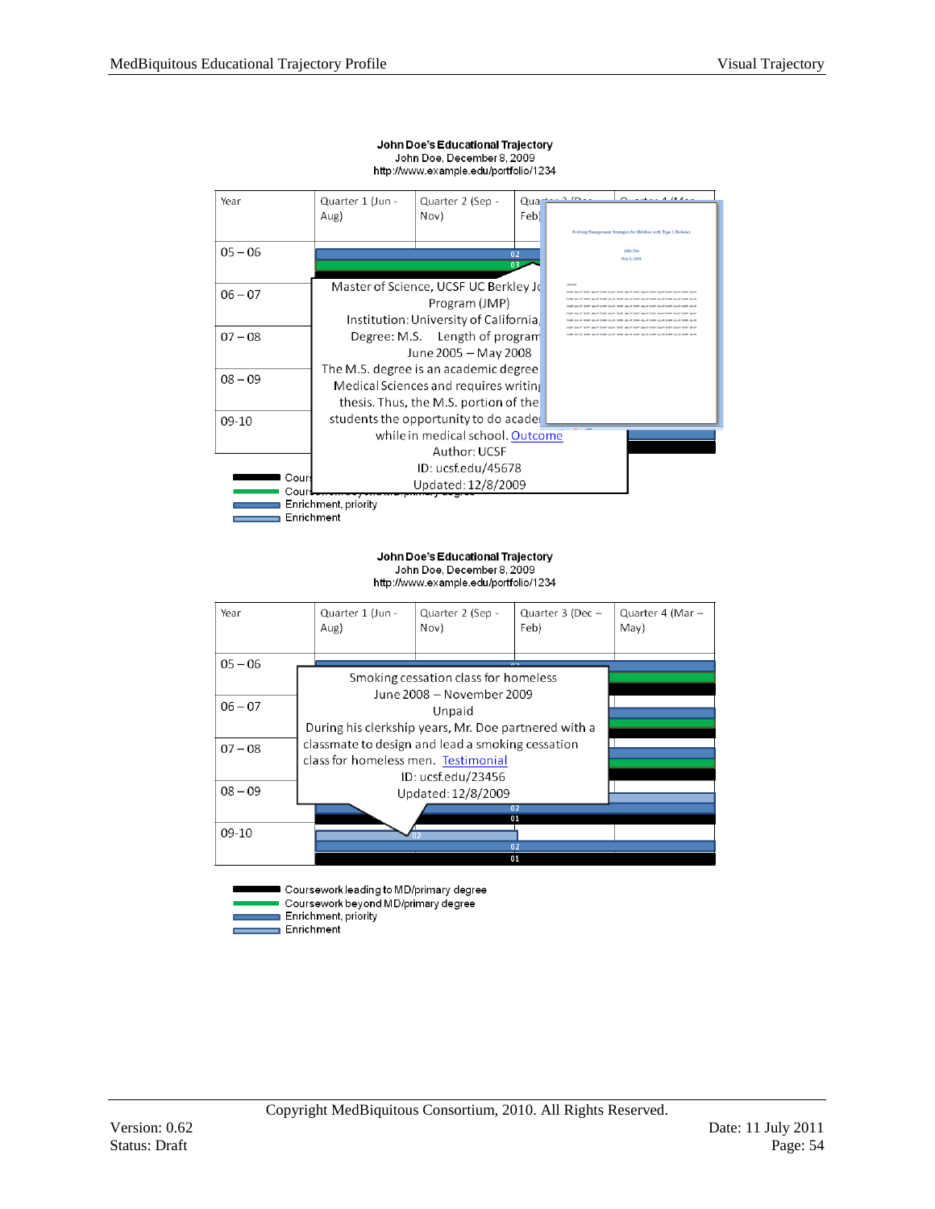**John Doe's Educational Trajectory**
John Doe, December 8, 2009
http://www.example.edu/portfolio/1234

| Year | Quarter 1 (Jun - Aug) | Quarter 2 (Sep - Nov) | Quarter 3 (Dec – Feb) | Quarter 4 (Mar – May) |
|---|---|---|---|---|
| 05 – 06 | | | | |
| 06 – 07 | | | | |
| 07 – 08 | | | | |
| 08 – 09 | | | | |
| 09-10 | | | | |

Master of Science, UCSF UC Berkley Jo... Program (JMP)
Institution: University of California, ...
Degree: M.S.  Length of program...
June 2005 – May 2008
The M.S. degree is an academic degree... Medical Sciences and requires writing... thesis. Thus, the M.S. portion of the... students the opportunity to do academ... while in medical school. Outcome
Author: UCSF
ID: ucsf.edu/45678
Updated: 12/8/2009

- Cours... (Coursework leading to MD/primary degree)
- Cours... (Coursework beyond MD/primary degree)
- Enrichment, priority
- Enrichment

**John Doe's Educational Trajectory**
John Doe, December 8, 2009
http://www.example.edu/portfolio/1234

| Year | Quarter 1 (Jun - Aug) | Quarter 2 (Sep - Nov) | Quarter 3 (Dec – Feb) | Quarter 4 (Mar – May) |
|---|---|---|---|---|
| 05 – 06 | | | | |
| 06 – 07 | | | | |
| 07 – 08 | | | | |
| 08 – 09 | | | | |
| 09-10 | | | | |

Smoking cessation class for homeless
June 2008 – November 2009
Unpaid
During his clerkship years, Mr. Doe partnered with a classmate to design and lead a smoking cessation class for homeless men. Testimonial
ID: ucsf.edu/23456
Updated: 12/8/2009

- Coursework leading to MD/primary degree
- Coursework beyond MD/primary degree
- Enrichment, priority
- Enrichment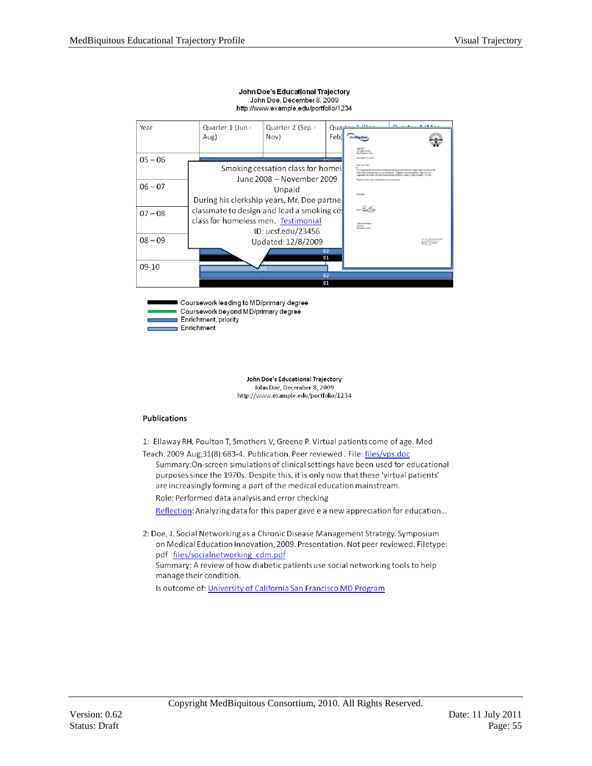**John Doe's Educational Trajectory**
John Doe, December 8, 2009
http://www.example.edu/portfolio/1234

| Year | Quarter 1 (Jun - Aug) | Quarter 2 (Sep - Nov) | Quarter 3 (Dec - Feb) | Quarter 4 (Mar - |
|---|---|---|---|---|
| 05 – 06 | | | | |
| 06 – 07 | | | | |
| 07 – 08 | | | | |
| 08 – 09 | | | | |
| 09-10 | | | | |

Smoking cessation class for homel
June 2008 – November 2009
Unpaid
During his clerkship years, Mr. Doe partne
classmate to design and lead a smoking ce
class for homeless men. Testimonial
ID: ucsf.edu/23456
Updated: 12/8/2009

- Coursework leading to MD/primary degree
- Coursework beyond MD/primary degree
- Enrichment, priority
- Enrichment

**John Doe's Educational Trajectory**
John Doe, December 8, 2009
http://www.example.edu/portfolio/1234

**Publications**

1: Ellaway RH, Poulton T, Smothers V, Greene P. Virtual patients come of age. Med Teach. 2009 Aug;31(8):683-4. Publication. Peer reviewed . File: files/vps.doc

Summary:On-screen simulations of clinical settings have been used for educational purposes since the 1970s. Despite this, it is only now that these 'virtual patients' are increasingly forming a part of the medical education mainstream.

Role: Performed data analysis and error checking

Reflection: Analyzing data for this paper gave e a new appreciation for education…

2: Doe, J. Social Networking as a Chronic Disease Management Strategy. Symposium on Medical Education Innovation, 2009. Presentation. Not peer reviewed. Filetype: pdf files/socialnetworking_cdm.pdf

Summary: A review of how diabetic patients use social networking tools to help manage their condition.

Is outcome of: University of California San Francisco MD Program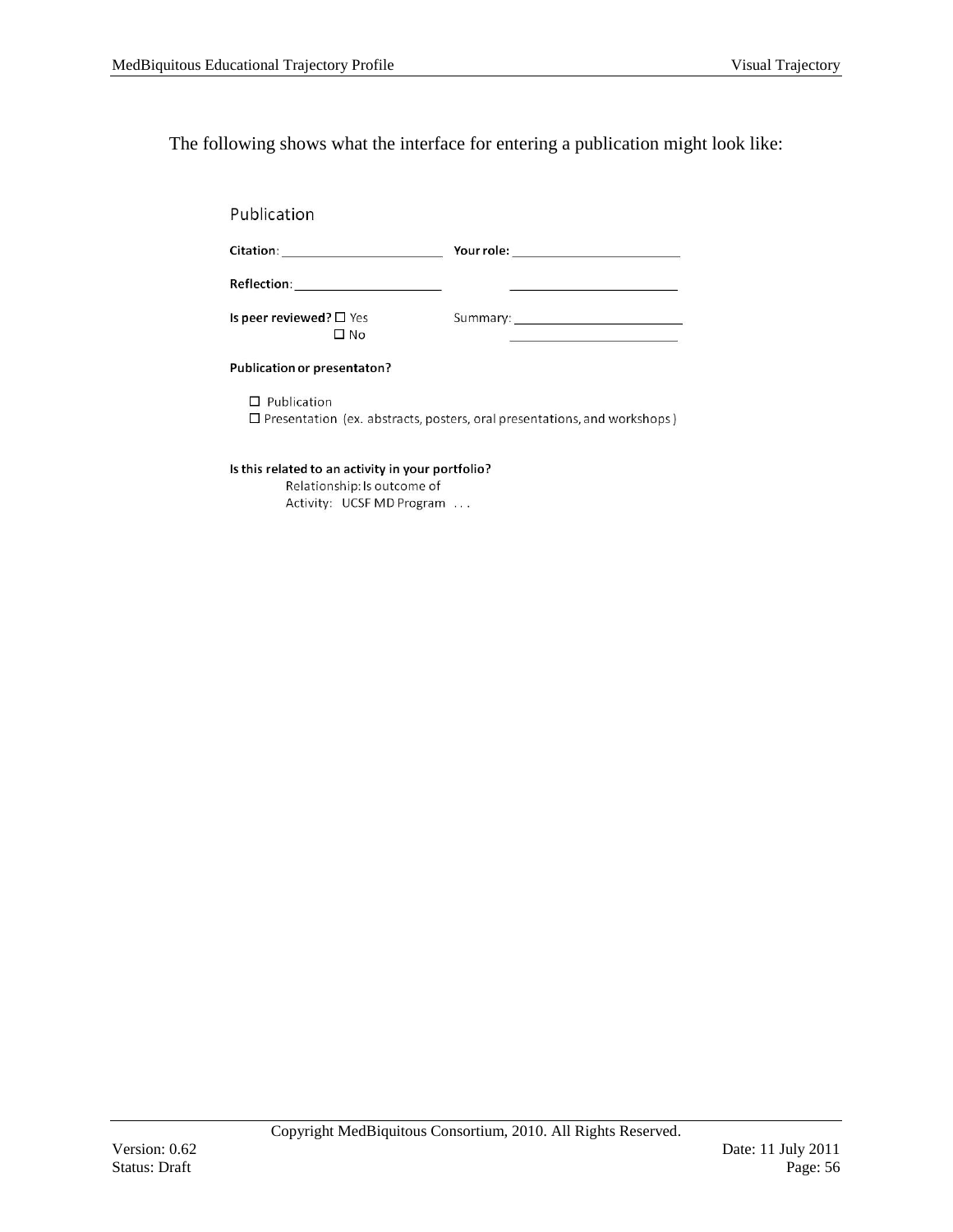The following shows what the interface for entering a publication might look like:

Publication

**Citation**: \_\_\_\_\_\_\_\_\_\_\_\_\_\_\_\_\_\_\_\_\_\_ **Your role:** \_\_\_\_\_\_\_\_\_\_\_\_\_\_\_\_\_\_\_\_\_\_

**Reflection**: \_\_\_\_\_\_\_\_\_\_\_\_\_\_\_\_\_\_\_\_\_\_ \_\_\_\_\_\_\_\_\_\_\_\_\_\_\_\_\_\_\_\_\_\_

**Is peer reviewed?** ☐ Yes
☐ No

Summary: \_\_\_\_\_\_\_\_\_\_\_\_\_\_\_\_\_\_\_\_\_\_
\_\_\_\_\_\_\_\_\_\_\_\_\_\_\_\_\_\_\_\_\_\_

**Publication or presentaton?**

☐ Publication
☐ Presentation (ex. abstracts, posters, oral presentations, and workshops)

**Is this related to an activity in your portfolio?**
Relationship: Is outcome of
Activity: UCSF MD Program . . .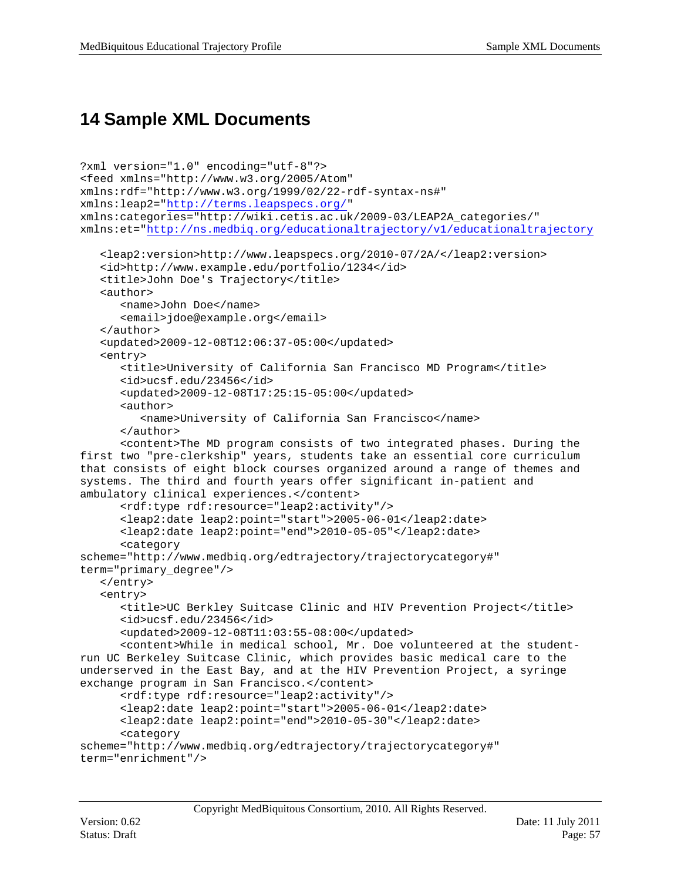# 14 Sample XML Documents

```
?xml version="1.0" encoding="utf-8"?>
<feed xmlns="http://www.w3.org/2005/Atom"
xmlns:rdf="http://www.w3.org/1999/02/22-rdf-syntax-ns#"
xmlns:leap2="http://terms.leapspecs.org/"
xmlns:categories="http://wiki.cetis.ac.uk/2009-03/LEAP2A_categories/"
xmlns:et="http://ns.medbiq.org/educationaltrajectory/v1/educationaltrajectory

   <leap2:version>http://www.leapspecs.org/2010-07/2A/</leap2:version>
   <id>http://www.example.edu/portfolio/1234</id>
   <title>John Doe's Trajectory</title>
   <author>
      <name>John Doe</name>
      <email>jdoe@example.org</email>
   </author>
   <updated>2009-12-08T12:06:37-05:00</updated>
   <entry>
      <title>University of California San Francisco MD Program</title>
      <id>ucsf.edu/23456</id>
      <updated>2009-12-08T17:25:15-05:00</updated>
      <author>
         <name>University of California San Francisco</name>
      </author>
      <content>The MD program consists of two integrated phases. During the
first two "pre-clerkship" years, students take an essential core curriculum
that consists of eight block courses organized around a range of themes and
systems. The third and fourth years offer significant in-patient and
ambulatory clinical experiences.</content>
      <rdf:type rdf:resource="leap2:activity"/>
      <leap2:date leap2:point="start">2005-06-01</leap2:date>
      <leap2:date leap2:point="end">2010-05-05"</leap2:date>
      <category
scheme="http://www.medbiq.org/edtrajectory/trajectorycategory#"
term="primary_degree"/>
   </entry>
   <entry>
      <title>UC Berkley Suitcase Clinic and HIV Prevention Project</title>
      <id>ucsf.edu/23456</id>
      <updated>2009-12-08T11:03:55-08:00</updated>
      <content>While in medical school, Mr. Doe volunteered at the student-
run UC Berkeley Suitcase Clinic, which provides basic medical care to the
underserved in the East Bay, and at the HIV Prevention Project, a syringe
exchange program in San Francisco.</content>
      <rdf:type rdf:resource="leap2:activity"/>
      <leap2:date leap2:point="start">2005-06-01</leap2:date>
      <leap2:date leap2:point="end">2010-05-30"</leap2:date>
      <category
scheme="http://www.medbiq.org/edtrajectory/trajectorycategory#"
term="enrichment"/>
```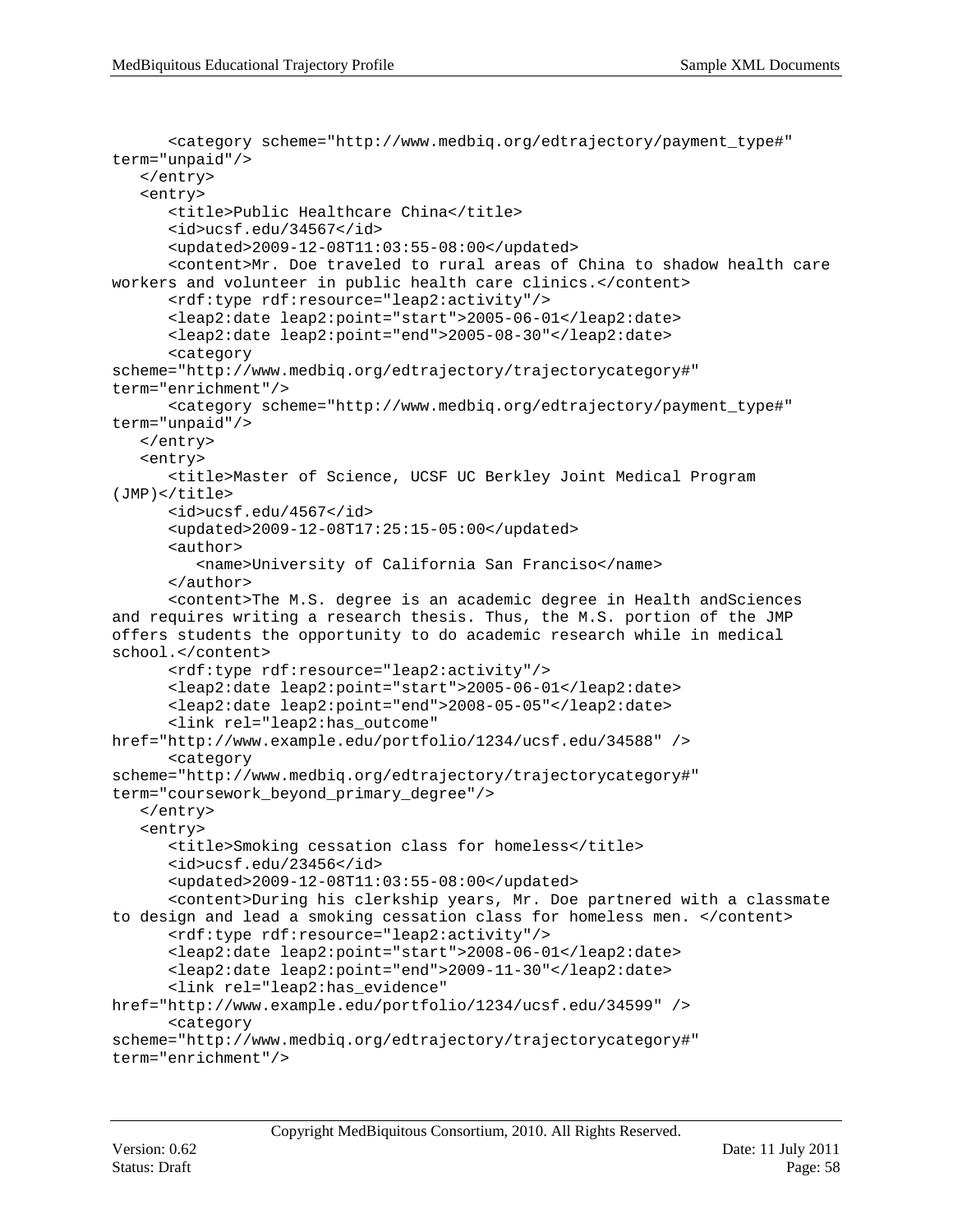```
      <category scheme="http://www.medbiq.org/edtrajectory/payment_type#"
term="unpaid"/>
   </entry>
   <entry>
      <title>Public Healthcare China</title>
      <id>ucsf.edu/34567</id>
      <updated>2009-12-08T11:03:55-08:00</updated>
      <content>Mr. Doe traveled to rural areas of China to shadow health care
workers and volunteer in public health care clinics.</content>
      <rdf:type rdf:resource="leap2:activity"/>
      <leap2:date leap2:point="start">2005-06-01</leap2:date>
      <leap2:date leap2:point="end">2005-08-30"</leap2:date>
      <category
scheme="http://www.medbiq.org/edtrajectory/trajectorycategory#"
term="enrichment"/>
      <category scheme="http://www.medbiq.org/edtrajectory/payment_type#"
term="unpaid"/>
   </entry>
   <entry>
      <title>Master of Science, UCSF UC Berkley Joint Medical Program
(JMP)</title>
      <id>ucsf.edu/4567</id>
      <updated>2009-12-08T17:25:15-05:00</updated>
      <author>
         <name>University of California San Franciso</name>
      </author>
      <content>The M.S. degree is an academic degree in Health andSciences
and requires writing a research thesis. Thus, the M.S. portion of the JMP
offers students the opportunity to do academic research while in medical
school.</content>
      <rdf:type rdf:resource="leap2:activity"/>
      <leap2:date leap2:point="start">2005-06-01</leap2:date>
      <leap2:date leap2:point="end">2008-05-05"</leap2:date>
      <link rel="leap2:has_outcome"
href="http://www.example.edu/portfolio/1234/ucsf.edu/34588" />
      <category
scheme="http://www.medbiq.org/edtrajectory/trajectorycategory#"
term="coursework_beyond_primary_degree"/>
   </entry>
   <entry>
      <title>Smoking cessation class for homeless</title>
      <id>ucsf.edu/23456</id>
      <updated>2009-12-08T11:03:55-08:00</updated>
      <content>During his clerkship years, Mr. Doe partnered with a classmate
to design and lead a smoking cessation class for homeless men. </content>
      <rdf:type rdf:resource="leap2:activity"/>
      <leap2:date leap2:point="start">2008-06-01</leap2:date>
      <leap2:date leap2:point="end">2009-11-30"</leap2:date>
      <link rel="leap2:has_evidence"
href="http://www.example.edu/portfolio/1234/ucsf.edu/34599" />
      <category
scheme="http://www.medbiq.org/edtrajectory/trajectorycategory#"
term="enrichment"/>
```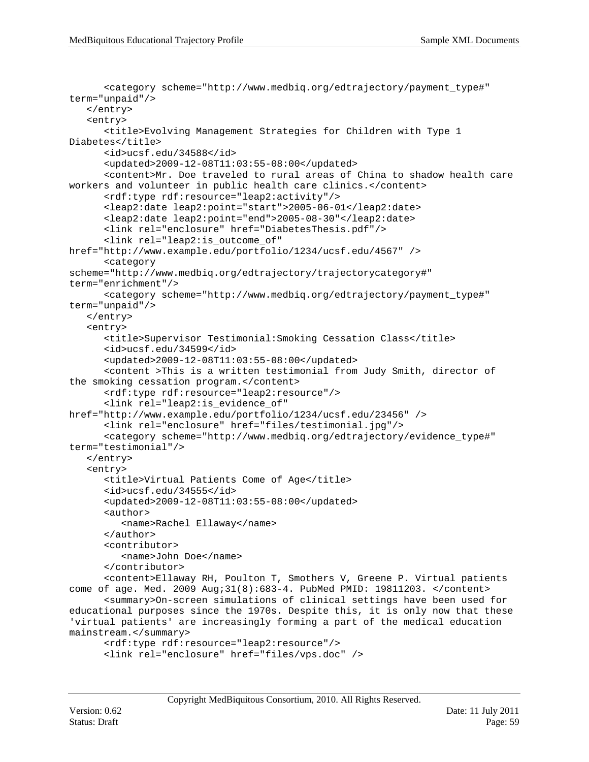```
      <category scheme="http://www.medbiq.org/edtrajectory/payment_type#"
term="unpaid"/>
   </entry>
   <entry>
      <title>Evolving Management Strategies for Children with Type 1
Diabetes</title>
      <id>ucsf.edu/34588</id>
      <updated>2009-12-08T11:03:55-08:00</updated>
      <content>Mr. Doe traveled to rural areas of China to shadow health care
workers and volunteer in public health care clinics.</content>
      <rdf:type rdf:resource="leap2:activity"/>
      <leap2:date leap2:point="start">2005-06-01</leap2:date>
      <leap2:date leap2:point="end">2005-08-30</leap2:date>
      <link rel="enclosure" href="DiabetesThesis.pdf"/>
      <link rel="leap2:is_outcome_of"
href="http://www.example.edu/portfolio/1234/ucsf.edu/4567" />
      <category
scheme="http://www.medbiq.org/edtrajectory/trajectorycategory#"
term="enrichment"/>
      <category scheme="http://www.medbiq.org/edtrajectory/payment_type#"
term="unpaid"/>
   </entry>
   <entry>
      <title>Supervisor Testimonial:Smoking Cessation Class</title>
      <id>ucsf.edu/34599</id>
      <updated>2009-12-08T11:03:55-08:00</updated>
      <content >This is a written testimonial from Judy Smith, director of
the smoking cessation program.</content>
      <rdf:type rdf:resource="leap2:resource"/>
      <link rel="leap2:is_evidence_of"
href="http://www.example.edu/portfolio/1234/ucsf.edu/23456" />
      <link rel="enclosure" href="files/testimonial.jpg"/>
      <category scheme="http://www.medbiq.org/edtrajectory/evidence_type#"
term="testimonial"/>
   </entry>
   <entry>
      <title>Virtual Patients Come of Age</title>
      <id>ucsf.edu/34555</id>
      <updated>2009-12-08T11:03:55-08:00</updated>
      <author>
         <name>Rachel Ellaway</name>
      </author>
      <contributor>
         <name>John Doe</name>
      </contributor>
      <content>Ellaway RH, Poulton T, Smothers V, Greene P. Virtual patients
come of age. Med. 2009 Aug;31(8):683-4. PubMed PMID: 19811203. </content>
      <summary>On-screen simulations of clinical settings have been used for
educational purposes since the 1970s. Despite this, it is only now that these
'virtual patients' are increasingly forming a part of the medical education
mainstream.</summary>
      <rdf:type rdf:resource="leap2:resource"/>
      <link rel="enclosure" href="files/vps.doc" />
```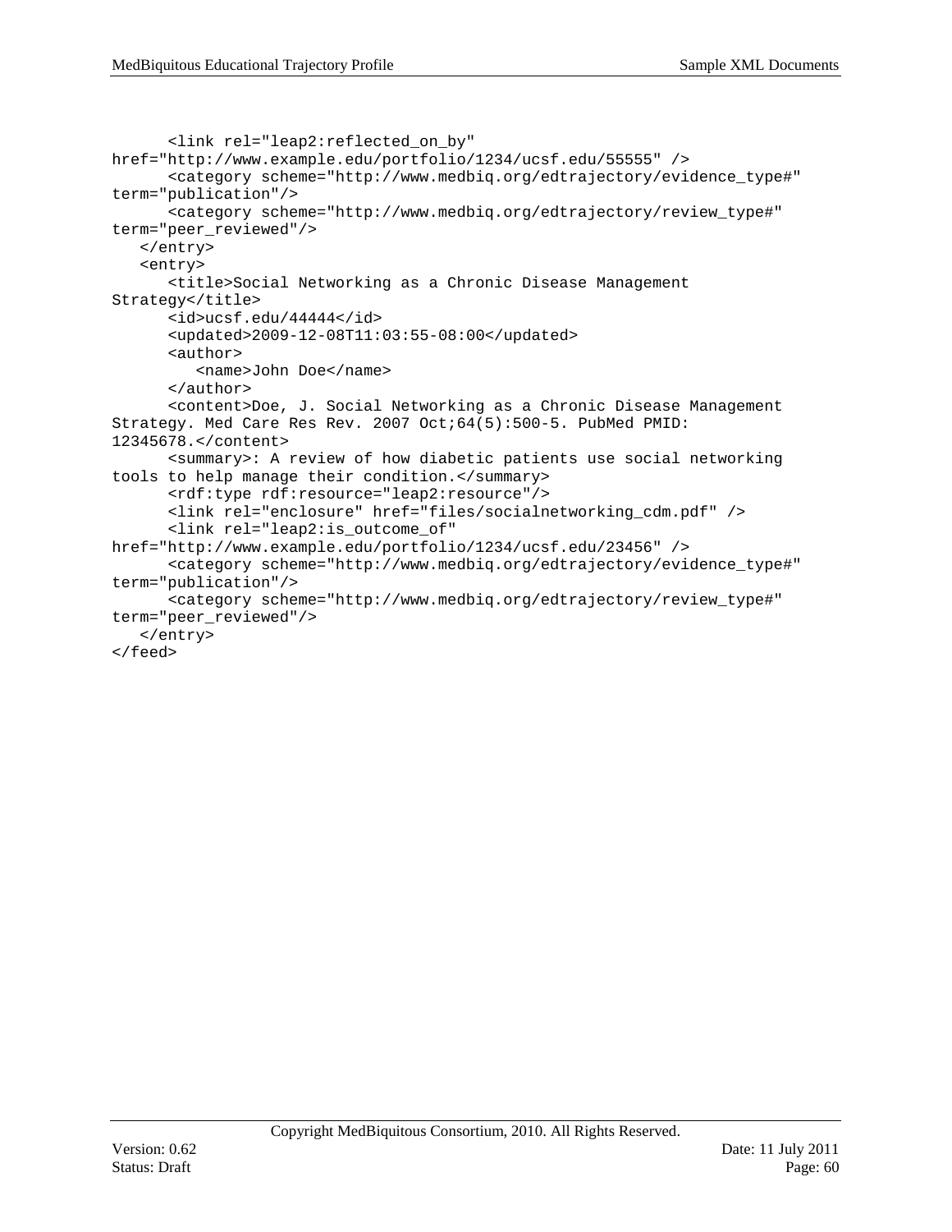```
      <link rel="leap2:reflected_on_by"
href="http://www.example.edu/portfolio/1234/ucsf.edu/55555" />
      <category scheme="http://www.medbiq.org/edtrajectory/evidence_type#"
term="publication"/>
      <category scheme="http://www.medbiq.org/edtrajectory/review_type#"
term="peer_reviewed"/>
   </entry>
   <entry>
      <title>Social Networking as a Chronic Disease Management
Strategy</title>
      <id>ucsf.edu/44444</id>
      <updated>2009-12-08T11:03:55-08:00</updated>
      <author>
         <name>John Doe</name>
      </author>
      <content>Doe, J. Social Networking as a Chronic Disease Management
Strategy. Med Care Res Rev. 2007 Oct;64(5):500-5. PubMed PMID:
12345678.</content>
      <summary>: A review of how diabetic patients use social networking
tools to help manage their condition.</summary>
      <rdf:type rdf:resource="leap2:resource"/>
      <link rel="enclosure" href="files/socialnetworking_cdm.pdf" />
      <link rel="leap2:is_outcome_of"
href="http://www.example.edu/portfolio/1234/ucsf.edu/23456" />
      <category scheme="http://www.medbiq.org/edtrajectory/evidence_type#"
term="publication"/>
      <category scheme="http://www.medbiq.org/edtrajectory/review_type#"
term="peer_reviewed"/>
   </entry>
</feed>
```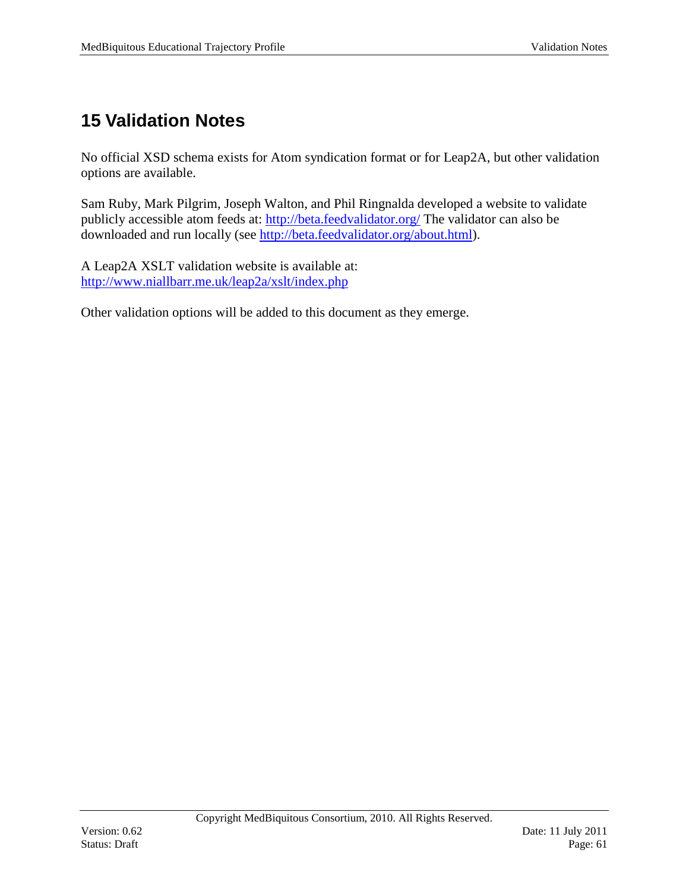# 15 Validation Notes

No official XSD schema exists for Atom syndication format or for Leap2A, but other validation options are available.

Sam Ruby, Mark Pilgrim, Joseph Walton, and Phil Ringnalda developed a website to validate publicly accessible atom feeds at: http://beta.feedvalidator.org/ The validator can also be downloaded and run locally (see http://beta.feedvalidator.org/about.html).

A Leap2A XSLT validation website is available at: http://www.niallbarr.me.uk/leap2a/xslt/index.php

Other validation options will be added to this document as they emerge.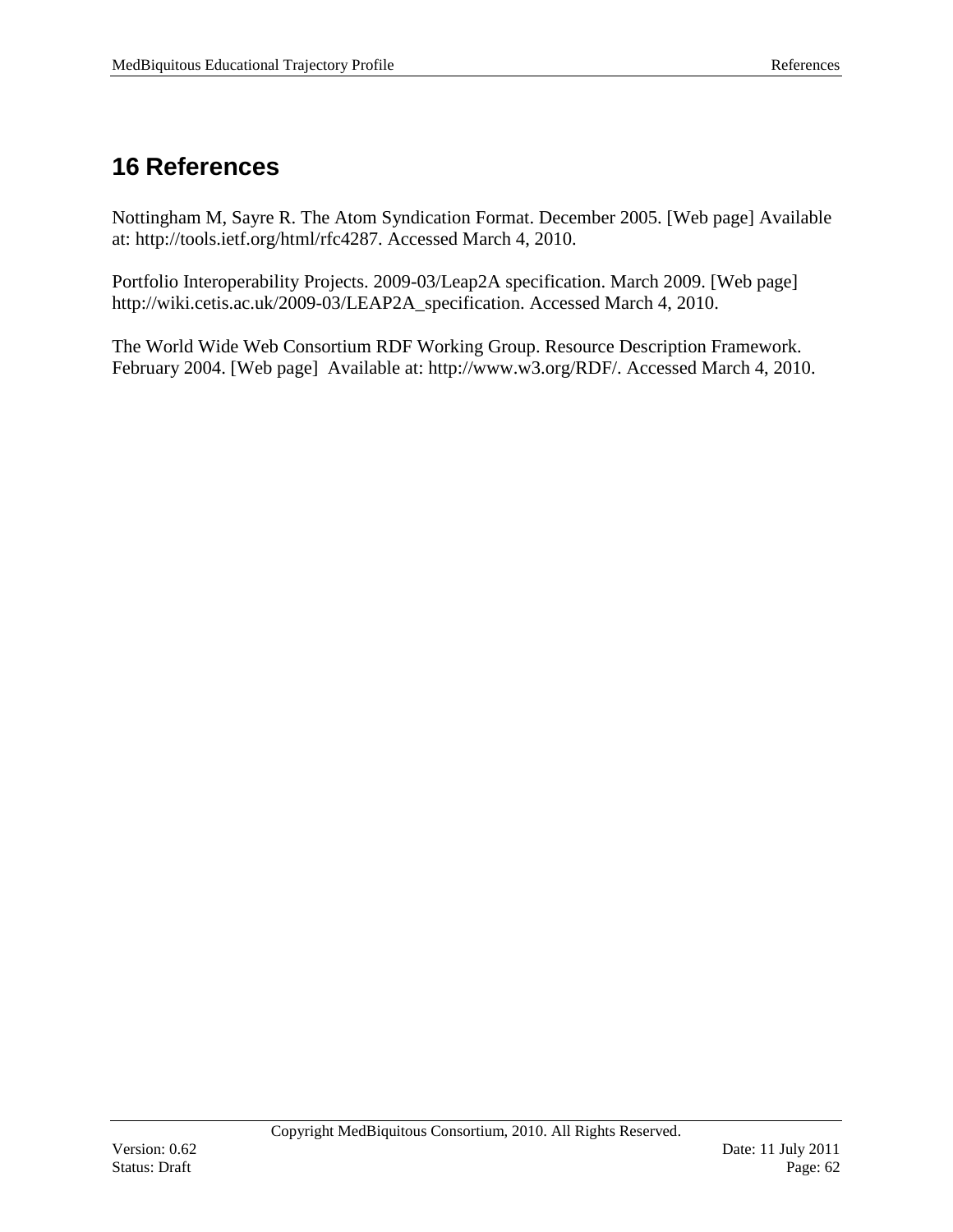# 16 References

Nottingham M, Sayre R. The Atom Syndication Format. December 2005. [Web page] Available at: http://tools.ietf.org/html/rfc4287. Accessed March 4, 2010.

Portfolio Interoperability Projects. 2009-03/Leap2A specification. March 2009. [Web page] http://wiki.cetis.ac.uk/2009-03/LEAP2A_specification. Accessed March 4, 2010.

The World Wide Web Consortium RDF Working Group. Resource Description Framework. February 2004. [Web page] Available at: http://www.w3.org/RDF/. Accessed March 4, 2010.